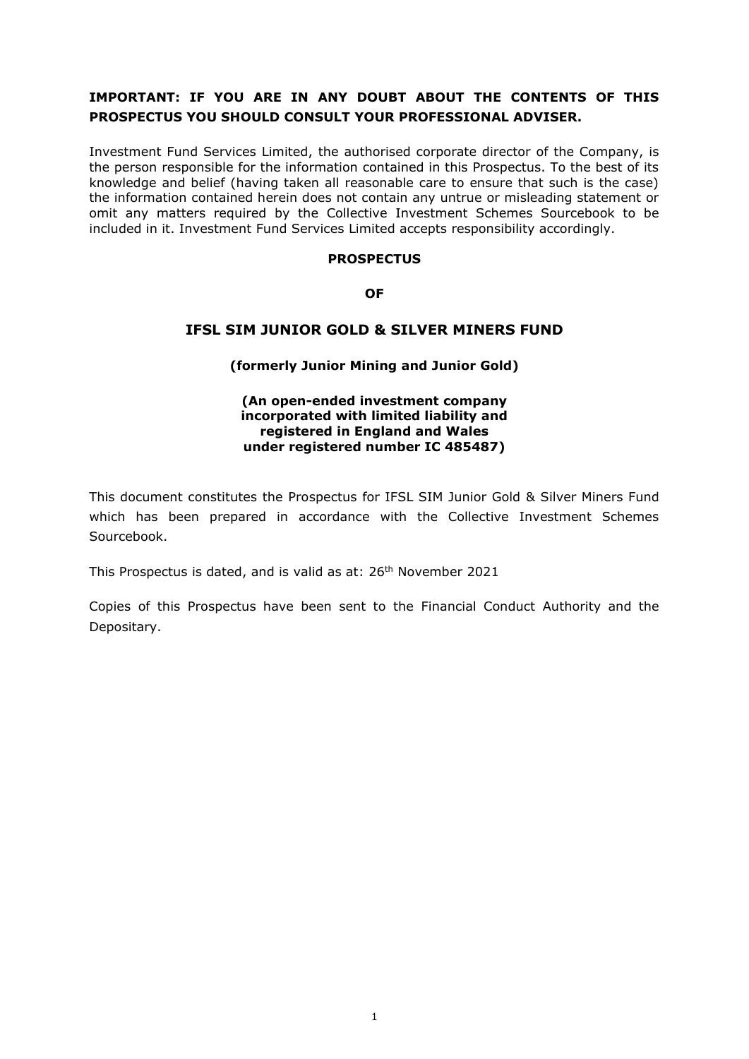**IMPORTANT: IF YOU ARE IN ANY DOUBT ABOUT THE CONTENTS OF THIS PROSPECTUS YOU SHOULD CONSULT YOUR PROFESSIONAL ADVISER.**

Investment Fund Services Limited, the authorised corporate director of the Company, is the person responsible for the information contained in this Prospectus. To the best of its knowledge and belief (having taken all reasonable care to ensure that such is the case) the information contained herein does not contain any untrue or misleading statement or omit any matters required by the Collective Investment Schemes Sourcebook to be included in it. Investment Fund Services Limited accepts responsibility accordingly.

**PROSPECTUS**

**OF**

# IFSL SIM JUNIOR GOLD & SILVER MINERS FUND

**(formerly Junior Mining and Junior Gold)**

**(An open-ended investment company incorporated with limited liability and registered in England and Wales under registered number IC 485487)**

This document constitutes the Prospectus for IFSL SIM Junior Gold & Silver Miners Fund which has been prepared in accordance with the Collective Investment Schemes Sourcebook.

This Prospectus is dated, and is valid as at: 26th November 2021

Copies of this Prospectus have been sent to the Financial Conduct Authority and the Depositary.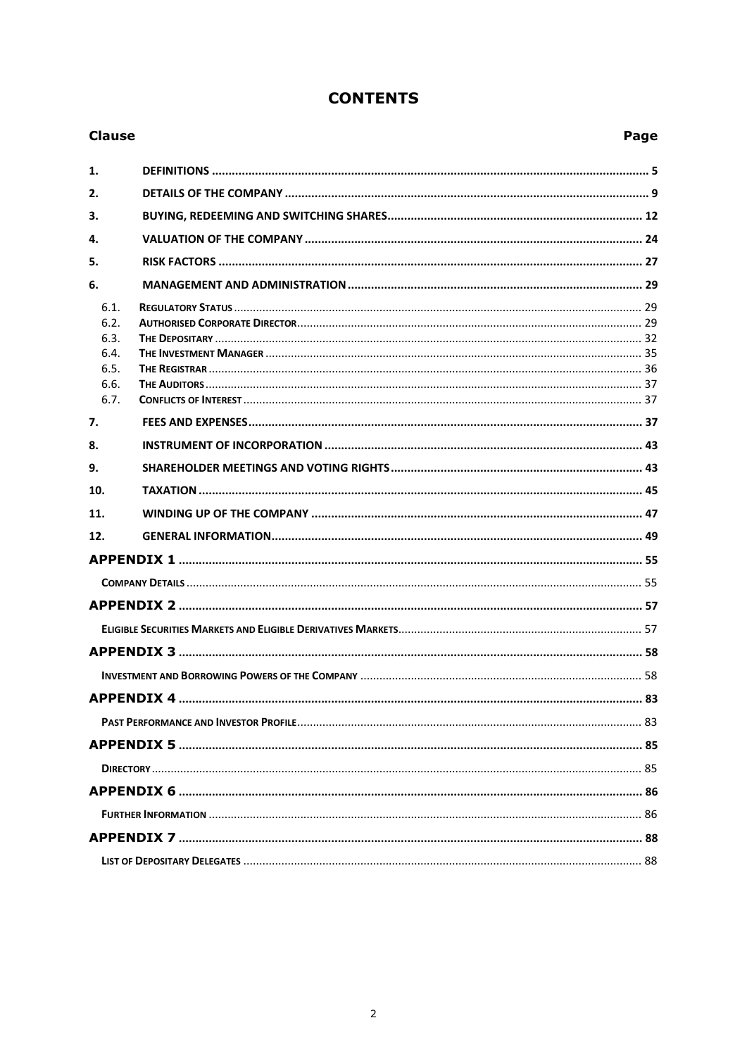# CONTENTS

| Clause | | Page |
|---|---|---|
| 1. | DEFINITIONS | 5 |
| 2. | DETAILS OF THE COMPANY | 9 |
| 3. | BUYING, REDEEMING AND SWITCHING SHARES | 12 |
| 4. | VALUATION OF THE COMPANY | 24 |
| 5. | RISK FACTORS | 27 |
| 6. | MANAGEMENT AND ADMINISTRATION | 29 |
| 6.1. | REGULATORY STATUS | 29 |
| 6.2. | AUTHORISED CORPORATE DIRECTOR | 29 |
| 6.3. | THE DEPOSITARY | 32 |
| 6.4. | THE INVESTMENT MANAGER | 35 |
| 6.5. | THE REGISTRAR | 36 |
| 6.6. | THE AUDITORS | 37 |
| 6.7. | CONFLICTS OF INTEREST | 37 |
| 7. | FEES AND EXPENSES | 37 |
| 8. | INSTRUMENT OF INCORPORATION | 43 |
| 9. | SHAREHOLDER MEETINGS AND VOTING RIGHTS | 43 |
| 10. | TAXATION | 45 |
| 11. | WINDING UP OF THE COMPANY | 47 |
| 12. | GENERAL INFORMATION | 49 |
| APPENDIX 1 | | 55 |
| | COMPANY DETAILS | 55 |
| APPENDIX 2 | | 57 |
| | ELIGIBLE SECURITIES MARKETS AND ELIGIBLE DERIVATIVES MARKETS | 57 |
| APPENDIX 3 | | 58 |
| | INVESTMENT AND BORROWING POWERS OF THE COMPANY | 58 |
| APPENDIX 4 | | 83 |
| | PAST PERFORMANCE AND INVESTOR PROFILE | 83 |
| APPENDIX 5 | | 85 |
| | DIRECTORY | 85 |
| APPENDIX 6 | | 86 |
| | FURTHER INFORMATION | 86 |
| APPENDIX 7 | | 88 |
| | LIST OF DEPOSITARY DELEGATES | 88 |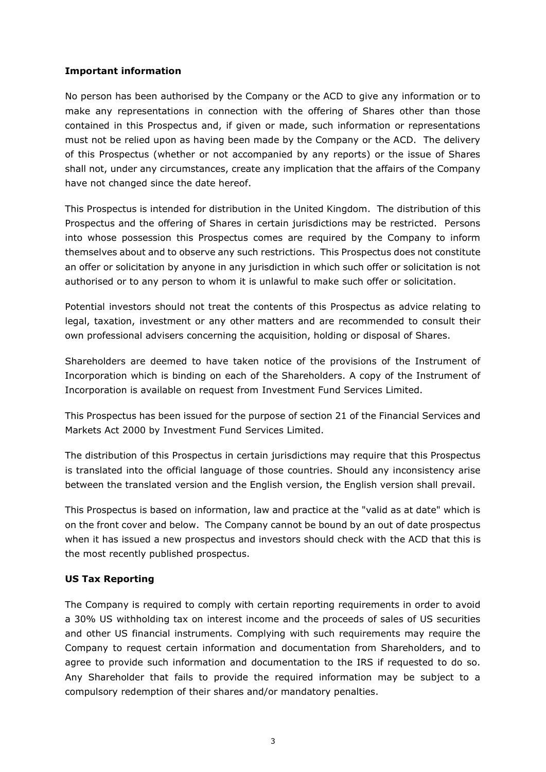**Important information**

No person has been authorised by the Company or the ACD to give any information or to make any representations in connection with the offering of Shares other than those contained in this Prospectus and, if given or made, such information or representations must not be relied upon as having been made by the Company or the ACD. The delivery of this Prospectus (whether or not accompanied by any reports) or the issue of Shares shall not, under any circumstances, create any implication that the affairs of the Company have not changed since the date hereof.

This Prospectus is intended for distribution in the United Kingdom. The distribution of this Prospectus and the offering of Shares in certain jurisdictions may be restricted. Persons into whose possession this Prospectus comes are required by the Company to inform themselves about and to observe any such restrictions. This Prospectus does not constitute an offer or solicitation by anyone in any jurisdiction in which such offer or solicitation is not authorised or to any person to whom it is unlawful to make such offer or solicitation.

Potential investors should not treat the contents of this Prospectus as advice relating to legal, taxation, investment or any other matters and are recommended to consult their own professional advisers concerning the acquisition, holding or disposal of Shares.

Shareholders are deemed to have taken notice of the provisions of the Instrument of Incorporation which is binding on each of the Shareholders. A copy of the Instrument of Incorporation is available on request from Investment Fund Services Limited.

This Prospectus has been issued for the purpose of section 21 of the Financial Services and Markets Act 2000 by Investment Fund Services Limited.

The distribution of this Prospectus in certain jurisdictions may require that this Prospectus is translated into the official language of those countries. Should any inconsistency arise between the translated version and the English version, the English version shall prevail.

This Prospectus is based on information, law and practice at the "valid as at date" which is on the front cover and below. The Company cannot be bound by an out of date prospectus when it has issued a new prospectus and investors should check with the ACD that this is the most recently published prospectus.

**US Tax Reporting**

The Company is required to comply with certain reporting requirements in order to avoid a 30% US withholding tax on interest income and the proceeds of sales of US securities and other US financial instruments. Complying with such requirements may require the Company to request certain information and documentation from Shareholders, and to agree to provide such information and documentation to the IRS if requested to do so. Any Shareholder that fails to provide the required information may be subject to a compulsory redemption of their shares and/or mandatory penalties.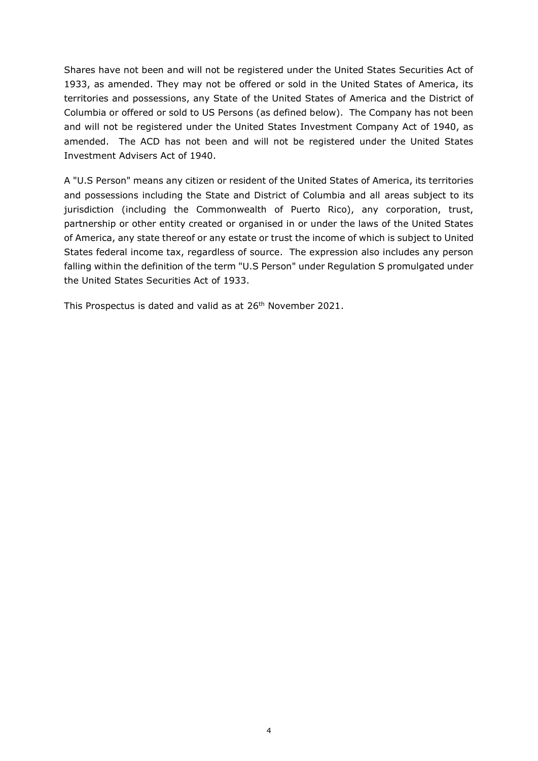Shares have not been and will not be registered under the United States Securities Act of 1933, as amended. They may not be offered or sold in the United States of America, its territories and possessions, any State of the United States of America and the District of Columbia or offered or sold to US Persons (as defined below). The Company has not been and will not be registered under the United States Investment Company Act of 1940, as amended. The ACD has not been and will not be registered under the United States Investment Advisers Act of 1940.

A "U.S Person" means any citizen or resident of the United States of America, its territories and possessions including the State and District of Columbia and all areas subject to its jurisdiction (including the Commonwealth of Puerto Rico), any corporation, trust, partnership or other entity created or organised in or under the laws of the United States of America, any state thereof or any estate or trust the income of which is subject to United States federal income tax, regardless of source. The expression also includes any person falling within the definition of the term "U.S Person" under Regulation S promulgated under the United States Securities Act of 1933.

This Prospectus is dated and valid as at 26th November 2021.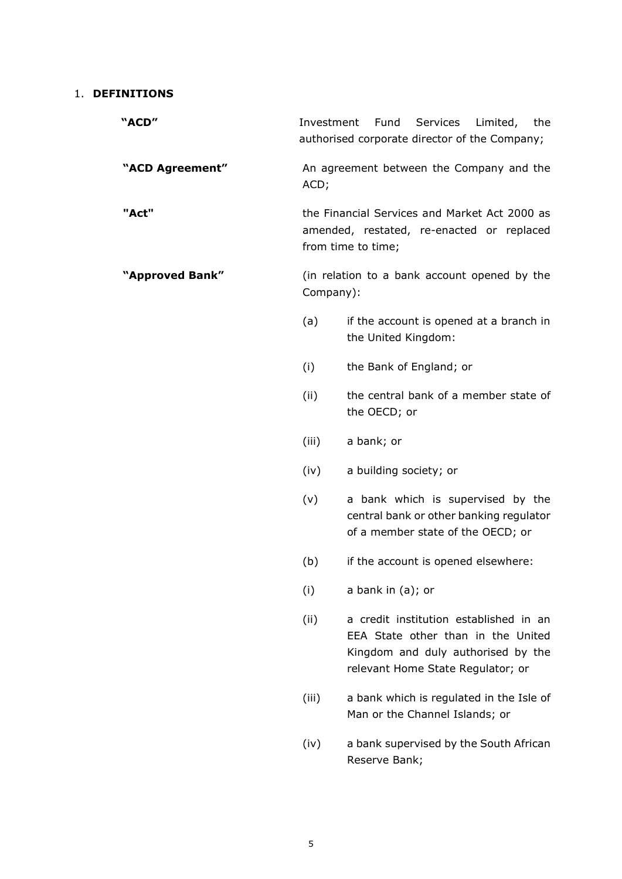## 1. DEFINITIONS

**"ACD"** Investment Fund Services Limited, the authorised corporate director of the Company;

**"ACD Agreement"** An agreement between the Company and the ACD;

**"Act"** the Financial Services and Market Act 2000 as amended, restated, re-enacted or replaced from time to time;

**"Approved Bank"** (in relation to a bank account opened by the Company):

(a) if the account is opened at a branch in the United Kingdom:

(i) the Bank of England; or

(ii) the central bank of a member state of the OECD; or

(iii) a bank; or

(iv) a building society; or

(v) a bank which is supervised by the central bank or other banking regulator of a member state of the OECD; or

(b) if the account is opened elsewhere:

(i) a bank in (a); or

(ii) a credit institution established in an EEA State other than in the United Kingdom and duly authorised by the relevant Home State Regulator; or

(iii) a bank which is regulated in the Isle of Man or the Channel Islands; or

(iv) a bank supervised by the South African Reserve Bank;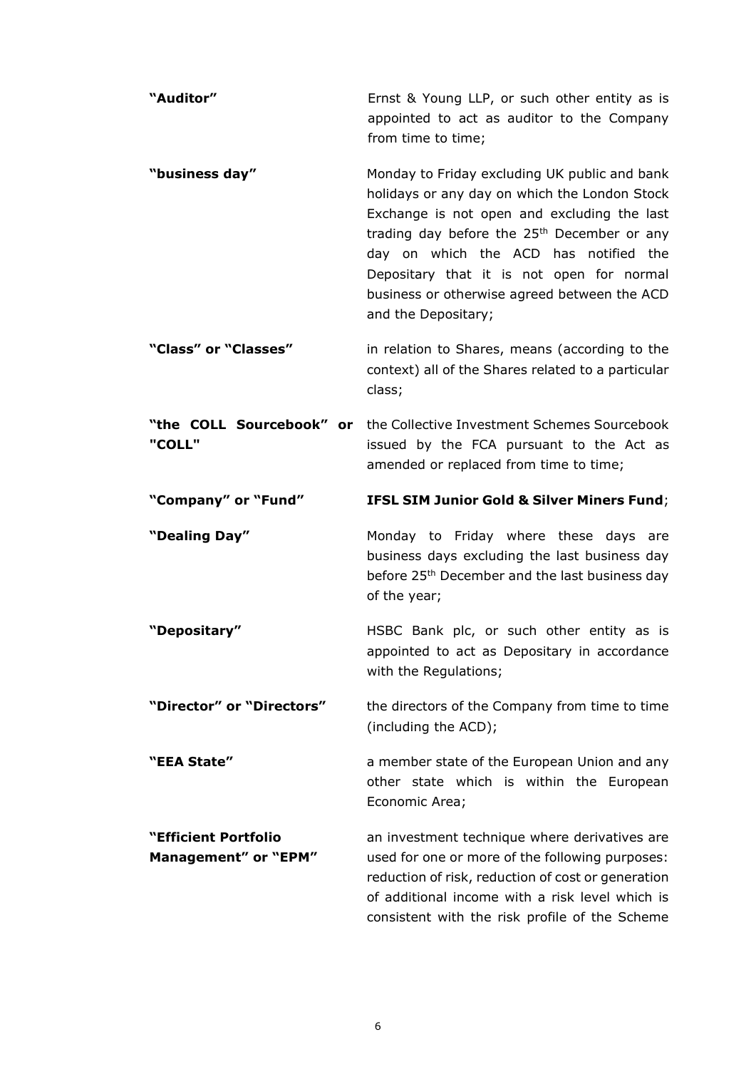**"Auditor"** Ernst & Young LLP, or such other entity as is appointed to act as auditor to the Company from time to time;

**"business day"** Monday to Friday excluding UK public and bank holidays or any day on which the London Stock Exchange is not open and excluding the last trading day before the 25th December or any day on which the ACD has notified the Depositary that it is not open for normal business or otherwise agreed between the ACD and the Depositary;

**"Class" or "Classes"** in relation to Shares, means (according to the context) all of the Shares related to a particular class;

**"the COLL Sourcebook" or "COLL"** the Collective Investment Schemes Sourcebook issued by the FCA pursuant to the Act as amended or replaced from time to time;

**"Company" or "Fund"** **IFSL SIM Junior Gold & Silver Miners Fund**;

**"Dealing Day"** Monday to Friday where these days are business days excluding the last business day before 25th December and the last business day of the year;

**"Depositary"** HSBC Bank plc, or such other entity as is appointed to act as Depositary in accordance with the Regulations;

**"Director" or "Directors"** the directors of the Company from time to time (including the ACD);

**"EEA State"** a member state of the European Union and any other state which is within the European Economic Area;

**"Efficient Portfolio Management" or "EPM"** an investment technique where derivatives are used for one or more of the following purposes: reduction of risk, reduction of cost or generation of additional income with a risk level which is consistent with the risk profile of the Scheme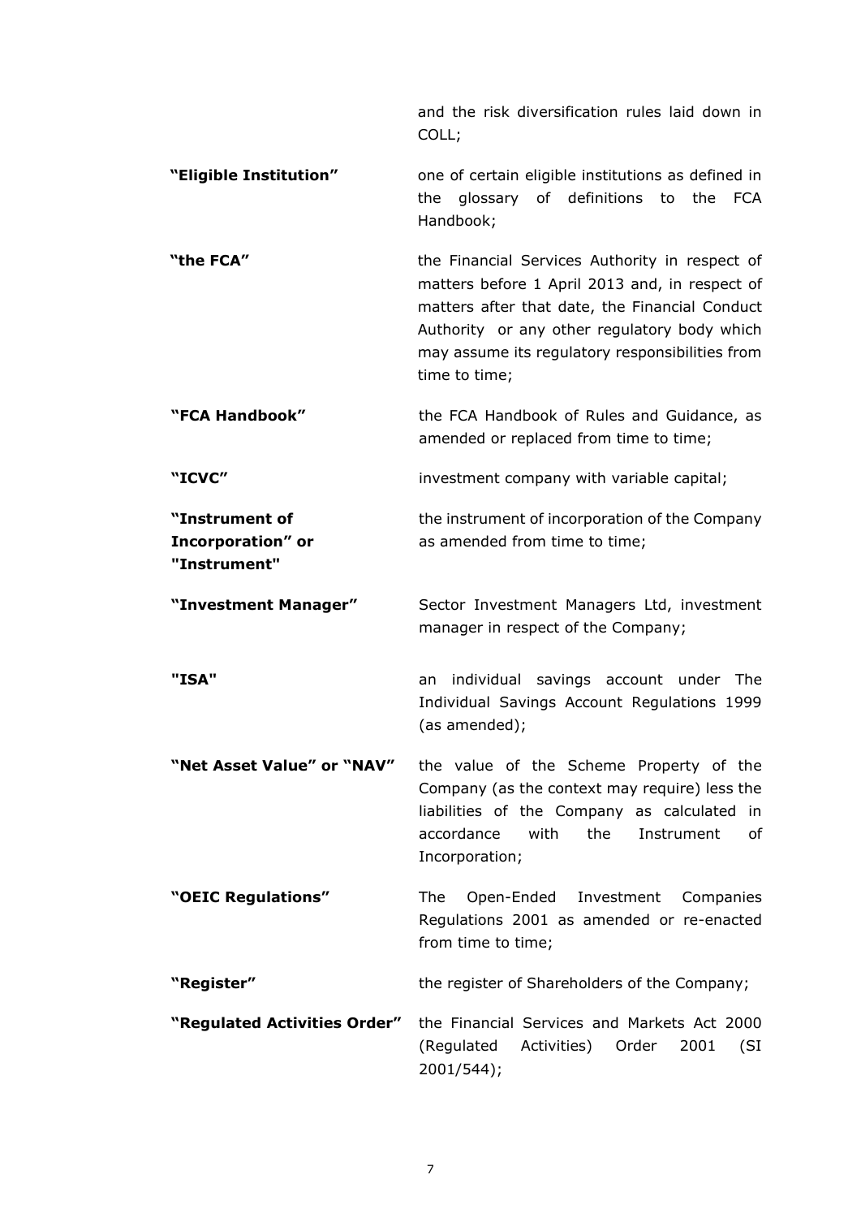| | |
|---|---|
| | and the risk diversification rules laid down in COLL; |
| **"Eligible Institution"** | one of certain eligible institutions as defined in the glossary of definitions to the FCA Handbook; |
| **"the FCA"** | the Financial Services Authority in respect of matters before 1 April 2013 and, in respect of matters after that date, the Financial Conduct Authority or any other regulatory body which may assume its regulatory responsibilities from time to time; |
| **"FCA Handbook"** | the FCA Handbook of Rules and Guidance, as amended or replaced from time to time; |
| **"ICVC"** | investment company with variable capital; |
| **"Instrument of Incorporation" or "Instrument"** | the instrument of incorporation of the Company as amended from time to time; |
| **"Investment Manager"** | Sector Investment Managers Ltd, investment manager in respect of the Company; |
| **"ISA"** | an individual savings account under The Individual Savings Account Regulations 1999 (as amended); |
| **"Net Asset Value" or "NAV"** | the value of the Scheme Property of the Company (as the context may require) less the liabilities of the Company as calculated in accordance with the Instrument of Incorporation; |
| **"OEIC Regulations"** | The Open-Ended Investment Companies Regulations 2001 as amended or re-enacted from time to time; |
| **"Register"** | the register of Shareholders of the Company; |
| **"Regulated Activities Order"** | the Financial Services and Markets Act 2000 (Regulated Activities) Order 2001 (SI 2001/544); |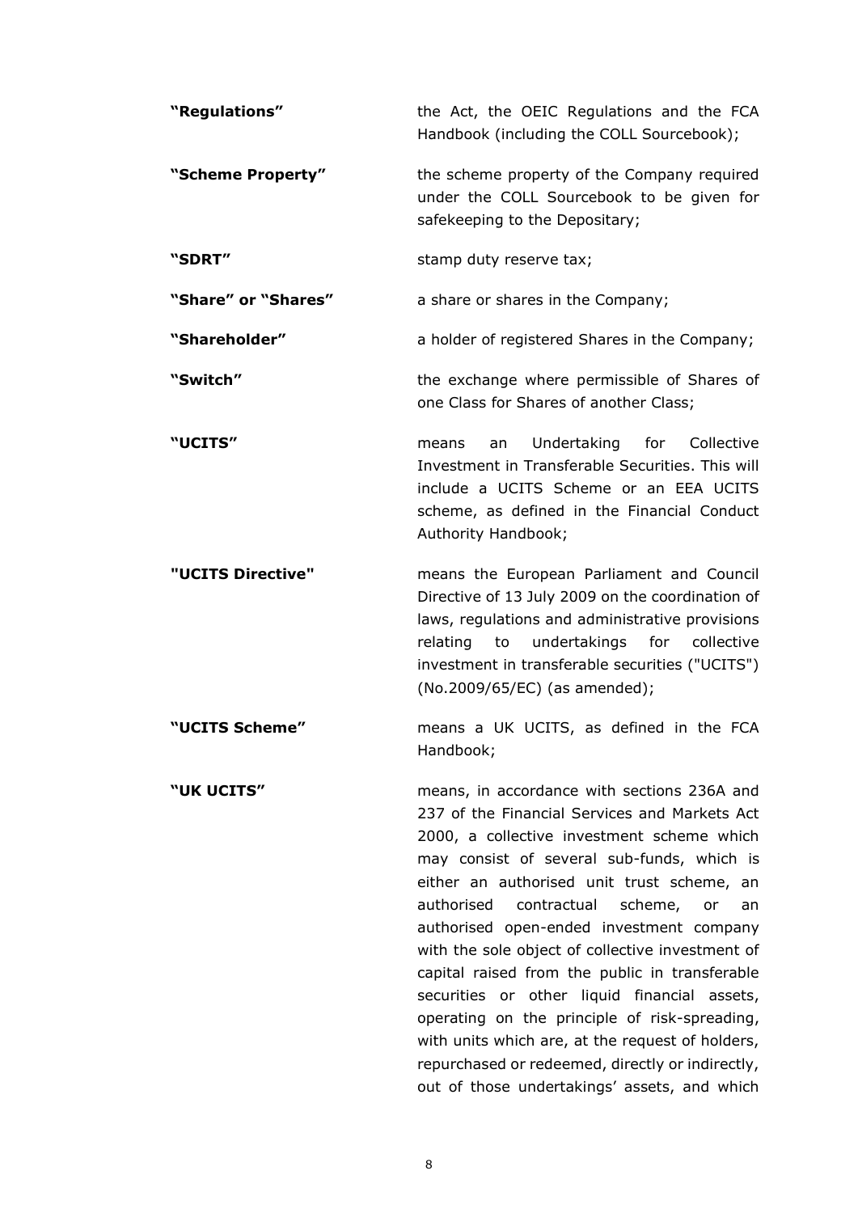**"Regulations"** the Act, the OEIC Regulations and the FCA Handbook (including the COLL Sourcebook);

**"Scheme Property"** the scheme property of the Company required under the COLL Sourcebook to be given for safekeeping to the Depositary;

**"SDRT"** stamp duty reserve tax;

**"Share" or "Shares"** a share or shares in the Company;

**"Shareholder"** a holder of registered Shares in the Company;

**"Switch"** the exchange where permissible of Shares of one Class for Shares of another Class;

**"UCITS"** means an Undertaking for Collective Investment in Transferable Securities. This will include a UCITS Scheme or an EEA UCITS scheme, as defined in the Financial Conduct Authority Handbook;

**"UCITS Directive"** means the European Parliament and Council Directive of 13 July 2009 on the coordination of laws, regulations and administrative provisions relating to undertakings for collective investment in transferable securities ("UCITS") (No.2009/65/EC) (as amended);

**"UCITS Scheme"** means a UK UCITS, as defined in the FCA Handbook;

**"UK UCITS"** means, in accordance with sections 236A and 237 of the Financial Services and Markets Act 2000, a collective investment scheme which may consist of several sub-funds, which is either an authorised unit trust scheme, an authorised contractual scheme, or an authorised open-ended investment company with the sole object of collective investment of capital raised from the public in transferable securities or other liquid financial assets, operating on the principle of risk-spreading, with units which are, at the request of holders, repurchased or redeemed, directly or indirectly, out of those undertakings' assets, and which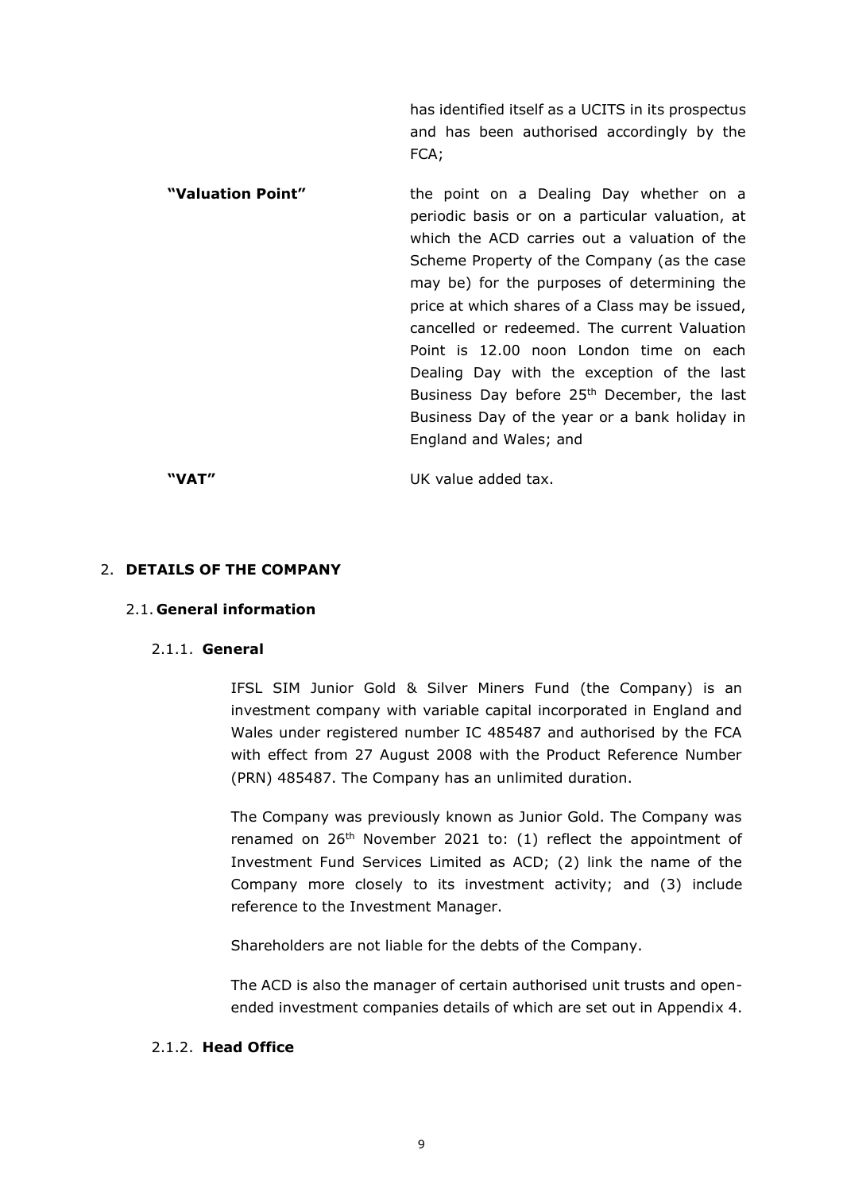has identified itself as a UCITS in its prospectus and has been authorised accordingly by the FCA;

| | |
|---|---|
| **"Valuation Point"** | the point on a Dealing Day whether on a periodic basis or on a particular valuation, at which the ACD carries out a valuation of the Scheme Property of the Company (as the case may be) for the purposes of determining the price at which shares of a Class may be issued, cancelled or redeemed. The current Valuation Point is 12.00 noon London time on each Dealing Day with the exception of the last Business Day before 25th December, the last Business Day of the year or a bank holiday in England and Wales; and |
| **"VAT"** | UK value added tax. |

## 2. DETAILS OF THE COMPANY

### 2.1. General information

#### 2.1.1. General

IFSL SIM Junior Gold & Silver Miners Fund (the Company) is an investment company with variable capital incorporated in England and Wales under registered number IC 485487 and authorised by the FCA with effect from 27 August 2008 with the Product Reference Number (PRN) 485487. The Company has an unlimited duration.

The Company was previously known as Junior Gold. The Company was renamed on 26th November 2021 to: (1) reflect the appointment of Investment Fund Services Limited as ACD; (2) link the name of the Company more closely to its investment activity; and (3) include reference to the Investment Manager.

Shareholders are not liable for the debts of the Company.

The ACD is also the manager of certain authorised unit trusts and open-ended investment companies details of which are set out in Appendix 4.

#### 2.1.2. Head Office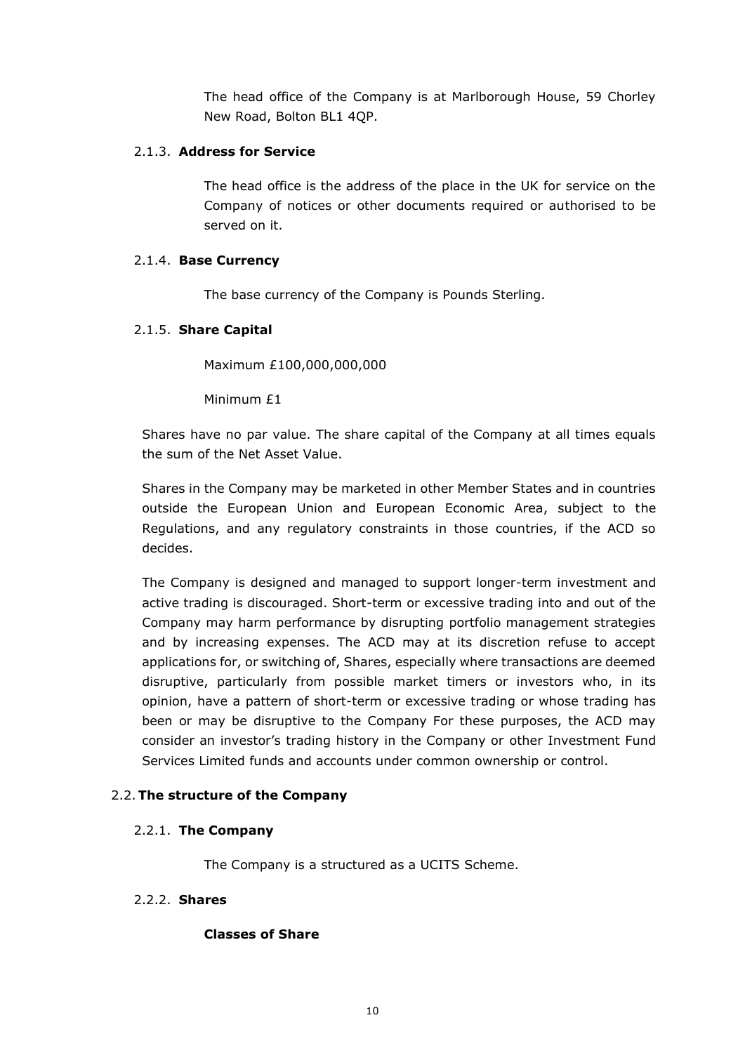The head office of the Company is at Marlborough House, 59 Chorley New Road, Bolton BL1 4QP.

#### 2.1.3. Address for Service

The head office is the address of the place in the UK for service on the Company of notices or other documents required or authorised to be served on it.

#### 2.1.4. Base Currency

The base currency of the Company is Pounds Sterling.

#### 2.1.5. Share Capital

Maximum £100,000,000,000

Minimum £1

Shares have no par value. The share capital of the Company at all times equals the sum of the Net Asset Value.

Shares in the Company may be marketed in other Member States and in countries outside the European Union and European Economic Area, subject to the Regulations, and any regulatory constraints in those countries, if the ACD so decides.

The Company is designed and managed to support longer-term investment and active trading is discouraged. Short-term or excessive trading into and out of the Company may harm performance by disrupting portfolio management strategies and by increasing expenses. The ACD may at its discretion refuse to accept applications for, or switching of, Shares, especially where transactions are deemed disruptive, particularly from possible market timers or investors who, in its opinion, have a pattern of short-term or excessive trading or whose trading has been or may be disruptive to the Company For these purposes, the ACD may consider an investor's trading history in the Company or other Investment Fund Services Limited funds and accounts under common ownership or control.

### 2.2. The structure of the Company

#### 2.2.1. The Company

The Company is a structured as a UCITS Scheme.

#### 2.2.2. Shares

**Classes of Share**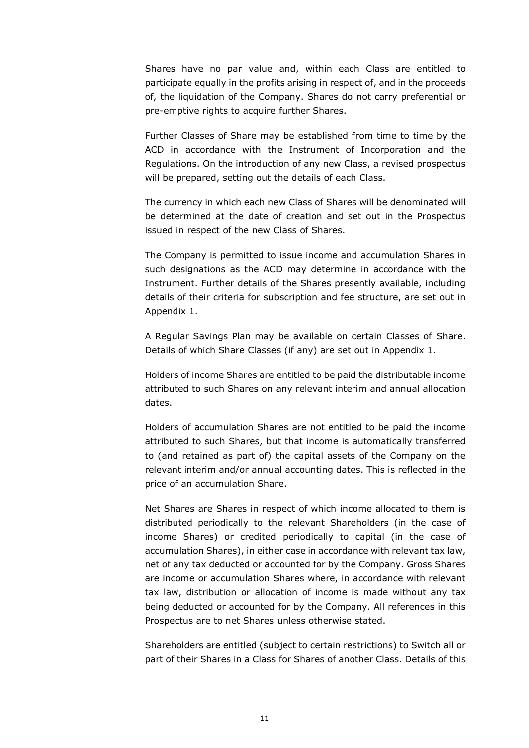Shares have no par value and, within each Class are entitled to participate equally in the profits arising in respect of, and in the proceeds of, the liquidation of the Company. Shares do not carry preferential or pre-emptive rights to acquire further Shares.

Further Classes of Share may be established from time to time by the ACD in accordance with the Instrument of Incorporation and the Regulations. On the introduction of any new Class, a revised prospectus will be prepared, setting out the details of each Class.

The currency in which each new Class of Shares will be denominated will be determined at the date of creation and set out in the Prospectus issued in respect of the new Class of Shares.

The Company is permitted to issue income and accumulation Shares in such designations as the ACD may determine in accordance with the Instrument. Further details of the Shares presently available, including details of their criteria for subscription and fee structure, are set out in Appendix 1.

A Regular Savings Plan may be available on certain Classes of Share. Details of which Share Classes (if any) are set out in Appendix 1.

Holders of income Shares are entitled to be paid the distributable income attributed to such Shares on any relevant interim and annual allocation dates.

Holders of accumulation Shares are not entitled to be paid the income attributed to such Shares, but that income is automatically transferred to (and retained as part of) the capital assets of the Company on the relevant interim and/or annual accounting dates. This is reflected in the price of an accumulation Share.

Net Shares are Shares in respect of which income allocated to them is distributed periodically to the relevant Shareholders (in the case of income Shares) or credited periodically to capital (in the case of accumulation Shares), in either case in accordance with relevant tax law, net of any tax deducted or accounted for by the Company. Gross Shares are income or accumulation Shares where, in accordance with relevant tax law, distribution or allocation of income is made without any tax being deducted or accounted for by the Company. All references in this Prospectus are to net Shares unless otherwise stated.

Shareholders are entitled (subject to certain restrictions) to Switch all or part of their Shares in a Class for Shares of another Class. Details of this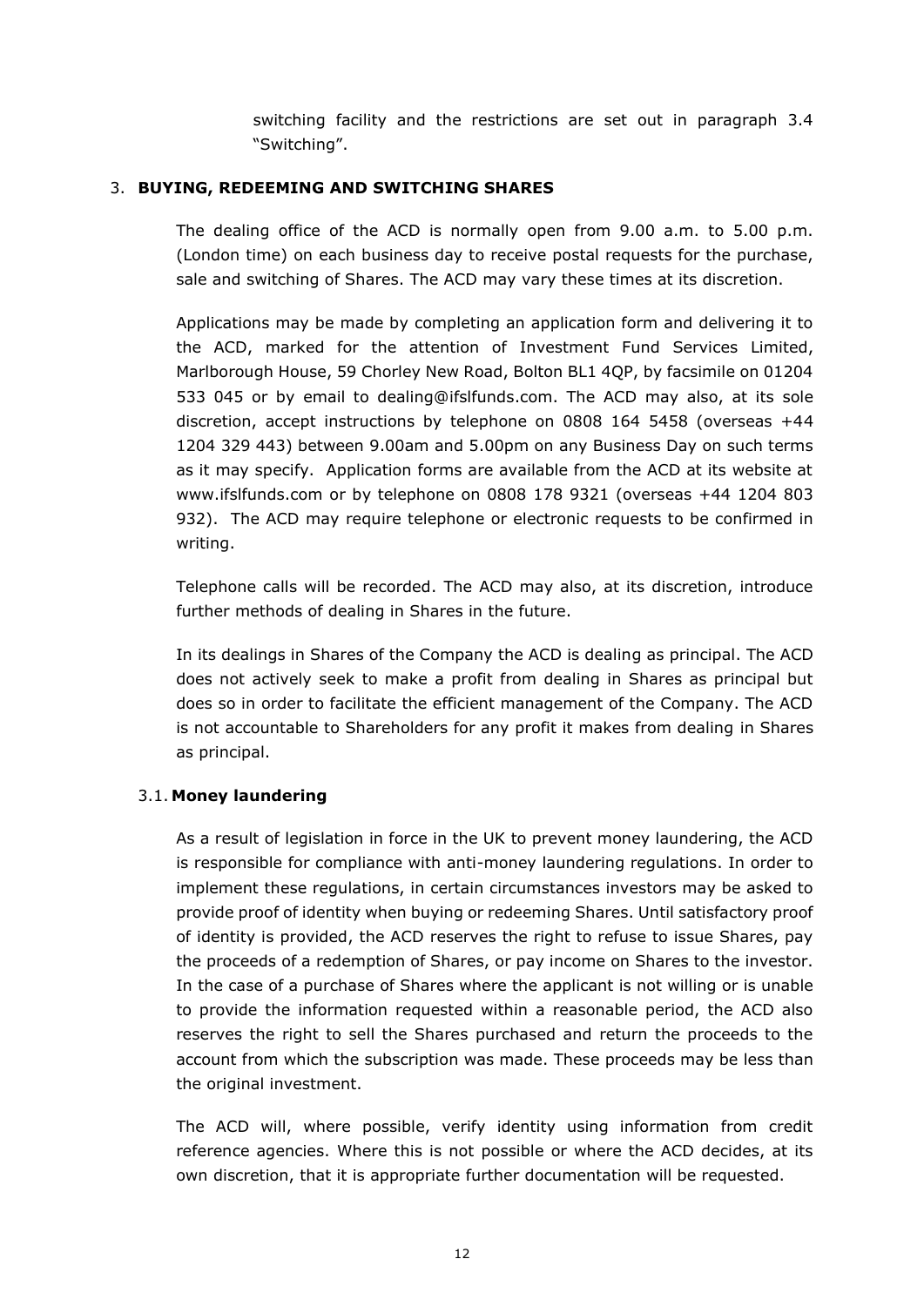switching facility and the restrictions are set out in paragraph 3.4 "Switching".

## 3. BUYING, REDEEMING AND SWITCHING SHARES

The dealing office of the ACD is normally open from 9.00 a.m. to 5.00 p.m. (London time) on each business day to receive postal requests for the purchase, sale and switching of Shares. The ACD may vary these times at its discretion.

Applications may be made by completing an application form and delivering it to the ACD, marked for the attention of Investment Fund Services Limited, Marlborough House, 59 Chorley New Road, Bolton BL1 4QP, by facsimile on 01204 533 045 or by email to dealing@ifslfunds.com. The ACD may also, at its sole discretion, accept instructions by telephone on 0808 164 5458 (overseas +44 1204 329 443) between 9.00am and 5.00pm on any Business Day on such terms as it may specify. Application forms are available from the ACD at its website at www.ifslfunds.com or by telephone on 0808 178 9321 (overseas +44 1204 803 932). The ACD may require telephone or electronic requests to be confirmed in writing.

Telephone calls will be recorded. The ACD may also, at its discretion, introduce further methods of dealing in Shares in the future.

In its dealings in Shares of the Company the ACD is dealing as principal. The ACD does not actively seek to make a profit from dealing in Shares as principal but does so in order to facilitate the efficient management of the Company. The ACD is not accountable to Shareholders for any profit it makes from dealing in Shares as principal.

### 3.1. Money laundering

As a result of legislation in force in the UK to prevent money laundering, the ACD is responsible for compliance with anti-money laundering regulations. In order to implement these regulations, in certain circumstances investors may be asked to provide proof of identity when buying or redeeming Shares. Until satisfactory proof of identity is provided, the ACD reserves the right to refuse to issue Shares, pay the proceeds of a redemption of Shares, or pay income on Shares to the investor. In the case of a purchase of Shares where the applicant is not willing or is unable to provide the information requested within a reasonable period, the ACD also reserves the right to sell the Shares purchased and return the proceeds to the account from which the subscription was made. These proceeds may be less than the original investment.

The ACD will, where possible, verify identity using information from credit reference agencies. Where this is not possible or where the ACD decides, at its own discretion, that it is appropriate further documentation will be requested.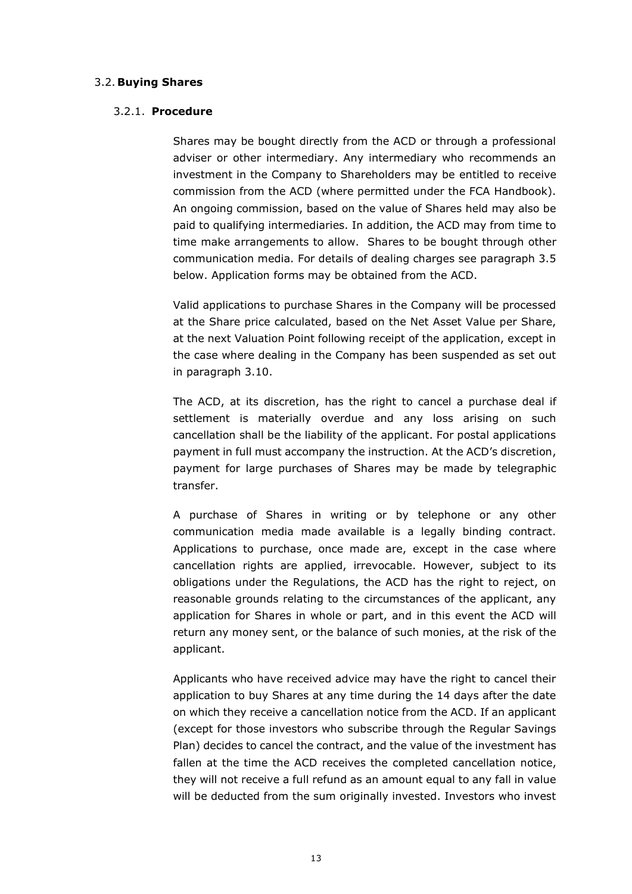## 3.2. **Buying Shares**

### 3.2.1. **Procedure**

Shares may be bought directly from the ACD or through a professional adviser or other intermediary. Any intermediary who recommends an investment in the Company to Shareholders may be entitled to receive commission from the ACD (where permitted under the FCA Handbook). An ongoing commission, based on the value of Shares held may also be paid to qualifying intermediaries. In addition, the ACD may from time to time make arrangements to allow. Shares to be bought through other communication media. For details of dealing charges see paragraph 3.5 below. Application forms may be obtained from the ACD.

Valid applications to purchase Shares in the Company will be processed at the Share price calculated, based on the Net Asset Value per Share, at the next Valuation Point following receipt of the application, except in the case where dealing in the Company has been suspended as set out in paragraph 3.10.

The ACD, at its discretion, has the right to cancel a purchase deal if settlement is materially overdue and any loss arising on such cancellation shall be the liability of the applicant. For postal applications payment in full must accompany the instruction. At the ACD's discretion, payment for large purchases of Shares may be made by telegraphic transfer.

A purchase of Shares in writing or by telephone or any other communication media made available is a legally binding contract. Applications to purchase, once made are, except in the case where cancellation rights are applied, irrevocable. However, subject to its obligations under the Regulations, the ACD has the right to reject, on reasonable grounds relating to the circumstances of the applicant, any application for Shares in whole or part, and in this event the ACD will return any money sent, or the balance of such monies, at the risk of the applicant.

Applicants who have received advice may have the right to cancel their application to buy Shares at any time during the 14 days after the date on which they receive a cancellation notice from the ACD. If an applicant (except for those investors who subscribe through the Regular Savings Plan) decides to cancel the contract, and the value of the investment has fallen at the time the ACD receives the completed cancellation notice, they will not receive a full refund as an amount equal to any fall in value will be deducted from the sum originally invested. Investors who invest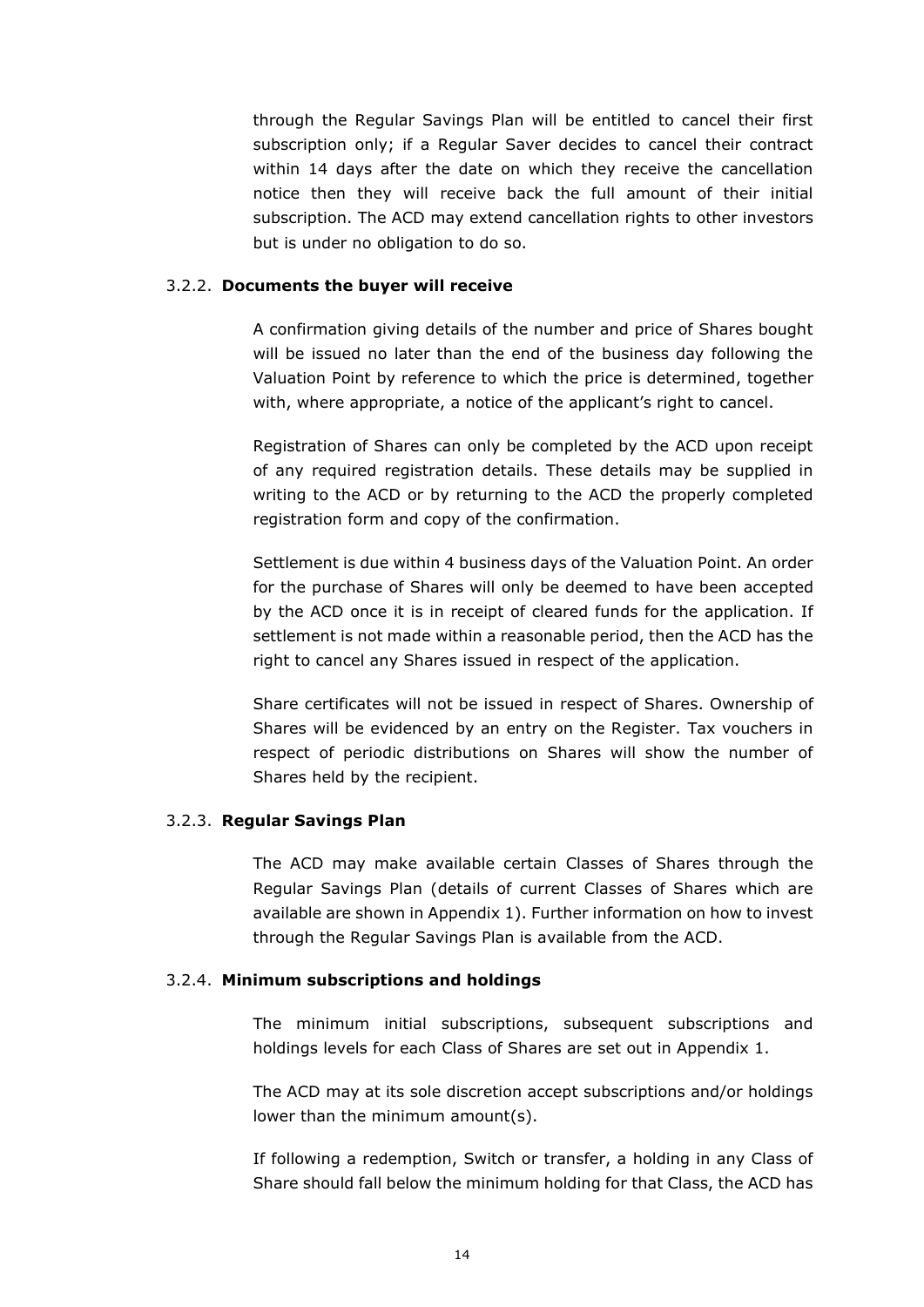through the Regular Savings Plan will be entitled to cancel their first subscription only; if a Regular Saver decides to cancel their contract within 14 days after the date on which they receive the cancellation notice then they will receive back the full amount of their initial subscription. The ACD may extend cancellation rights to other investors but is under no obligation to do so.

#### 3.2.2. **Documents the buyer will receive**

A confirmation giving details of the number and price of Shares bought will be issued no later than the end of the business day following the Valuation Point by reference to which the price is determined, together with, where appropriate, a notice of the applicant's right to cancel.

Registration of Shares can only be completed by the ACD upon receipt of any required registration details. These details may be supplied in writing to the ACD or by returning to the ACD the properly completed registration form and copy of the confirmation.

Settlement is due within 4 business days of the Valuation Point. An order for the purchase of Shares will only be deemed to have been accepted by the ACD once it is in receipt of cleared funds for the application. If settlement is not made within a reasonable period, then the ACD has the right to cancel any Shares issued in respect of the application.

Share certificates will not be issued in respect of Shares. Ownership of Shares will be evidenced by an entry on the Register. Tax vouchers in respect of periodic distributions on Shares will show the number of Shares held by the recipient.

#### 3.2.3. **Regular Savings Plan**

The ACD may make available certain Classes of Shares through the Regular Savings Plan (details of current Classes of Shares which are available are shown in Appendix 1). Further information on how to invest through the Regular Savings Plan is available from the ACD.

#### 3.2.4. **Minimum subscriptions and holdings**

The minimum initial subscriptions, subsequent subscriptions and holdings levels for each Class of Shares are set out in Appendix 1.

The ACD may at its sole discretion accept subscriptions and/or holdings lower than the minimum amount(s).

If following a redemption, Switch or transfer, a holding in any Class of Share should fall below the minimum holding for that Class, the ACD has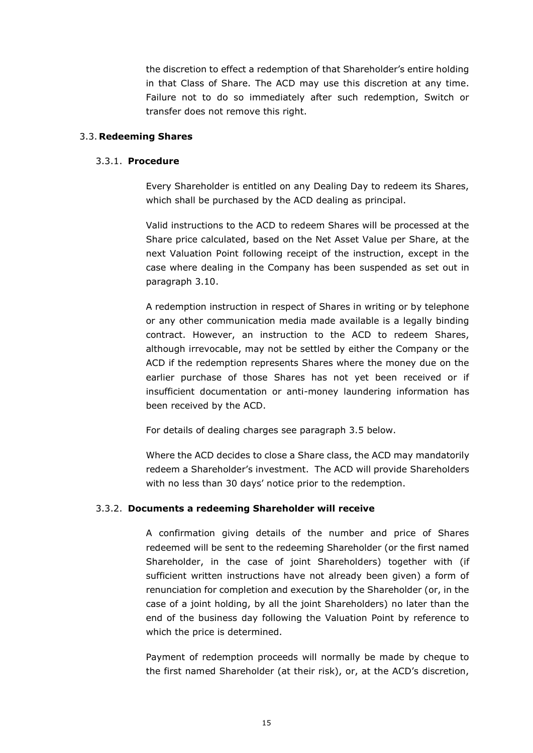the discretion to effect a redemption of that Shareholder's entire holding in that Class of Share. The ACD may use this discretion at any time. Failure not to do so immediately after such redemption, Switch or transfer does not remove this right.

## 3.3. Redeeming Shares

### 3.3.1. Procedure

Every Shareholder is entitled on any Dealing Day to redeem its Shares, which shall be purchased by the ACD dealing as principal.

Valid instructions to the ACD to redeem Shares will be processed at the Share price calculated, based on the Net Asset Value per Share, at the next Valuation Point following receipt of the instruction, except in the case where dealing in the Company has been suspended as set out in paragraph 3.10.

A redemption instruction in respect of Shares in writing or by telephone or any other communication media made available is a legally binding contract. However, an instruction to the ACD to redeem Shares, although irrevocable, may not be settled by either the Company or the ACD if the redemption represents Shares where the money due on the earlier purchase of those Shares has not yet been received or if insufficient documentation or anti-money laundering information has been received by the ACD.

For details of dealing charges see paragraph 3.5 below.

Where the ACD decides to close a Share class, the ACD may mandatorily redeem a Shareholder's investment. The ACD will provide Shareholders with no less than 30 days' notice prior to the redemption.

### 3.3.2. Documents a redeeming Shareholder will receive

A confirmation giving details of the number and price of Shares redeemed will be sent to the redeeming Shareholder (or the first named Shareholder, in the case of joint Shareholders) together with (if sufficient written instructions have not already been given) a form of renunciation for completion and execution by the Shareholder (or, in the case of a joint holding, by all the joint Shareholders) no later than the end of the business day following the Valuation Point by reference to which the price is determined.

Payment of redemption proceeds will normally be made by cheque to the first named Shareholder (at their risk), or, at the ACD's discretion,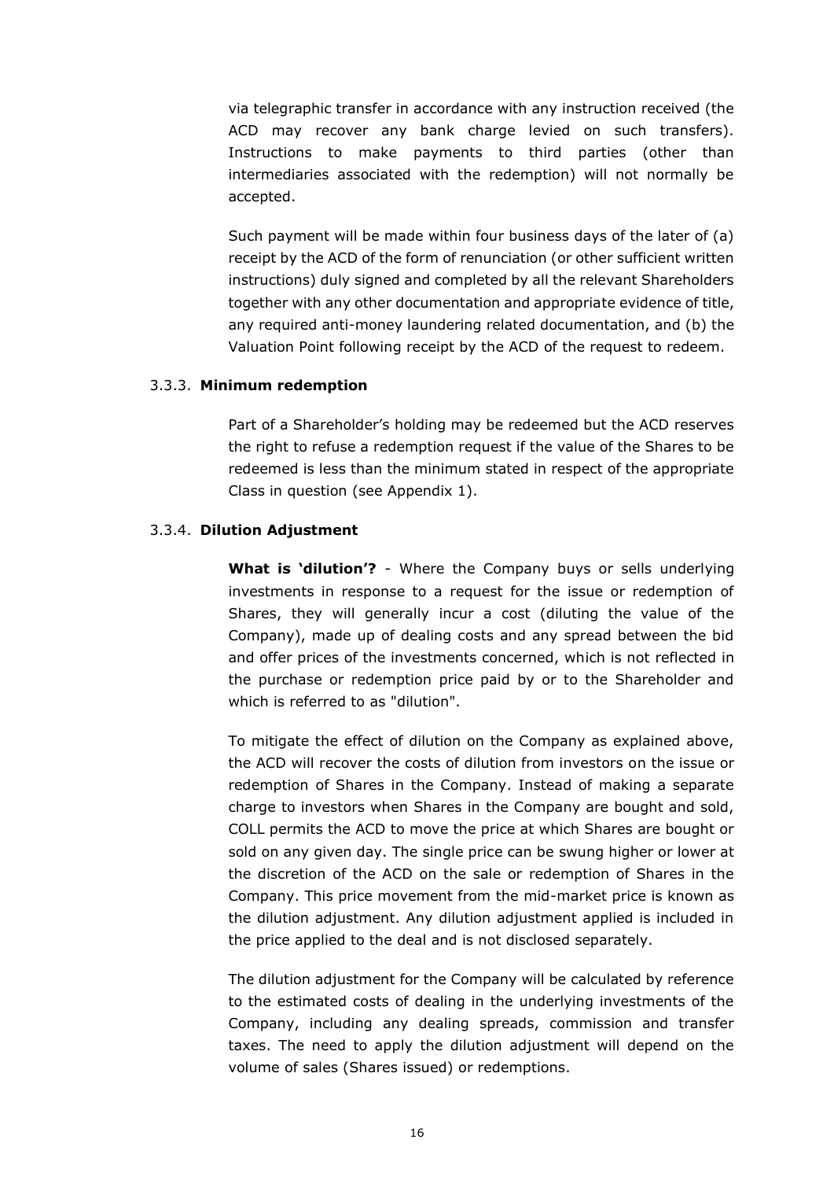via telegraphic transfer in accordance with any instruction received (the ACD may recover any bank charge levied on such transfers). Instructions to make payments to third parties (other than intermediaries associated with the redemption) will not normally be accepted.

Such payment will be made within four business days of the later of (a) receipt by the ACD of the form of renunciation (or other sufficient written instructions) duly signed and completed by all the relevant Shareholders together with any other documentation and appropriate evidence of title, any required anti-money laundering related documentation, and (b) the Valuation Point following receipt by the ACD of the request to redeem.

### 3.3.3. Minimum redemption

Part of a Shareholder's holding may be redeemed but the ACD reserves the right to refuse a redemption request if the value of the Shares to be redeemed is less than the minimum stated in respect of the appropriate Class in question (see Appendix 1).

### 3.3.4. Dilution Adjustment

**What is 'dilution'?** - Where the Company buys or sells underlying investments in response to a request for the issue or redemption of Shares, they will generally incur a cost (diluting the value of the Company), made up of dealing costs and any spread between the bid and offer prices of the investments concerned, which is not reflected in the purchase or redemption price paid by or to the Shareholder and which is referred to as "dilution".

To mitigate the effect of dilution on the Company as explained above, the ACD will recover the costs of dilution from investors on the issue or redemption of Shares in the Company. Instead of making a separate charge to investors when Shares in the Company are bought and sold, COLL permits the ACD to move the price at which Shares are bought or sold on any given day. The single price can be swung higher or lower at the discretion of the ACD on the sale or redemption of Shares in the Company. This price movement from the mid-market price is known as the dilution adjustment. Any dilution adjustment applied is included in the price applied to the deal and is not disclosed separately.

The dilution adjustment for the Company will be calculated by reference to the estimated costs of dealing in the underlying investments of the Company, including any dealing spreads, commission and transfer taxes. The need to apply the dilution adjustment will depend on the volume of sales (Shares issued) or redemptions.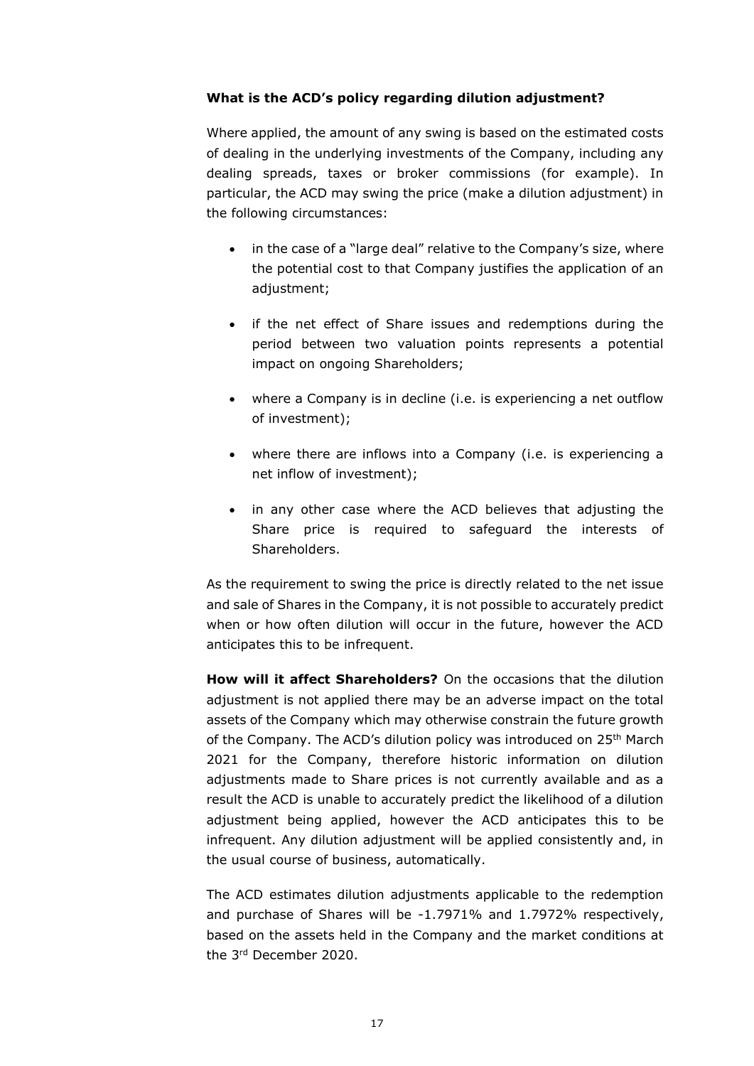**What is the ACD's policy regarding dilution adjustment?**

Where applied, the amount of any swing is based on the estimated costs of dealing in the underlying investments of the Company, including any dealing spreads, taxes or broker commissions (for example). In particular, the ACD may swing the price (make a dilution adjustment) in the following circumstances:

- in the case of a "large deal" relative to the Company's size, where the potential cost to that Company justifies the application of an adjustment;
- if the net effect of Share issues and redemptions during the period between two valuation points represents a potential impact on ongoing Shareholders;
- where a Company is in decline (i.e. is experiencing a net outflow of investment);
- where there are inflows into a Company (i.e. is experiencing a net inflow of investment);
- in any other case where the ACD believes that adjusting the Share price is required to safeguard the interests of Shareholders.

As the requirement to swing the price is directly related to the net issue and sale of Shares in the Company, it is not possible to accurately predict when or how often dilution will occur in the future, however the ACD anticipates this to be infrequent.

**How will it affect Shareholders?** On the occasions that the dilution adjustment is not applied there may be an adverse impact on the total assets of the Company which may otherwise constrain the future growth of the Company. The ACD's dilution policy was introduced on 25th March 2021 for the Company, therefore historic information on dilution adjustments made to Share prices is not currently available and as a result the ACD is unable to accurately predict the likelihood of a dilution adjustment being applied, however the ACD anticipates this to be infrequent. Any dilution adjustment will be applied consistently and, in the usual course of business, automatically.

The ACD estimates dilution adjustments applicable to the redemption and purchase of Shares will be -1.7971% and 1.7972% respectively, based on the assets held in the Company and the market conditions at the 3rd December 2020.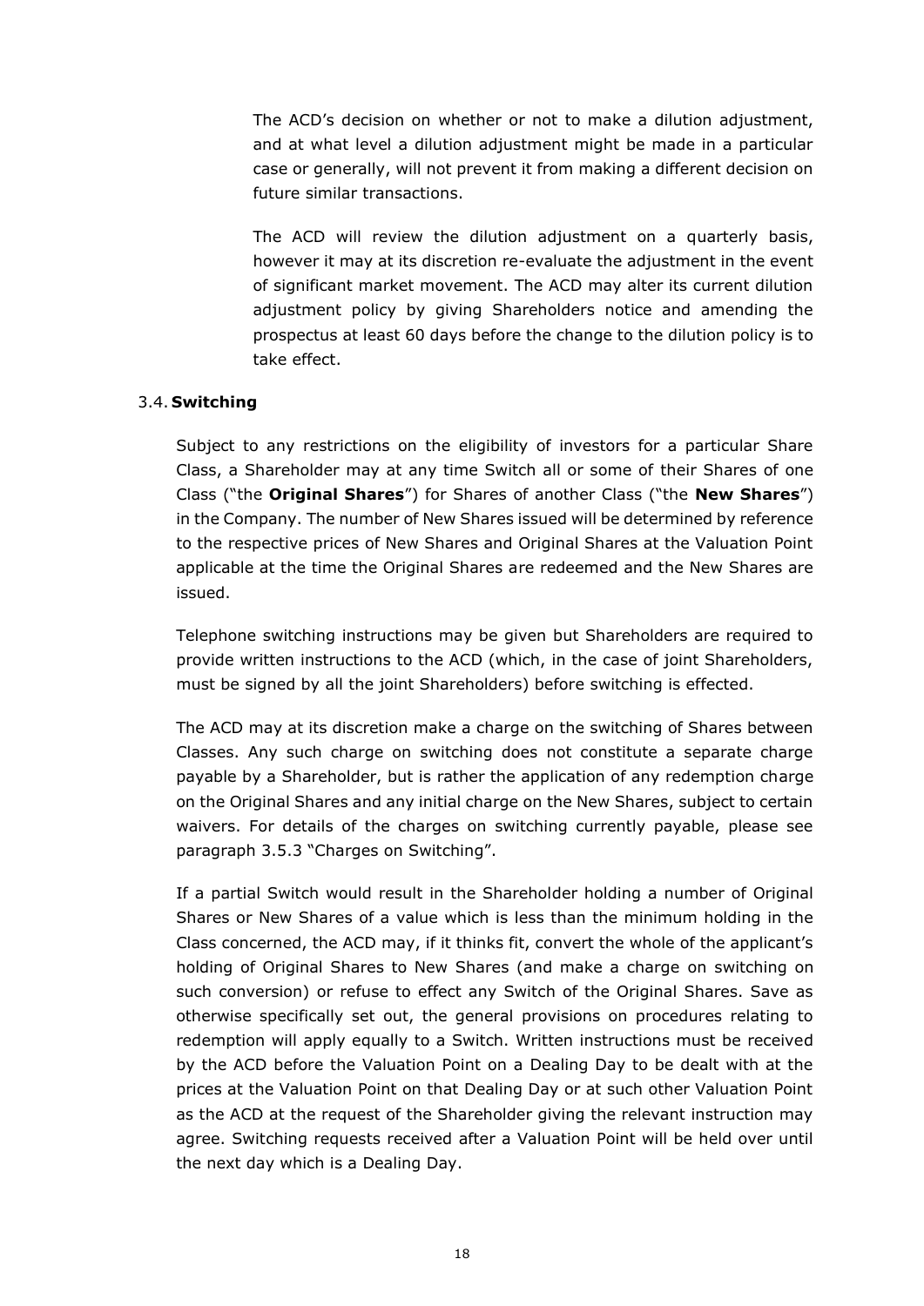The ACD's decision on whether or not to make a dilution adjustment, and at what level a dilution adjustment might be made in a particular case or generally, will not prevent it from making a different decision on future similar transactions.

The ACD will review the dilution adjustment on a quarterly basis, however it may at its discretion re-evaluate the adjustment in the event of significant market movement. The ACD may alter its current dilution adjustment policy by giving Shareholders notice and amending the prospectus at least 60 days before the change to the dilution policy is to take effect.

### 3.4. **Switching**

Subject to any restrictions on the eligibility of investors for a particular Share Class, a Shareholder may at any time Switch all or some of their Shares of one Class ("the **Original Shares**") for Shares of another Class ("the **New Shares**") in the Company. The number of New Shares issued will be determined by reference to the respective prices of New Shares and Original Shares at the Valuation Point applicable at the time the Original Shares are redeemed and the New Shares are issued.

Telephone switching instructions may be given but Shareholders are required to provide written instructions to the ACD (which, in the case of joint Shareholders, must be signed by all the joint Shareholders) before switching is effected.

The ACD may at its discretion make a charge on the switching of Shares between Classes. Any such charge on switching does not constitute a separate charge payable by a Shareholder, but is rather the application of any redemption charge on the Original Shares and any initial charge on the New Shares, subject to certain waivers. For details of the charges on switching currently payable, please see paragraph 3.5.3 "Charges on Switching".

If a partial Switch would result in the Shareholder holding a number of Original Shares or New Shares of a value which is less than the minimum holding in the Class concerned, the ACD may, if it thinks fit, convert the whole of the applicant's holding of Original Shares to New Shares (and make a charge on switching on such conversion) or refuse to effect any Switch of the Original Shares. Save as otherwise specifically set out, the general provisions on procedures relating to redemption will apply equally to a Switch. Written instructions must be received by the ACD before the Valuation Point on a Dealing Day to be dealt with at the prices at the Valuation Point on that Dealing Day or at such other Valuation Point as the ACD at the request of the Shareholder giving the relevant instruction may agree. Switching requests received after a Valuation Point will be held over until the next day which is a Dealing Day.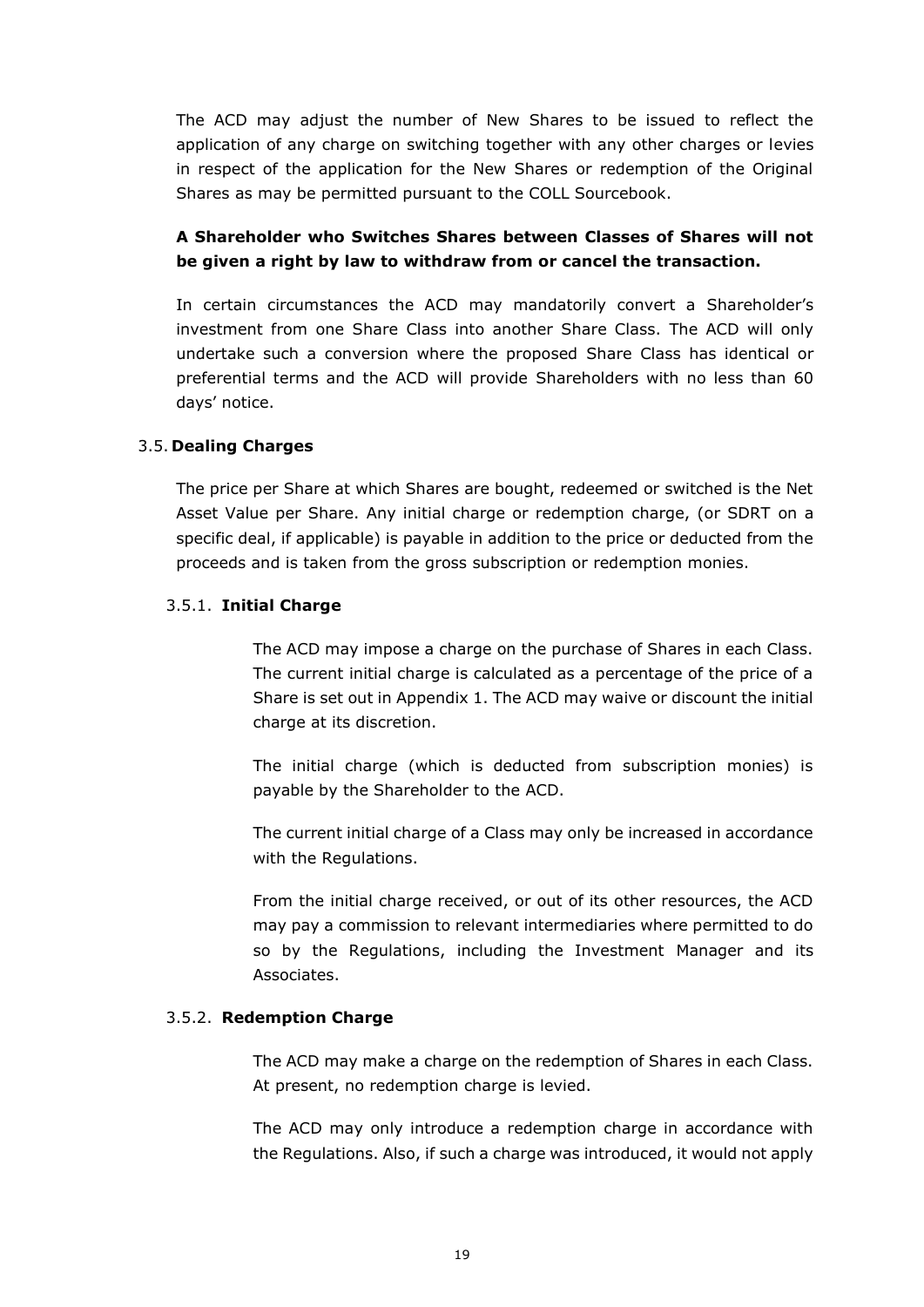The ACD may adjust the number of New Shares to be issued to reflect the application of any charge on switching together with any other charges or levies in respect of the application for the New Shares or redemption of the Original Shares as may be permitted pursuant to the COLL Sourcebook.

**A Shareholder who Switches Shares between Classes of Shares will not be given a right by law to withdraw from or cancel the transaction.**

In certain circumstances the ACD may mandatorily convert a Shareholder's investment from one Share Class into another Share Class. The ACD will only undertake such a conversion where the proposed Share Class has identical or preferential terms and the ACD will provide Shareholders with no less than 60 days' notice.

### 3.5. Dealing Charges

The price per Share at which Shares are bought, redeemed or switched is the Net Asset Value per Share. Any initial charge or redemption charge, (or SDRT on a specific deal, if applicable) is payable in addition to the price or deducted from the proceeds and is taken from the gross subscription or redemption monies.

#### 3.5.1. Initial Charge

The ACD may impose a charge on the purchase of Shares in each Class. The current initial charge is calculated as a percentage of the price of a Share is set out in Appendix 1. The ACD may waive or discount the initial charge at its discretion.

The initial charge (which is deducted from subscription monies) is payable by the Shareholder to the ACD.

The current initial charge of a Class may only be increased in accordance with the Regulations.

From the initial charge received, or out of its other resources, the ACD may pay a commission to relevant intermediaries where permitted to do so by the Regulations, including the Investment Manager and its Associates.

#### 3.5.2. Redemption Charge

The ACD may make a charge on the redemption of Shares in each Class. At present, no redemption charge is levied.

The ACD may only introduce a redemption charge in accordance with the Regulations. Also, if such a charge was introduced, it would not apply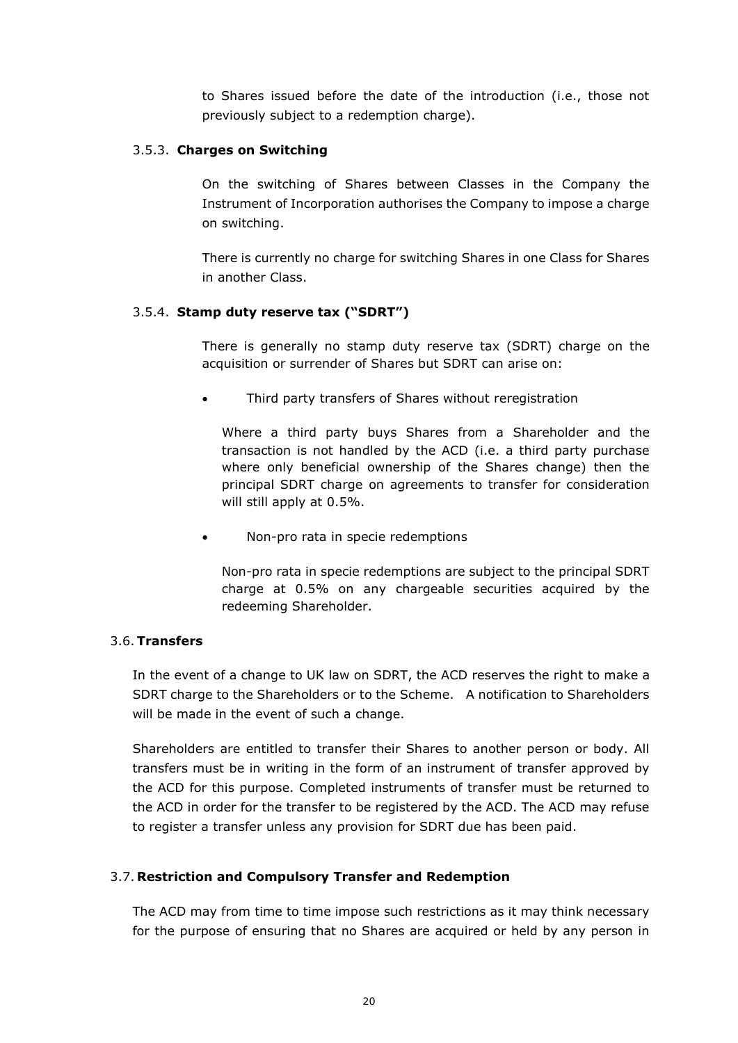to Shares issued before the date of the introduction (i.e., those not previously subject to a redemption charge).

#### 3.5.3. Charges on Switching

On the switching of Shares between Classes in the Company the Instrument of Incorporation authorises the Company to impose a charge on switching.

There is currently no charge for switching Shares in one Class for Shares in another Class.

#### 3.5.4. Stamp duty reserve tax ("SDRT")

There is generally no stamp duty reserve tax (SDRT) charge on the acquisition or surrender of Shares but SDRT can arise on:

- Third party transfers of Shares without reregistration

  Where a third party buys Shares from a Shareholder and the transaction is not handled by the ACD (i.e. a third party purchase where only beneficial ownership of the Shares change) then the principal SDRT charge on agreements to transfer for consideration will still apply at 0.5%.

- Non-pro rata in specie redemptions

  Non-pro rata in specie redemptions are subject to the principal SDRT charge at 0.5% on any chargeable securities acquired by the redeeming Shareholder.

### 3.6. Transfers

In the event of a change to UK law on SDRT, the ACD reserves the right to make a SDRT charge to the Shareholders or to the Scheme. A notification to Shareholders will be made in the event of such a change.

Shareholders are entitled to transfer their Shares to another person or body. All transfers must be in writing in the form of an instrument of transfer approved by the ACD for this purpose. Completed instruments of transfer must be returned to the ACD in order for the transfer to be registered by the ACD. The ACD may refuse to register a transfer unless any provision for SDRT due has been paid.

### 3.7. Restriction and Compulsory Transfer and Redemption

The ACD may from time to time impose such restrictions as it may think necessary for the purpose of ensuring that no Shares are acquired or held by any person in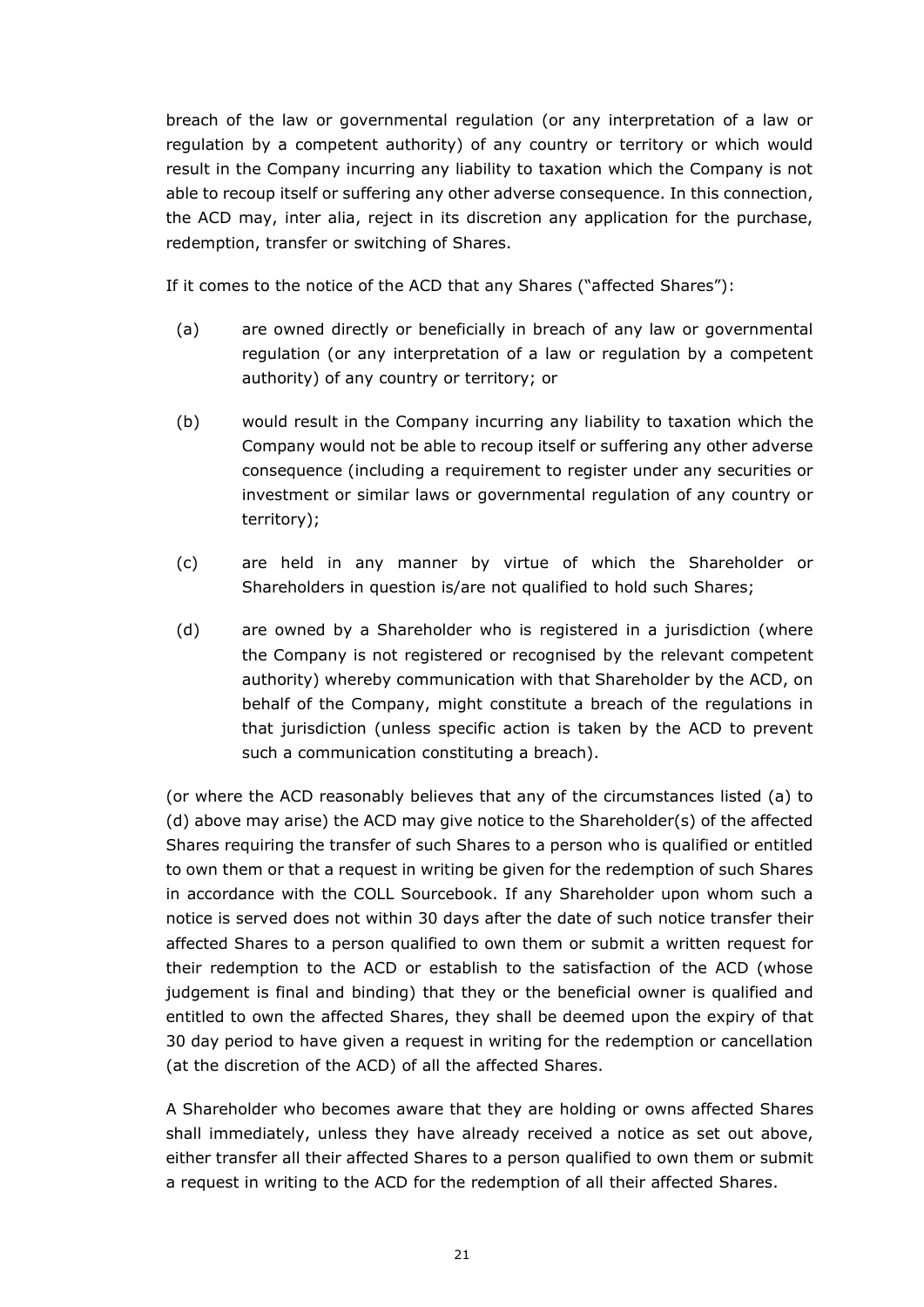breach of the law or governmental regulation (or any interpretation of a law or regulation by a competent authority) of any country or territory or which would result in the Company incurring any liability to taxation which the Company is not able to recoup itself or suffering any other adverse consequence. In this connection, the ACD may, inter alia, reject in its discretion any application for the purchase, redemption, transfer or switching of Shares.

If it comes to the notice of the ACD that any Shares ("affected Shares"):

(a) are owned directly or beneficially in breach of any law or governmental regulation (or any interpretation of a law or regulation by a competent authority) of any country or territory; or

(b) would result in the Company incurring any liability to taxation which the Company would not be able to recoup itself or suffering any other adverse consequence (including a requirement to register under any securities or investment or similar laws or governmental regulation of any country or territory);

(c) are held in any manner by virtue of which the Shareholder or Shareholders in question is/are not qualified to hold such Shares;

(d) are owned by a Shareholder who is registered in a jurisdiction (where the Company is not registered or recognised by the relevant competent authority) whereby communication with that Shareholder by the ACD, on behalf of the Company, might constitute a breach of the regulations in that jurisdiction (unless specific action is taken by the ACD to prevent such a communication constituting a breach).

(or where the ACD reasonably believes that any of the circumstances listed (a) to (d) above may arise) the ACD may give notice to the Shareholder(s) of the affected Shares requiring the transfer of such Shares to a person who is qualified or entitled to own them or that a request in writing be given for the redemption of such Shares in accordance with the COLL Sourcebook. If any Shareholder upon whom such a notice is served does not within 30 days after the date of such notice transfer their affected Shares to a person qualified to own them or submit a written request for their redemption to the ACD or establish to the satisfaction of the ACD (whose judgement is final and binding) that they or the beneficial owner is qualified and entitled to own the affected Shares, they shall be deemed upon the expiry of that 30 day period to have given a request in writing for the redemption or cancellation (at the discretion of the ACD) of all the affected Shares.

A Shareholder who becomes aware that they are holding or owns affected Shares shall immediately, unless they have already received a notice as set out above, either transfer all their affected Shares to a person qualified to own them or submit a request in writing to the ACD for the redemption of all their affected Shares.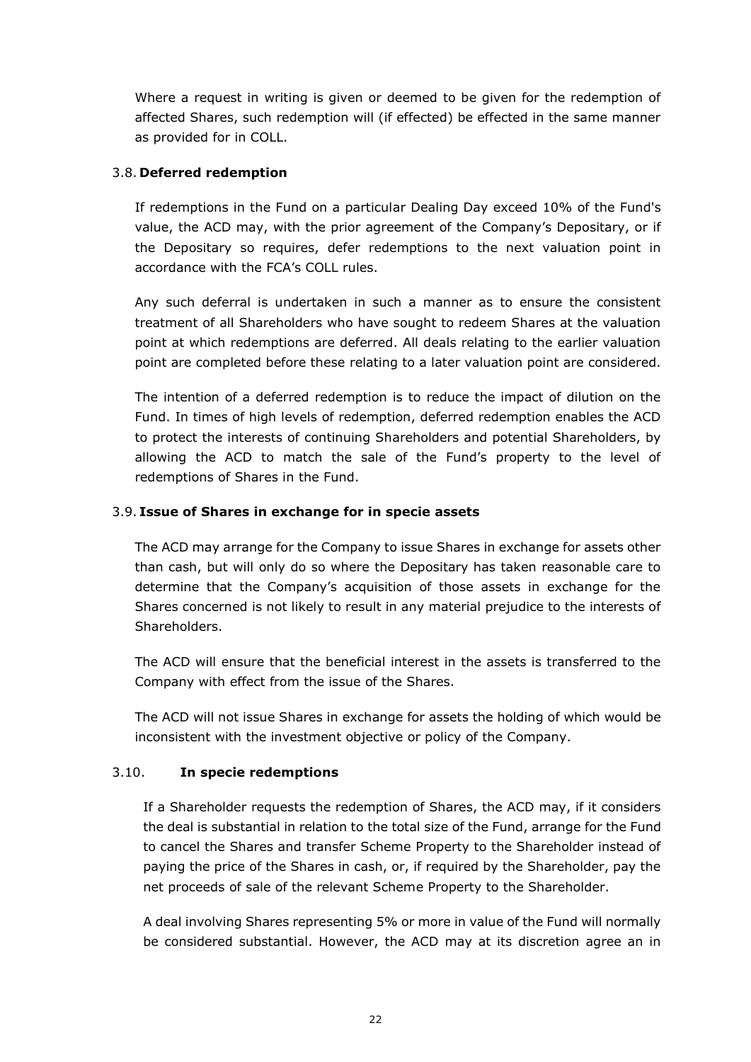Where a request in writing is given or deemed to be given for the redemption of affected Shares, such redemption will (if effected) be effected in the same manner as provided for in COLL.

### 3.8. Deferred redemption

If redemptions in the Fund on a particular Dealing Day exceed 10% of the Fund's value, the ACD may, with the prior agreement of the Company's Depositary, or if the Depositary so requires, defer redemptions to the next valuation point in accordance with the FCA's COLL rules.

Any such deferral is undertaken in such a manner as to ensure the consistent treatment of all Shareholders who have sought to redeem Shares at the valuation point at which redemptions are deferred. All deals relating to the earlier valuation point are completed before these relating to a later valuation point are considered.

The intention of a deferred redemption is to reduce the impact of dilution on the Fund. In times of high levels of redemption, deferred redemption enables the ACD to protect the interests of continuing Shareholders and potential Shareholders, by allowing the ACD to match the sale of the Fund's property to the level of redemptions of Shares in the Fund.

### 3.9. Issue of Shares in exchange for in specie assets

The ACD may arrange for the Company to issue Shares in exchange for assets other than cash, but will only do so where the Depositary has taken reasonable care to determine that the Company's acquisition of those assets in exchange for the Shares concerned is not likely to result in any material prejudice to the interests of Shareholders.

The ACD will ensure that the beneficial interest in the assets is transferred to the Company with effect from the issue of the Shares.

The ACD will not issue Shares in exchange for assets the holding of which would be inconsistent with the investment objective or policy of the Company.

### 3.10. In specie redemptions

If a Shareholder requests the redemption of Shares, the ACD may, if it considers the deal is substantial in relation to the total size of the Fund, arrange for the Fund to cancel the Shares and transfer Scheme Property to the Shareholder instead of paying the price of the Shares in cash, or, if required by the Shareholder, pay the net proceeds of sale of the relevant Scheme Property to the Shareholder.

A deal involving Shares representing 5% or more in value of the Fund will normally be considered substantial. However, the ACD may at its discretion agree an in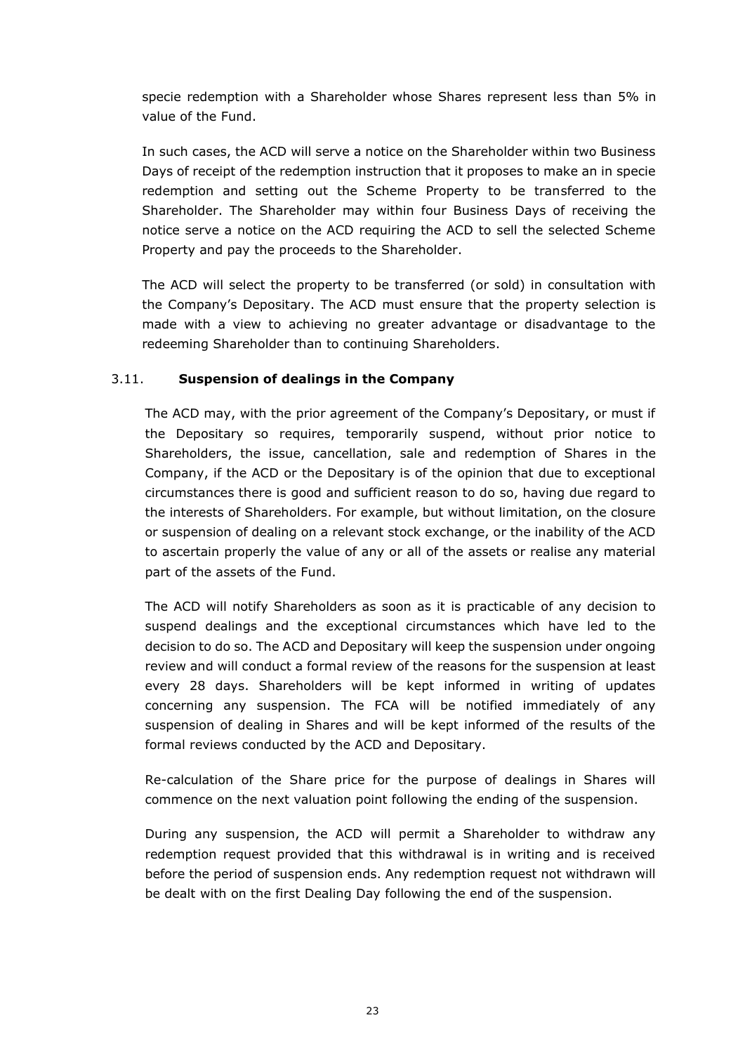specie redemption with a Shareholder whose Shares represent less than 5% in value of the Fund.

In such cases, the ACD will serve a notice on the Shareholder within two Business Days of receipt of the redemption instruction that it proposes to make an in specie redemption and setting out the Scheme Property to be transferred to the Shareholder. The Shareholder may within four Business Days of receiving the notice serve a notice on the ACD requiring the ACD to sell the selected Scheme Property and pay the proceeds to the Shareholder.

The ACD will select the property to be transferred (or sold) in consultation with the Company's Depositary. The ACD must ensure that the property selection is made with a view to achieving no greater advantage or disadvantage to the redeeming Shareholder than to continuing Shareholders.

### 3.11. Suspension of dealings in the Company

The ACD may, with the prior agreement of the Company's Depositary, or must if the Depositary so requires, temporarily suspend, without prior notice to Shareholders, the issue, cancellation, sale and redemption of Shares in the Company, if the ACD or the Depositary is of the opinion that due to exceptional circumstances there is good and sufficient reason to do so, having due regard to the interests of Shareholders. For example, but without limitation, on the closure or suspension of dealing on a relevant stock exchange, or the inability of the ACD to ascertain properly the value of any or all of the assets or realise any material part of the assets of the Fund.

The ACD will notify Shareholders as soon as it is practicable of any decision to suspend dealings and the exceptional circumstances which have led to the decision to do so. The ACD and Depositary will keep the suspension under ongoing review and will conduct a formal review of the reasons for the suspension at least every 28 days. Shareholders will be kept informed in writing of updates concerning any suspension. The FCA will be notified immediately of any suspension of dealing in Shares and will be kept informed of the results of the formal reviews conducted by the ACD and Depositary.

Re-calculation of the Share price for the purpose of dealings in Shares will commence on the next valuation point following the ending of the suspension.

During any suspension, the ACD will permit a Shareholder to withdraw any redemption request provided that this withdrawal is in writing and is received before the period of suspension ends. Any redemption request not withdrawn will be dealt with on the first Dealing Day following the end of the suspension.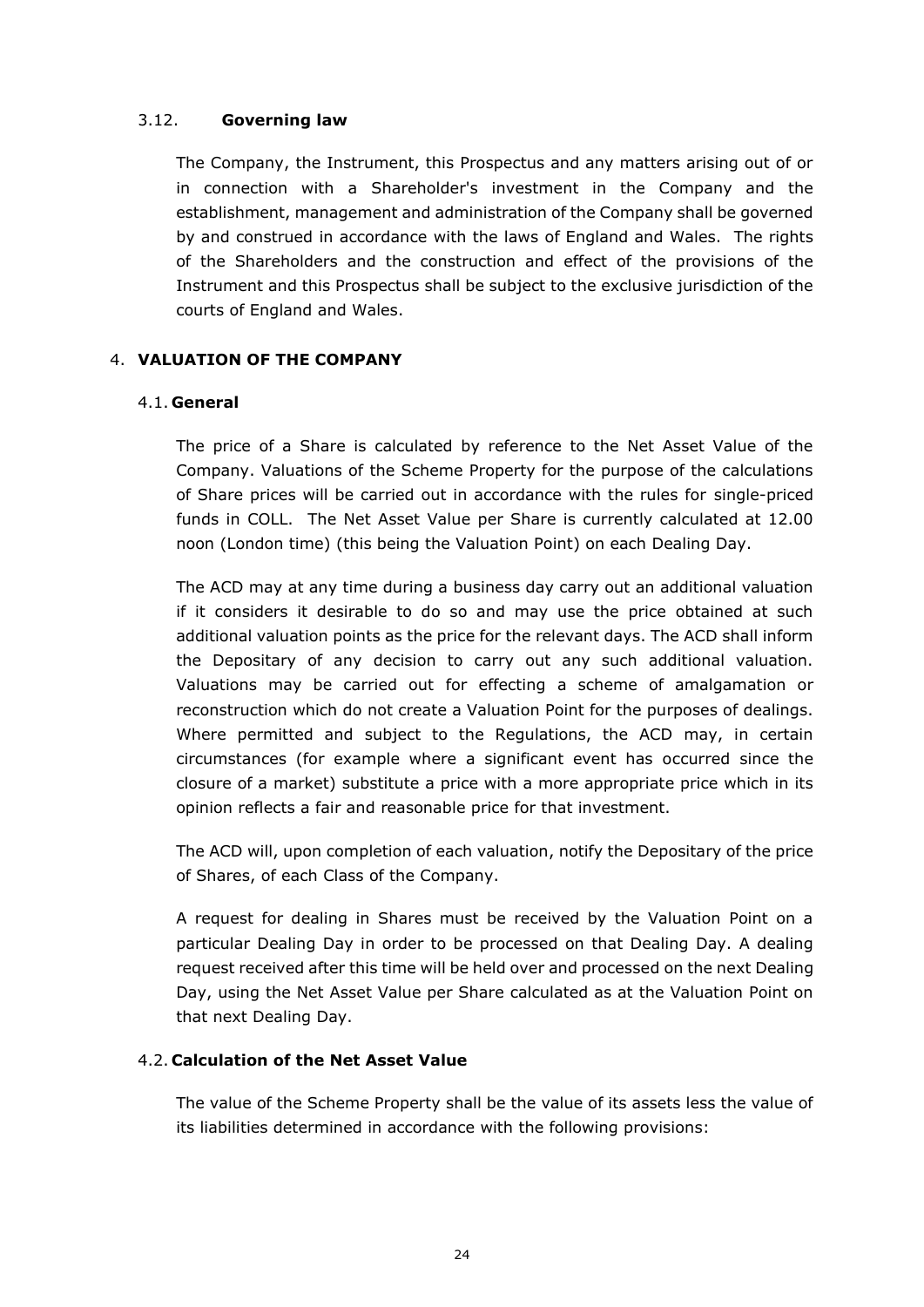### 3.12. **Governing law**

The Company, the Instrument, this Prospectus and any matters arising out of or in connection with a Shareholder's investment in the Company and the establishment, management and administration of the Company shall be governed by and construed in accordance with the laws of England and Wales. The rights of the Shareholders and the construction and effect of the provisions of the Instrument and this Prospectus shall be subject to the exclusive jurisdiction of the courts of England and Wales.

## 4. **VALUATION OF THE COMPANY**

### 4.1. **General**

The price of a Share is calculated by reference to the Net Asset Value of the Company. Valuations of the Scheme Property for the purpose of the calculations of Share prices will be carried out in accordance with the rules for single-priced funds in COLL. The Net Asset Value per Share is currently calculated at 12.00 noon (London time) (this being the Valuation Point) on each Dealing Day.

The ACD may at any time during a business day carry out an additional valuation if it considers it desirable to do so and may use the price obtained at such additional valuation points as the price for the relevant days. The ACD shall inform the Depositary of any decision to carry out any such additional valuation. Valuations may be carried out for effecting a scheme of amalgamation or reconstruction which do not create a Valuation Point for the purposes of dealings. Where permitted and subject to the Regulations, the ACD may, in certain circumstances (for example where a significant event has occurred since the closure of a market) substitute a price with a more appropriate price which in its opinion reflects a fair and reasonable price for that investment.

The ACD will, upon completion of each valuation, notify the Depositary of the price of Shares, of each Class of the Company.

A request for dealing in Shares must be received by the Valuation Point on a particular Dealing Day in order to be processed on that Dealing Day. A dealing request received after this time will be held over and processed on the next Dealing Day, using the Net Asset Value per Share calculated as at the Valuation Point on that next Dealing Day.

### 4.2. **Calculation of the Net Asset Value**

The value of the Scheme Property shall be the value of its assets less the value of its liabilities determined in accordance with the following provisions: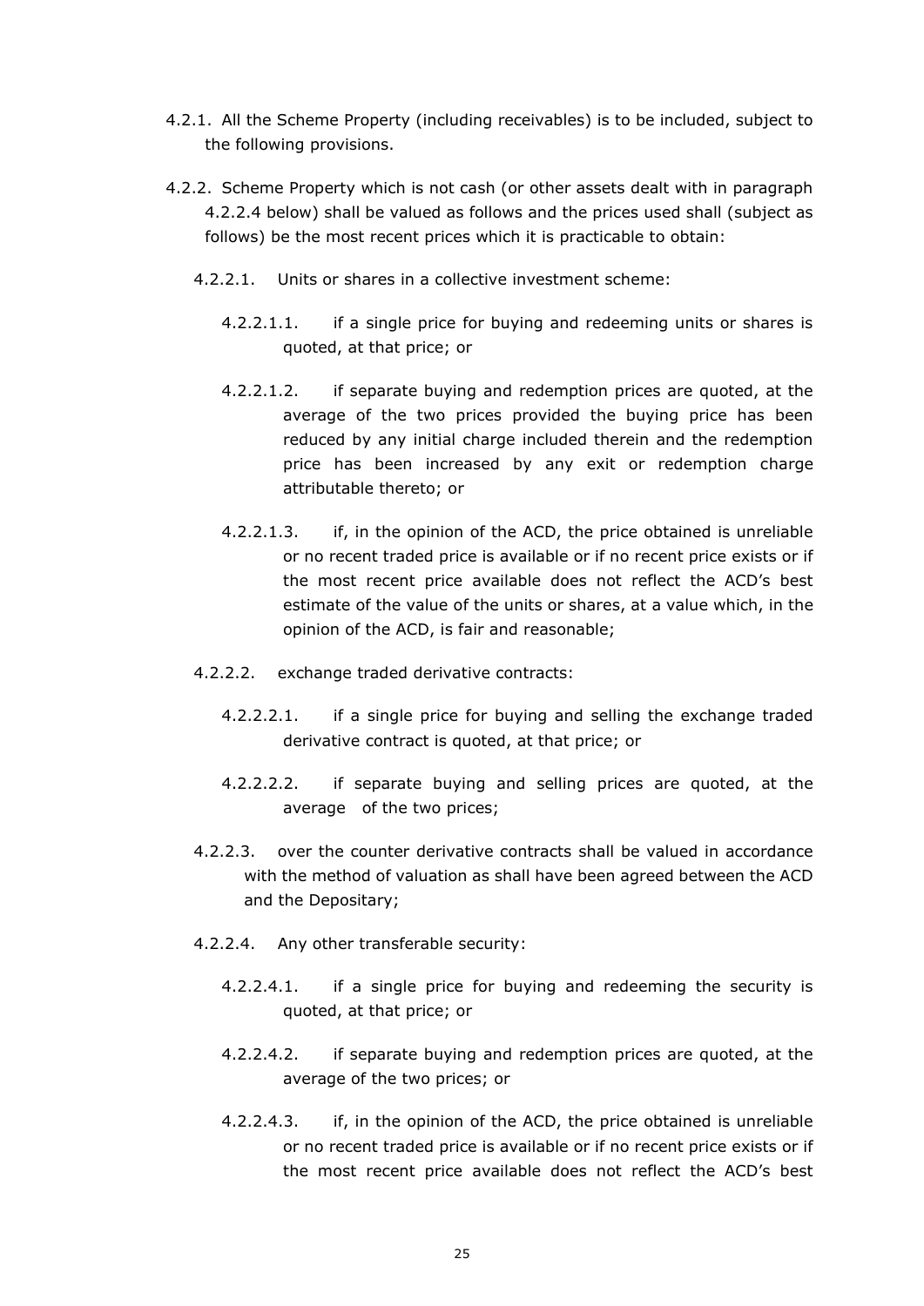4.2.1. All the Scheme Property (including receivables) is to be included, subject to the following provisions.

4.2.2. Scheme Property which is not cash (or other assets dealt with in paragraph 4.2.2.4 below) shall be valued as follows and the prices used shall (subject as follows) be the most recent prices which it is practicable to obtain:

4.2.2.1. Units or shares in a collective investment scheme:

4.2.2.1.1. if a single price for buying and redeeming units or shares is quoted, at that price; or

4.2.2.1.2. if separate buying and redemption prices are quoted, at the average of the two prices provided the buying price has been reduced by any initial charge included therein and the redemption price has been increased by any exit or redemption charge attributable thereto; or

4.2.2.1.3. if, in the opinion of the ACD, the price obtained is unreliable or no recent traded price is available or if no recent price exists or if the most recent price available does not reflect the ACD's best estimate of the value of the units or shares, at a value which, in the opinion of the ACD, is fair and reasonable;

4.2.2.2. exchange traded derivative contracts:

4.2.2.2.1. if a single price for buying and selling the exchange traded derivative contract is quoted, at that price; or

4.2.2.2.2. if separate buying and selling prices are quoted, at the average of the two prices;

4.2.2.3. over the counter derivative contracts shall be valued in accordance with the method of valuation as shall have been agreed between the ACD and the Depositary;

4.2.2.4. Any other transferable security:

4.2.2.4.1. if a single price for buying and redeeming the security is quoted, at that price; or

4.2.2.4.2. if separate buying and redemption prices are quoted, at the average of the two prices; or

4.2.2.4.3. if, in the opinion of the ACD, the price obtained is unreliable or no recent traded price is available or if no recent price exists or if the most recent price available does not reflect the ACD's best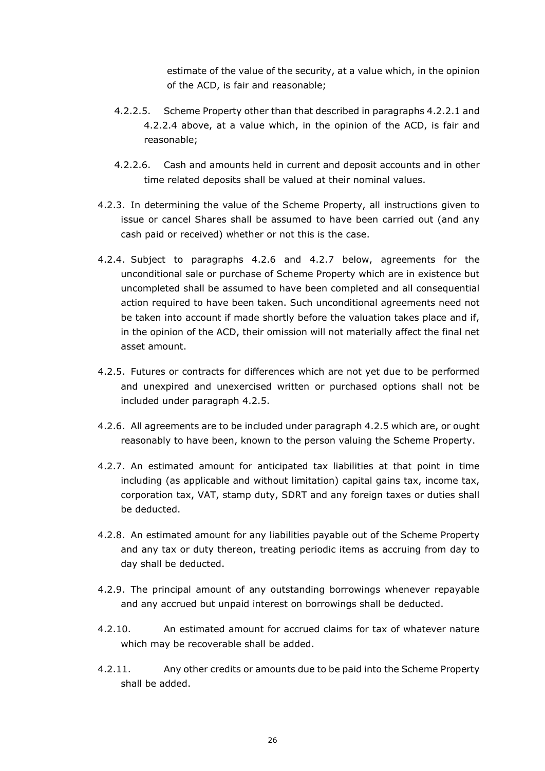estimate of the value of the security, at a value which, in the opinion of the ACD, is fair and reasonable;

4.2.2.5. Scheme Property other than that described in paragraphs 4.2.2.1 and 4.2.2.4 above, at a value which, in the opinion of the ACD, is fair and reasonable;

4.2.2.6. Cash and amounts held in current and deposit accounts and in other time related deposits shall be valued at their nominal values.

4.2.3. In determining the value of the Scheme Property, all instructions given to issue or cancel Shares shall be assumed to have been carried out (and any cash paid or received) whether or not this is the case.

4.2.4. Subject to paragraphs 4.2.6 and 4.2.7 below, agreements for the unconditional sale or purchase of Scheme Property which are in existence but uncompleted shall be assumed to have been completed and all consequential action required to have been taken. Such unconditional agreements need not be taken into account if made shortly before the valuation takes place and if, in the opinion of the ACD, their omission will not materially affect the final net asset amount.

4.2.5. Futures or contracts for differences which are not yet due to be performed and unexpired and unexercised written or purchased options shall not be included under paragraph 4.2.5.

4.2.6. All agreements are to be included under paragraph 4.2.5 which are, or ought reasonably to have been, known to the person valuing the Scheme Property.

4.2.7. An estimated amount for anticipated tax liabilities at that point in time including (as applicable and without limitation) capital gains tax, income tax, corporation tax, VAT, stamp duty, SDRT and any foreign taxes or duties shall be deducted.

4.2.8. An estimated amount for any liabilities payable out of the Scheme Property and any tax or duty thereon, treating periodic items as accruing from day to day shall be deducted.

4.2.9. The principal amount of any outstanding borrowings whenever repayable and any accrued but unpaid interest on borrowings shall be deducted.

4.2.10. An estimated amount for accrued claims for tax of whatever nature which may be recoverable shall be added.

4.2.11. Any other credits or amounts due to be paid into the Scheme Property shall be added.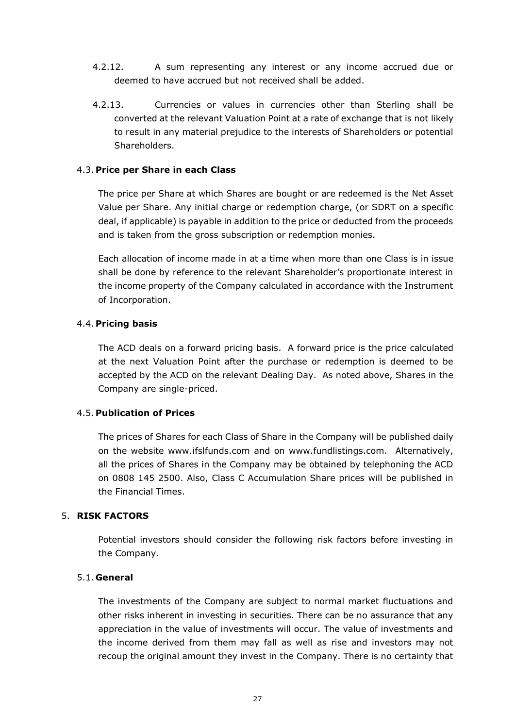4.2.12. A sum representing any interest or any income accrued due or deemed to have accrued but not received shall be added.

4.2.13. Currencies or values in currencies other than Sterling shall be converted at the relevant Valuation Point at a rate of exchange that is not likely to result in any material prejudice to the interests of Shareholders or potential Shareholders.

### 4.3. Price per Share in each Class

The price per Share at which Shares are bought or are redeemed is the Net Asset Value per Share. Any initial charge or redemption charge, (or SDRT on a specific deal, if applicable) is payable in addition to the price or deducted from the proceeds and is taken from the gross subscription or redemption monies.

Each allocation of income made in at a time when more than one Class is in issue shall be done by reference to the relevant Shareholder's proportionate interest in the income property of the Company calculated in accordance with the Instrument of Incorporation.

### 4.4. Pricing basis

The ACD deals on a forward pricing basis. A forward price is the price calculated at the next Valuation Point after the purchase or redemption is deemed to be accepted by the ACD on the relevant Dealing Day. As noted above, Shares in the Company are single-priced.

### 4.5. Publication of Prices

The prices of Shares for each Class of Share in the Company will be published daily on the website www.ifslfunds.com and on www.fundlistings.com. Alternatively, all the prices of Shares in the Company may be obtained by telephoning the ACD on 0808 145 2500. Also, Class C Accumulation Share prices will be published in the Financial Times.

## 5. RISK FACTORS

Potential investors should consider the following risk factors before investing in the Company.

### 5.1. General

The investments of the Company are subject to normal market fluctuations and other risks inherent in investing in securities. There can be no assurance that any appreciation in the value of investments will occur. The value of investments and the income derived from them may fall as well as rise and investors may not recoup the original amount they invest in the Company. There is no certainty that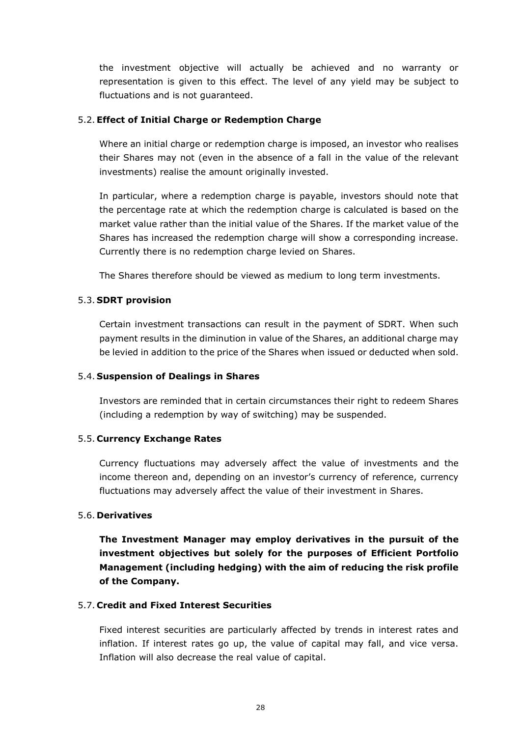the investment objective will actually be achieved and no warranty or representation is given to this effect. The level of any yield may be subject to fluctuations and is not guaranteed.

### 5.2. Effect of Initial Charge or Redemption Charge

Where an initial charge or redemption charge is imposed, an investor who realises their Shares may not (even in the absence of a fall in the value of the relevant investments) realise the amount originally invested.

In particular, where a redemption charge is payable, investors should note that the percentage rate at which the redemption charge is calculated is based on the market value rather than the initial value of the Shares. If the market value of the Shares has increased the redemption charge will show a corresponding increase. Currently there is no redemption charge levied on Shares.

The Shares therefore should be viewed as medium to long term investments.

### 5.3. SDRT provision

Certain investment transactions can result in the payment of SDRT. When such payment results in the diminution in value of the Shares, an additional charge may be levied in addition to the price of the Shares when issued or deducted when sold.

### 5.4. Suspension of Dealings in Shares

Investors are reminded that in certain circumstances their right to redeem Shares (including a redemption by way of switching) may be suspended.

### 5.5. Currency Exchange Rates

Currency fluctuations may adversely affect the value of investments and the income thereon and, depending on an investor's currency of reference, currency fluctuations may adversely affect the value of their investment in Shares.

### 5.6. Derivatives

**The Investment Manager may employ derivatives in the pursuit of the investment objectives but solely for the purposes of Efficient Portfolio Management (including hedging) with the aim of reducing the risk profile of the Company.**

### 5.7. Credit and Fixed Interest Securities

Fixed interest securities are particularly affected by trends in interest rates and inflation. If interest rates go up, the value of capital may fall, and vice versa. Inflation will also decrease the real value of capital.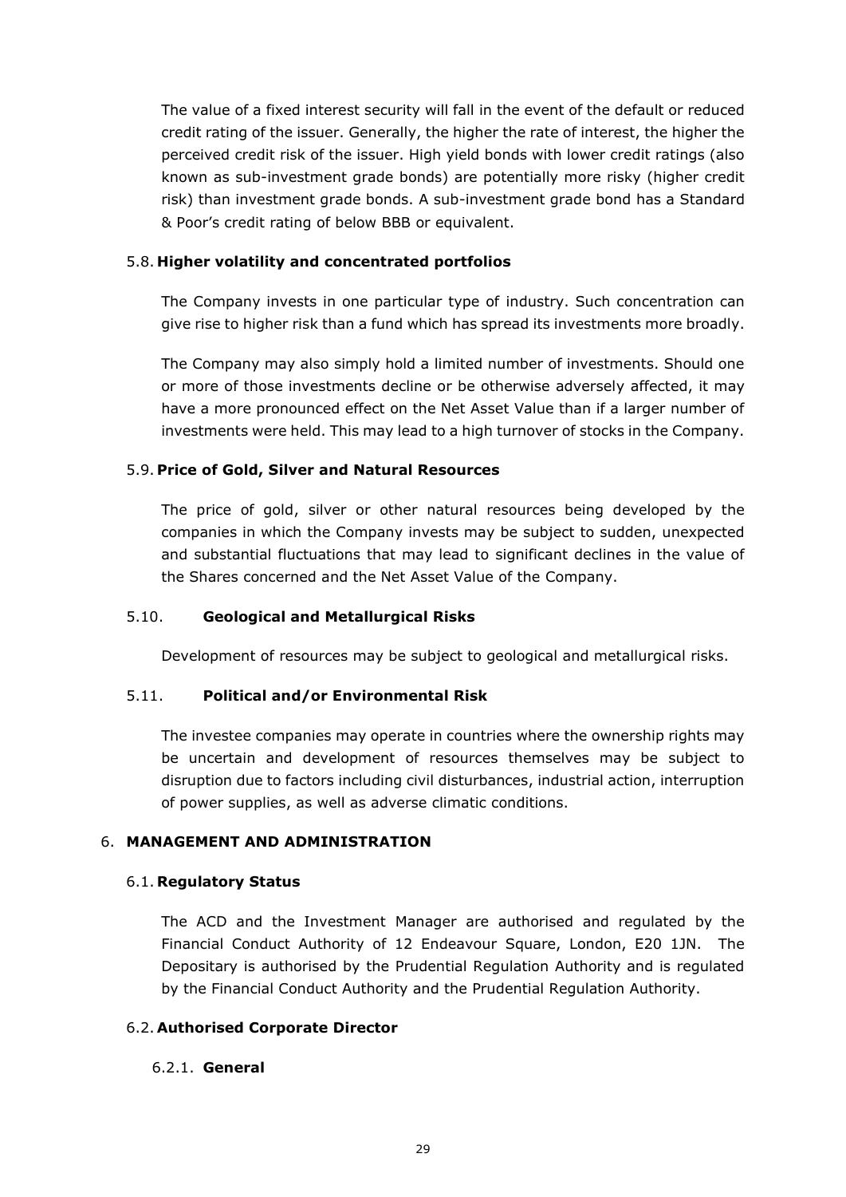The value of a fixed interest security will fall in the event of the default or reduced credit rating of the issuer. Generally, the higher the rate of interest, the higher the perceived credit risk of the issuer. High yield bonds with lower credit ratings (also known as sub-investment grade bonds) are potentially more risky (higher credit risk) than investment grade bonds. A sub-investment grade bond has a Standard & Poor's credit rating of below BBB or equivalent.

### 5.8. Higher volatility and concentrated portfolios

The Company invests in one particular type of industry. Such concentration can give rise to higher risk than a fund which has spread its investments more broadly.

The Company may also simply hold a limited number of investments. Should one or more of those investments decline or be otherwise adversely affected, it may have a more pronounced effect on the Net Asset Value than if a larger number of investments were held. This may lead to a high turnover of stocks in the Company.

### 5.9. Price of Gold, Silver and Natural Resources

The price of gold, silver or other natural resources being developed by the companies in which the Company invests may be subject to sudden, unexpected and substantial fluctuations that may lead to significant declines in the value of the Shares concerned and the Net Asset Value of the Company.

### 5.10. Geological and Metallurgical Risks

Development of resources may be subject to geological and metallurgical risks.

### 5.11. Political and/or Environmental Risk

The investee companies may operate in countries where the ownership rights may be uncertain and development of resources themselves may be subject to disruption due to factors including civil disturbances, industrial action, interruption of power supplies, as well as adverse climatic conditions.

## 6. MANAGEMENT AND ADMINISTRATION

### 6.1. Regulatory Status

The ACD and the Investment Manager are authorised and regulated by the Financial Conduct Authority of 12 Endeavour Square, London, E20 1JN. The Depositary is authorised by the Prudential Regulation Authority and is regulated by the Financial Conduct Authority and the Prudential Regulation Authority.

### 6.2. Authorised Corporate Director

#### 6.2.1. General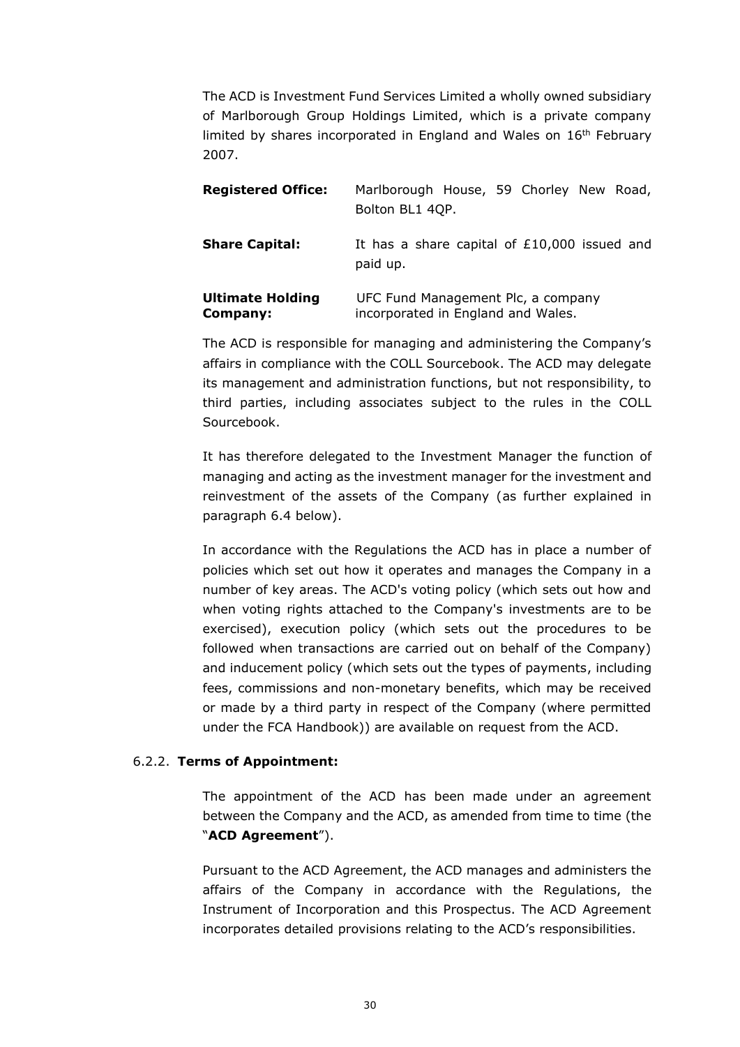The ACD is Investment Fund Services Limited a wholly owned subsidiary of Marlborough Group Holdings Limited, which is a private company limited by shares incorporated in England and Wales on 16th February 2007.

| | |
|---|---|
| **Registered Office:** | Marlborough House, 59 Chorley New Road, Bolton BL1 4QP. |
| **Share Capital:** | It has a share capital of £10,000 issued and paid up. |
| **Ultimate Holding Company:** | UFC Fund Management Plc, a company incorporated in England and Wales. |

The ACD is responsible for managing and administering the Company's affairs in compliance with the COLL Sourcebook. The ACD may delegate its management and administration functions, but not responsibility, to third parties, including associates subject to the rules in the COLL Sourcebook.

It has therefore delegated to the Investment Manager the function of managing and acting as the investment manager for the investment and reinvestment of the assets of the Company (as further explained in paragraph 6.4 below).

In accordance with the Regulations the ACD has in place a number of policies which set out how it operates and manages the Company in a number of key areas. The ACD's voting policy (which sets out how and when voting rights attached to the Company's investments are to be exercised), execution policy (which sets out the procedures to be followed when transactions are carried out on behalf of the Company) and inducement policy (which sets out the types of payments, including fees, commissions and non-monetary benefits, which may be received or made by a third party in respect of the Company (where permitted under the FCA Handbook)) are available on request from the ACD.

6.2.2. **Terms of Appointment:**

The appointment of the ACD has been made under an agreement between the Company and the ACD, as amended from time to time (the "**ACD Agreement**").

Pursuant to the ACD Agreement, the ACD manages and administers the affairs of the Company in accordance with the Regulations, the Instrument of Incorporation and this Prospectus. The ACD Agreement incorporates detailed provisions relating to the ACD's responsibilities.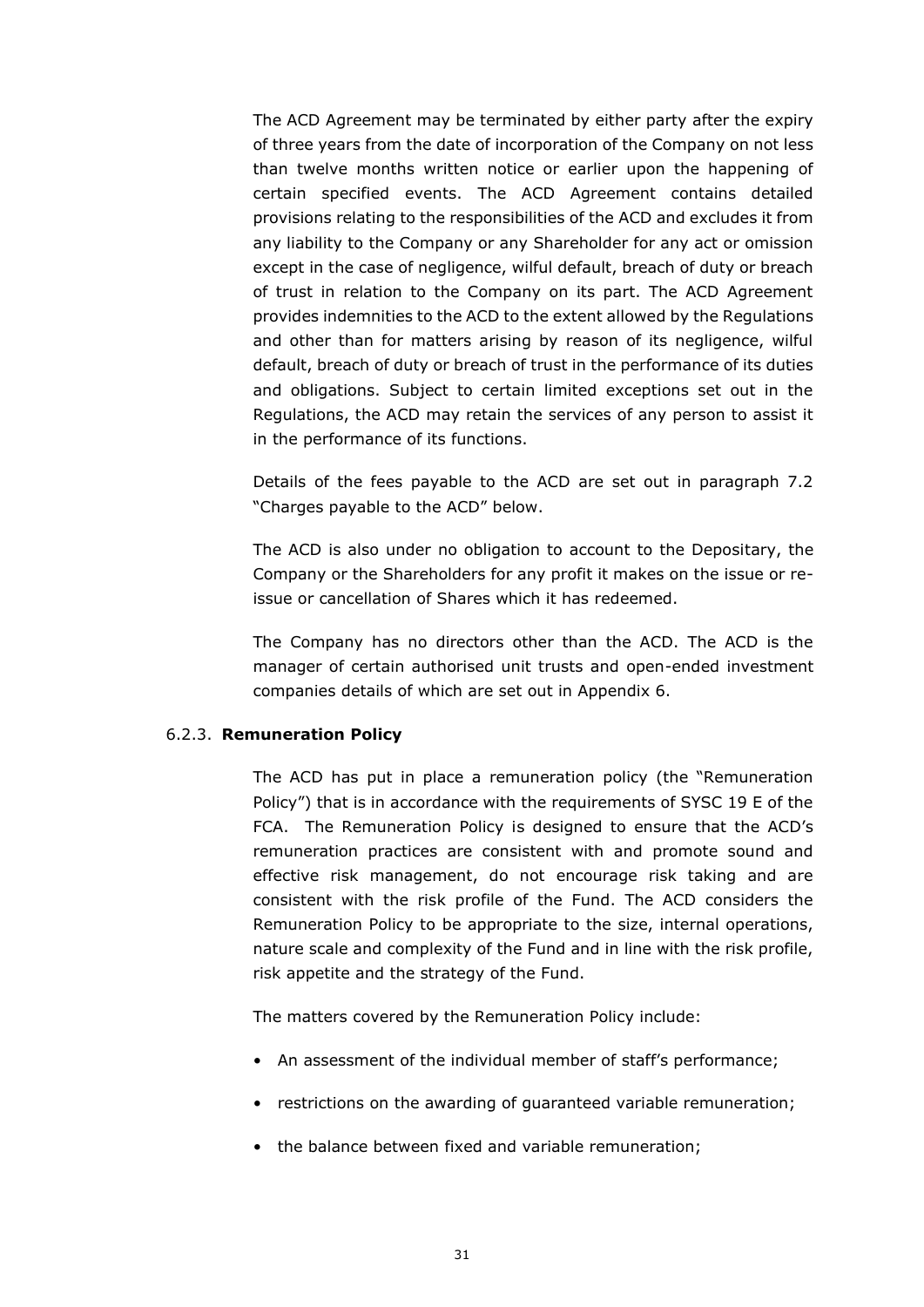The ACD Agreement may be terminated by either party after the expiry of three years from the date of incorporation of the Company on not less than twelve months written notice or earlier upon the happening of certain specified events. The ACD Agreement contains detailed provisions relating to the responsibilities of the ACD and excludes it from any liability to the Company or any Shareholder for any act or omission except in the case of negligence, wilful default, breach of duty or breach of trust in relation to the Company on its part. The ACD Agreement provides indemnities to the ACD to the extent allowed by the Regulations and other than for matters arising by reason of its negligence, wilful default, breach of duty or breach of trust in the performance of its duties and obligations. Subject to certain limited exceptions set out in the Regulations, the ACD may retain the services of any person to assist it in the performance of its functions.

Details of the fees payable to the ACD are set out in paragraph 7.2 "Charges payable to the ACD" below.

The ACD is also under no obligation to account to the Depositary, the Company or the Shareholders for any profit it makes on the issue or re-issue or cancellation of Shares which it has redeemed.

The Company has no directors other than the ACD. The ACD is the manager of certain authorised unit trusts and open-ended investment companies details of which are set out in Appendix 6.

### 6.2.3. Remuneration Policy

The ACD has put in place a remuneration policy (the "Remuneration Policy") that is in accordance with the requirements of SYSC 19 E of the FCA. The Remuneration Policy is designed to ensure that the ACD's remuneration practices are consistent with and promote sound and effective risk management, do not encourage risk taking and are consistent with the risk profile of the Fund. The ACD considers the Remuneration Policy to be appropriate to the size, internal operations, nature scale and complexity of the Fund and in line with the risk profile, risk appetite and the strategy of the Fund.

The matters covered by the Remuneration Policy include:

- An assessment of the individual member of staff's performance;
- restrictions on the awarding of guaranteed variable remuneration;
- the balance between fixed and variable remuneration;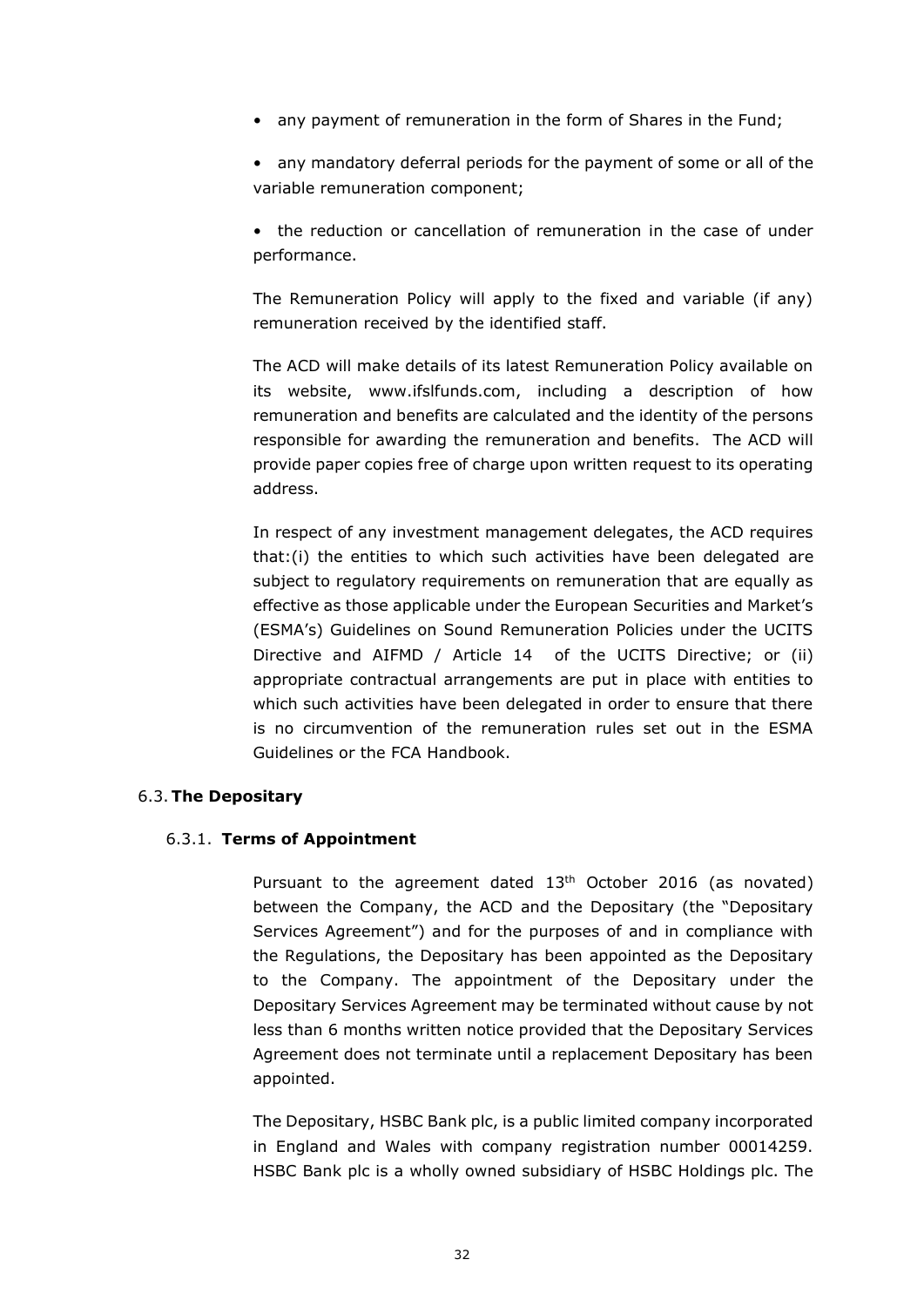- any payment of remuneration in the form of Shares in the Fund;
- any mandatory deferral periods for the payment of some or all of the variable remuneration component;
- the reduction or cancellation of remuneration in the case of under performance.

The Remuneration Policy will apply to the fixed and variable (if any) remuneration received by the identified staff.

The ACD will make details of its latest Remuneration Policy available on its website, www.ifslfunds.com, including a description of how remuneration and benefits are calculated and the identity of the persons responsible for awarding the remuneration and benefits. The ACD will provide paper copies free of charge upon written request to its operating address.

In respect of any investment management delegates, the ACD requires that:(i) the entities to which such activities have been delegated are subject to regulatory requirements on remuneration that are equally as effective as those applicable under the European Securities and Market's (ESMA's) Guidelines on Sound Remuneration Policies under the UCITS Directive and AIFMD / Article 14 of the UCITS Directive; or (ii) appropriate contractual arrangements are put in place with entities to which such activities have been delegated in order to ensure that there is no circumvention of the remuneration rules set out in the ESMA Guidelines or the FCA Handbook.

## 6.3. **The Depositary**

### 6.3.1. **Terms of Appointment**

Pursuant to the agreement dated 13th October 2016 (as novated) between the Company, the ACD and the Depositary (the "Depositary Services Agreement") and for the purposes of and in compliance with the Regulations, the Depositary has been appointed as the Depositary to the Company. The appointment of the Depositary under the Depositary Services Agreement may be terminated without cause by not less than 6 months written notice provided that the Depositary Services Agreement does not terminate until a replacement Depositary has been appointed.

The Depositary, HSBC Bank plc, is a public limited company incorporated in England and Wales with company registration number 00014259. HSBC Bank plc is a wholly owned subsidiary of HSBC Holdings plc. The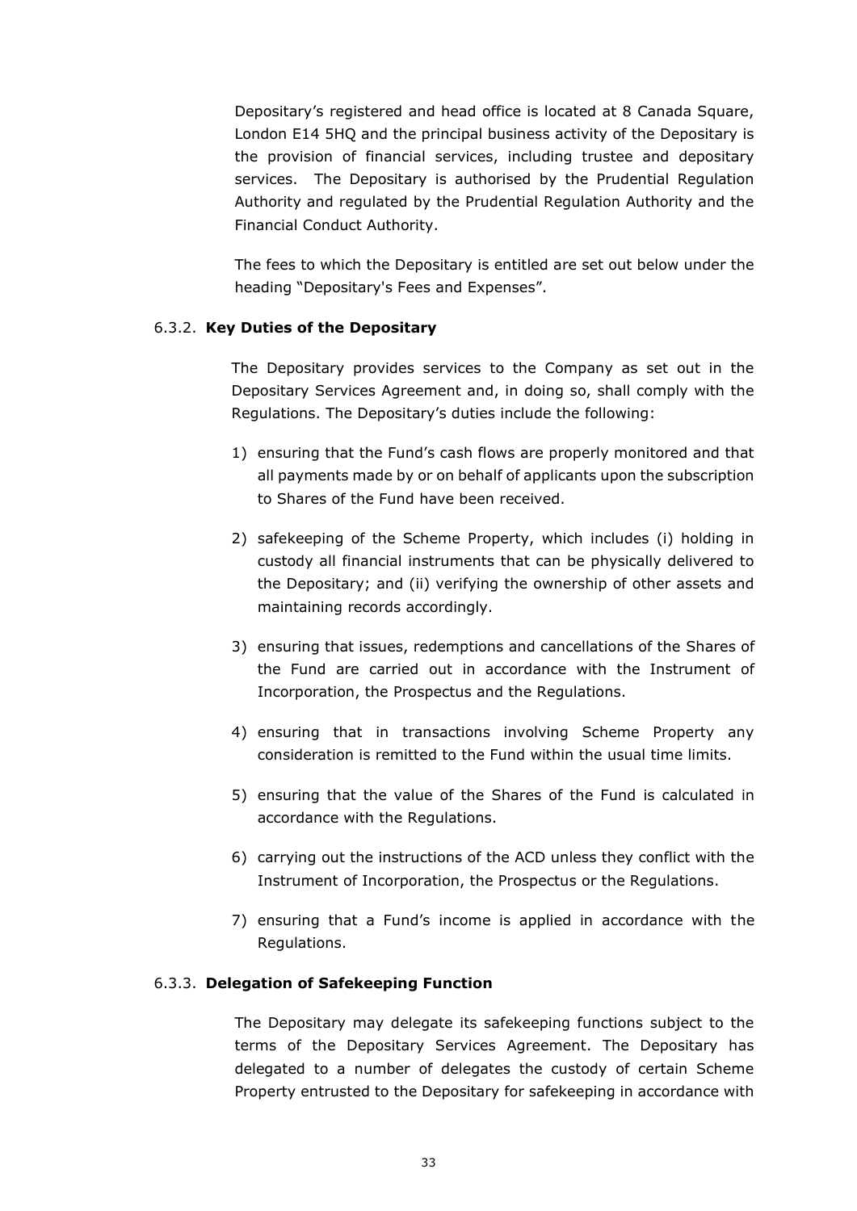Depositary's registered and head office is located at 8 Canada Square, London E14 5HQ and the principal business activity of the Depositary is the provision of financial services, including trustee and depositary services. The Depositary is authorised by the Prudential Regulation Authority and regulated by the Prudential Regulation Authority and the Financial Conduct Authority.

The fees to which the Depositary is entitled are set out below under the heading "Depositary's Fees and Expenses".

### 6.3.2. **Key Duties of the Depositary**

The Depositary provides services to the Company as set out in the Depositary Services Agreement and, in doing so, shall comply with the Regulations. The Depositary's duties include the following:

1) ensuring that the Fund's cash flows are properly monitored and that all payments made by or on behalf of applicants upon the subscription to Shares of the Fund have been received.
2) safekeeping of the Scheme Property, which includes (i) holding in custody all financial instruments that can be physically delivered to the Depositary; and (ii) verifying the ownership of other assets and maintaining records accordingly.
3) ensuring that issues, redemptions and cancellations of the Shares of the Fund are carried out in accordance with the Instrument of Incorporation, the Prospectus and the Regulations.
4) ensuring that in transactions involving Scheme Property any consideration is remitted to the Fund within the usual time limits.
5) ensuring that the value of the Shares of the Fund is calculated in accordance with the Regulations.
6) carrying out the instructions of the ACD unless they conflict with the Instrument of Incorporation, the Prospectus or the Regulations.
7) ensuring that a Fund's income is applied in accordance with the Regulations.

### 6.3.3. **Delegation of Safekeeping Function**

The Depositary may delegate its safekeeping functions subject to the terms of the Depositary Services Agreement. The Depositary has delegated to a number of delegates the custody of certain Scheme Property entrusted to the Depositary for safekeeping in accordance with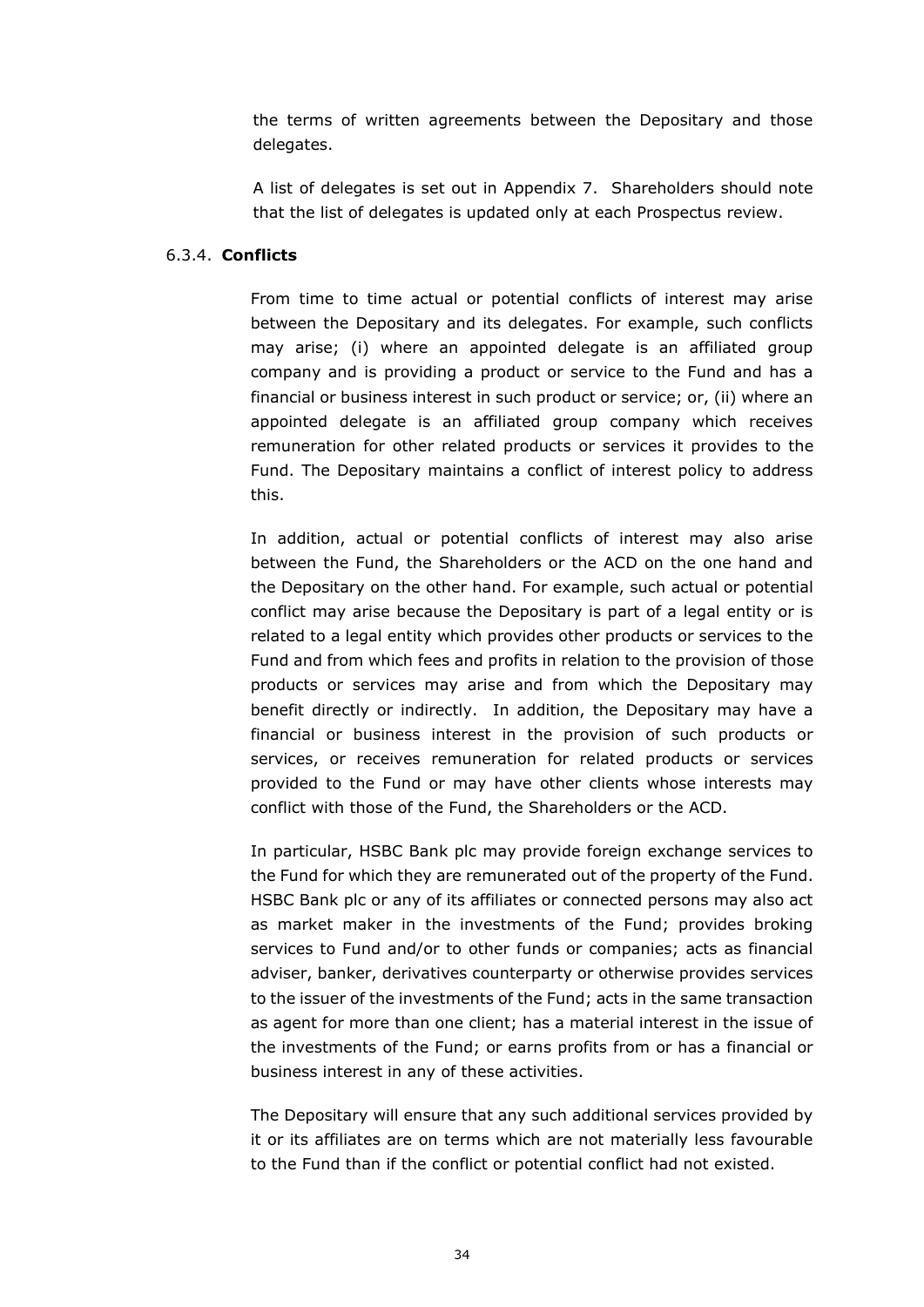the terms of written agreements between the Depositary and those delegates.

A list of delegates is set out in Appendix 7. Shareholders should note that the list of delegates is updated only at each Prospectus review.

### 6.3.4. **Conflicts**

From time to time actual or potential conflicts of interest may arise between the Depositary and its delegates. For example, such conflicts may arise; (i) where an appointed delegate is an affiliated group company and is providing a product or service to the Fund and has a financial or business interest in such product or service; or, (ii) where an appointed delegate is an affiliated group company which receives remuneration for other related products or services it provides to the Fund. The Depositary maintains a conflict of interest policy to address this.

In addition, actual or potential conflicts of interest may also arise between the Fund, the Shareholders or the ACD on the one hand and the Depositary on the other hand. For example, such actual or potential conflict may arise because the Depositary is part of a legal entity or is related to a legal entity which provides other products or services to the Fund and from which fees and profits in relation to the provision of those products or services may arise and from which the Depositary may benefit directly or indirectly. In addition, the Depositary may have a financial or business interest in the provision of such products or services, or receives remuneration for related products or services provided to the Fund or may have other clients whose interests may conflict with those of the Fund, the Shareholders or the ACD.

In particular, HSBC Bank plc may provide foreign exchange services to the Fund for which they are remunerated out of the property of the Fund. HSBC Bank plc or any of its affiliates or connected persons may also act as market maker in the investments of the Fund; provides broking services to Fund and/or to other funds or companies; acts as financial adviser, banker, derivatives counterparty or otherwise provides services to the issuer of the investments of the Fund; acts in the same transaction as agent for more than one client; has a material interest in the issue of the investments of the Fund; or earns profits from or has a financial or business interest in any of these activities.

The Depositary will ensure that any such additional services provided by it or its affiliates are on terms which are not materially less favourable to the Fund than if the conflict or potential conflict had not existed.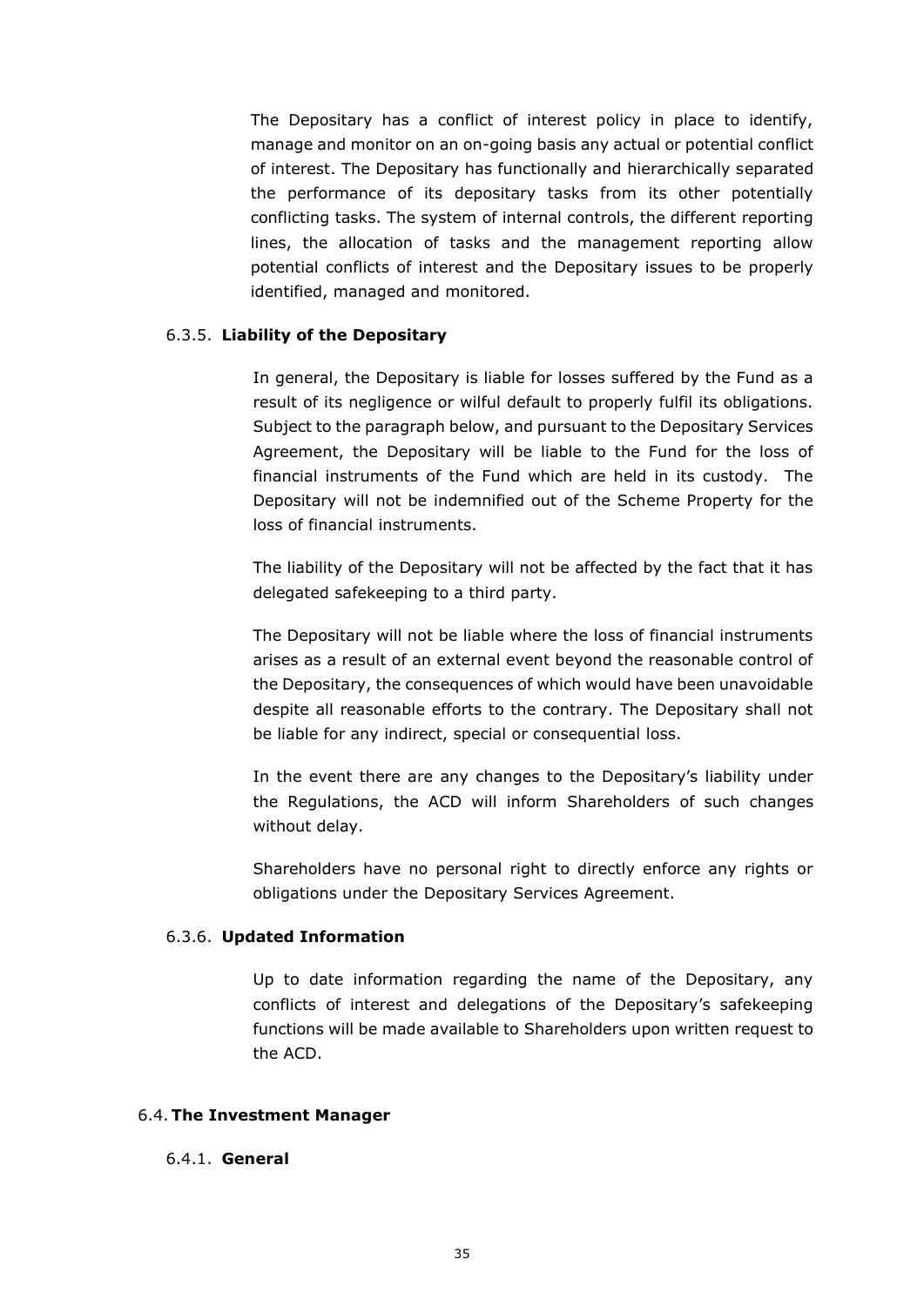The Depositary has a conflict of interest policy in place to identify, manage and monitor on an on-going basis any actual or potential conflict of interest. The Depositary has functionally and hierarchically separated the performance of its depositary tasks from its other potentially conflicting tasks. The system of internal controls, the different reporting lines, the allocation of tasks and the management reporting allow potential conflicts of interest and the Depositary issues to be properly identified, managed and monitored.

#### 6.3.5. **Liability of the Depositary**

In general, the Depositary is liable for losses suffered by the Fund as a result of its negligence or wilful default to properly fulfil its obligations. Subject to the paragraph below, and pursuant to the Depositary Services Agreement, the Depositary will be liable to the Fund for the loss of financial instruments of the Fund which are held in its custody. The Depositary will not be indemnified out of the Scheme Property for the loss of financial instruments.

The liability of the Depositary will not be affected by the fact that it has delegated safekeeping to a third party.

The Depositary will not be liable where the loss of financial instruments arises as a result of an external event beyond the reasonable control of the Depositary, the consequences of which would have been unavoidable despite all reasonable efforts to the contrary. The Depositary shall not be liable for any indirect, special or consequential loss.

In the event there are any changes to the Depositary's liability under the Regulations, the ACD will inform Shareholders of such changes without delay.

Shareholders have no personal right to directly enforce any rights or obligations under the Depositary Services Agreement.

#### 6.3.6. **Updated Information**

Up to date information regarding the name of the Depositary, any conflicts of interest and delegations of the Depositary's safekeeping functions will be made available to Shareholders upon written request to the ACD.

### 6.4. **The Investment Manager**

#### 6.4.1. **General**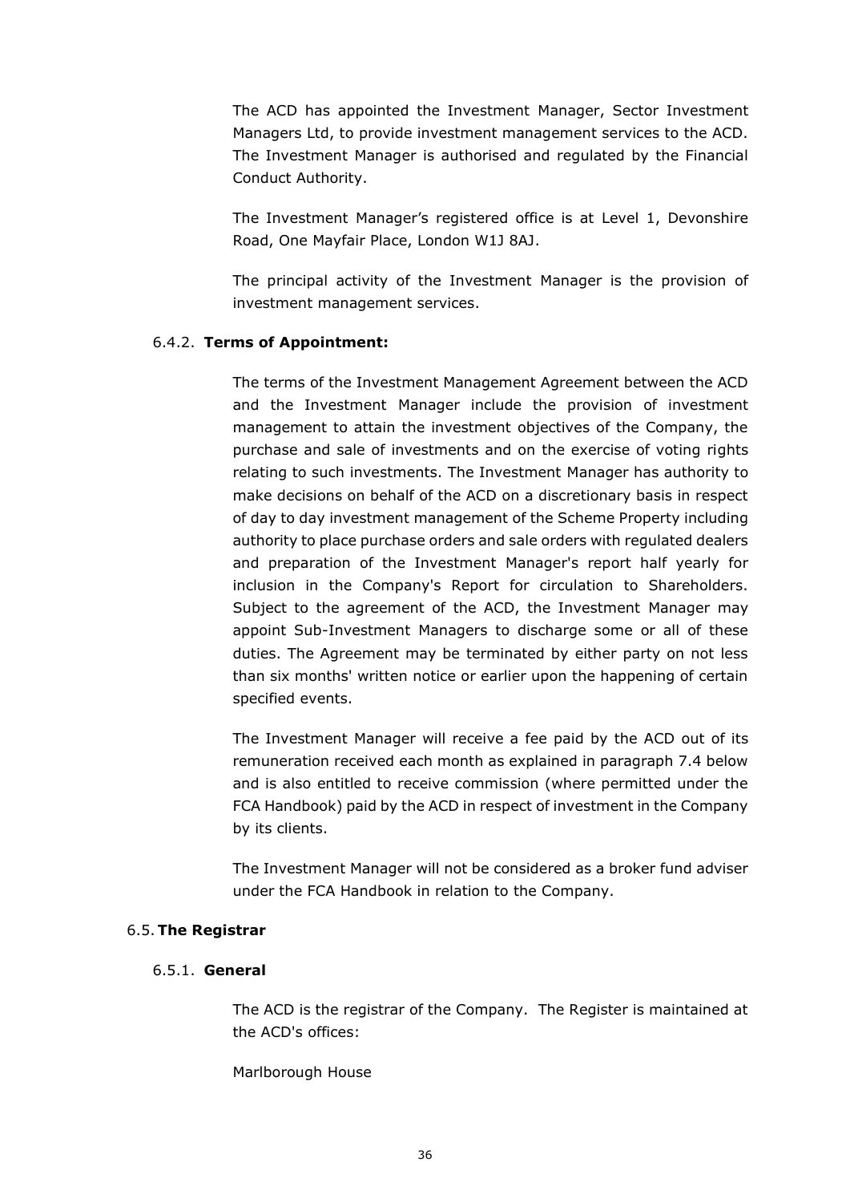The ACD has appointed the Investment Manager, Sector Investment Managers Ltd, to provide investment management services to the ACD. The Investment Manager is authorised and regulated by the Financial Conduct Authority.

The Investment Manager's registered office is at Level 1, Devonshire Road, One Mayfair Place, London W1J 8AJ.

The principal activity of the Investment Manager is the provision of investment management services.

#### 6.4.2. **Terms of Appointment:**

The terms of the Investment Management Agreement between the ACD and the Investment Manager include the provision of investment management to attain the investment objectives of the Company, the purchase and sale of investments and on the exercise of voting rights relating to such investments. The Investment Manager has authority to make decisions on behalf of the ACD on a discretionary basis in respect of day to day investment management of the Scheme Property including authority to place purchase orders and sale orders with regulated dealers and preparation of the Investment Manager's report half yearly for inclusion in the Company's Report for circulation to Shareholders. Subject to the agreement of the ACD, the Investment Manager may appoint Sub-Investment Managers to discharge some or all of these duties. The Agreement may be terminated by either party on not less than six months' written notice or earlier upon the happening of certain specified events.

The Investment Manager will receive a fee paid by the ACD out of its remuneration received each month as explained in paragraph 7.4 below and is also entitled to receive commission (where permitted under the FCA Handbook) paid by the ACD in respect of investment in the Company by its clients.

The Investment Manager will not be considered as a broker fund adviser under the FCA Handbook in relation to the Company.

### 6.5. **The Registrar**

#### 6.5.1. **General**

The ACD is the registrar of the Company. The Register is maintained at the ACD's offices:

Marlborough House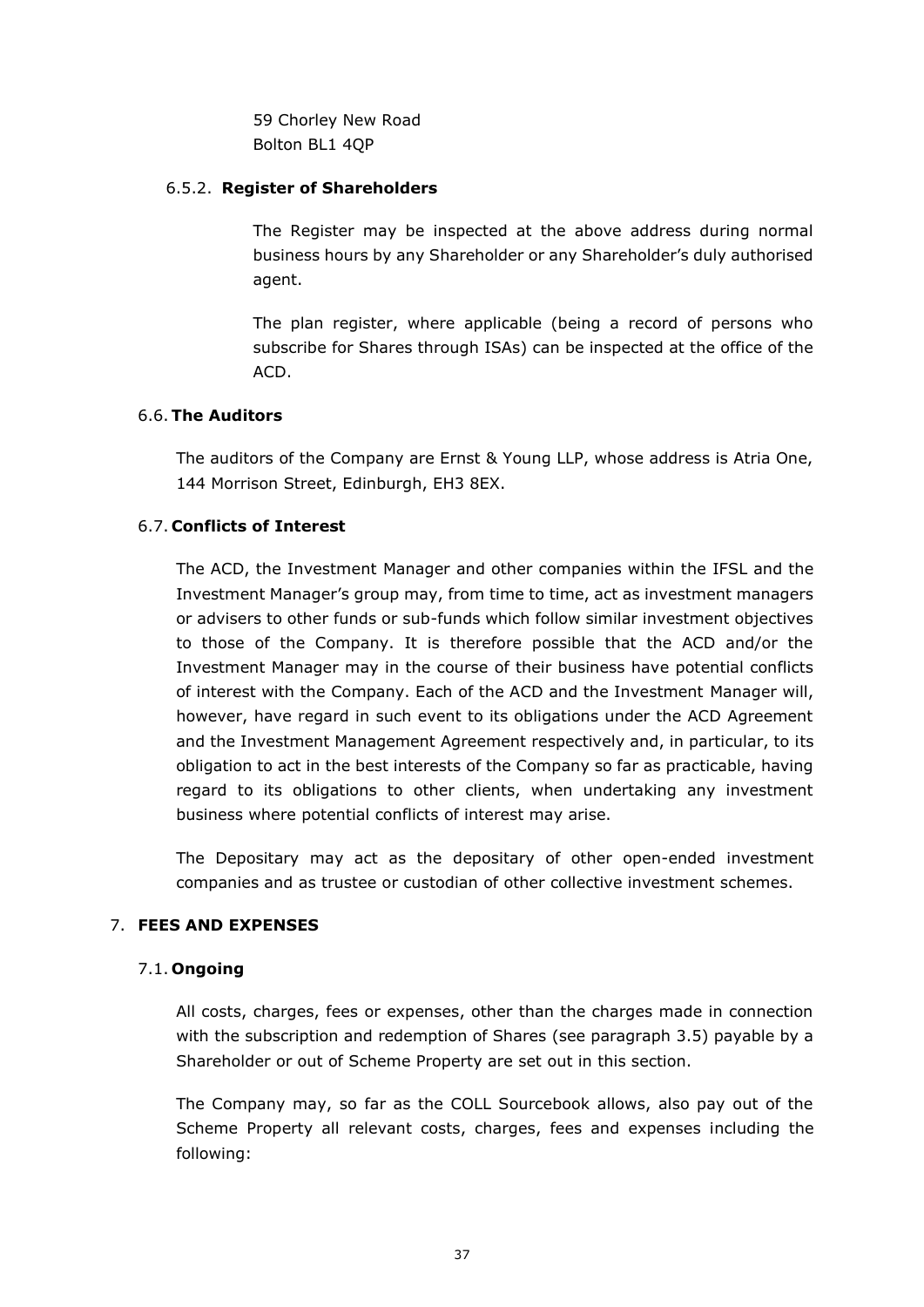59 Chorley New Road
Bolton BL1 4QP

#### 6.5.2. Register of Shareholders

The Register may be inspected at the above address during normal business hours by any Shareholder or any Shareholder's duly authorised agent.

The plan register, where applicable (being a record of persons who subscribe for Shares through ISAs) can be inspected at the office of the ACD.

### 6.6. The Auditors

The auditors of the Company are Ernst & Young LLP, whose address is Atria One, 144 Morrison Street, Edinburgh, EH3 8EX.

### 6.7. Conflicts of Interest

The ACD, the Investment Manager and other companies within the IFSL and the Investment Manager's group may, from time to time, act as investment managers or advisers to other funds or sub-funds which follow similar investment objectives to those of the Company. It is therefore possible that the ACD and/or the Investment Manager may in the course of their business have potential conflicts of interest with the Company. Each of the ACD and the Investment Manager will, however, have regard in such event to its obligations under the ACD Agreement and the Investment Management Agreement respectively and, in particular, to its obligation to act in the best interests of the Company so far as practicable, having regard to its obligations to other clients, when undertaking any investment business where potential conflicts of interest may arise.

The Depositary may act as the depositary of other open-ended investment companies and as trustee or custodian of other collective investment schemes.

## 7. FEES AND EXPENSES

### 7.1. Ongoing

All costs, charges, fees or expenses, other than the charges made in connection with the subscription and redemption of Shares (see paragraph 3.5) payable by a Shareholder or out of Scheme Property are set out in this section.

The Company may, so far as the COLL Sourcebook allows, also pay out of the Scheme Property all relevant costs, charges, fees and expenses including the following: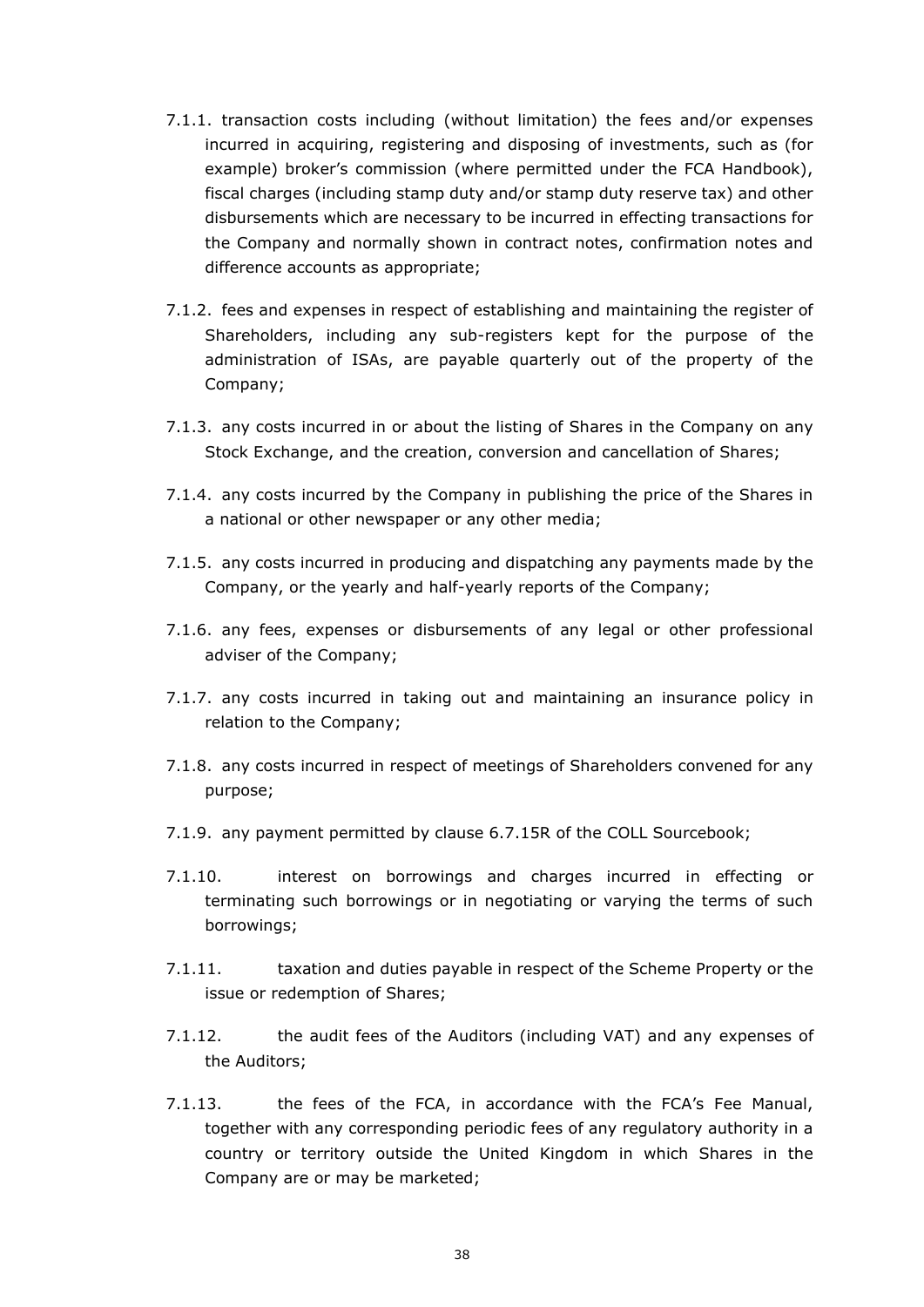7.1.1. transaction costs including (without limitation) the fees and/or expenses incurred in acquiring, registering and disposing of investments, such as (for example) broker's commission (where permitted under the FCA Handbook), fiscal charges (including stamp duty and/or stamp duty reserve tax) and other disbursements which are necessary to be incurred in effecting transactions for the Company and normally shown in contract notes, confirmation notes and difference accounts as appropriate;

7.1.2. fees and expenses in respect of establishing and maintaining the register of Shareholders, including any sub-registers kept for the purpose of the administration of ISAs, are payable quarterly out of the property of the Company;

7.1.3. any costs incurred in or about the listing of Shares in the Company on any Stock Exchange, and the creation, conversion and cancellation of Shares;

7.1.4. any costs incurred by the Company in publishing the price of the Shares in a national or other newspaper or any other media;

7.1.5. any costs incurred in producing and dispatching any payments made by the Company, or the yearly and half-yearly reports of the Company;

7.1.6. any fees, expenses or disbursements of any legal or other professional adviser of the Company;

7.1.7. any costs incurred in taking out and maintaining an insurance policy in relation to the Company;

7.1.8. any costs incurred in respect of meetings of Shareholders convened for any purpose;

7.1.9. any payment permitted by clause 6.7.15R of the COLL Sourcebook;

7.1.10. interest on borrowings and charges incurred in effecting or terminating such borrowings or in negotiating or varying the terms of such borrowings;

7.1.11. taxation and duties payable in respect of the Scheme Property or the issue or redemption of Shares;

7.1.12. the audit fees of the Auditors (including VAT) and any expenses of the Auditors;

7.1.13. the fees of the FCA, in accordance with the FCA's Fee Manual, together with any corresponding periodic fees of any regulatory authority in a country or territory outside the United Kingdom in which Shares in the Company are or may be marketed;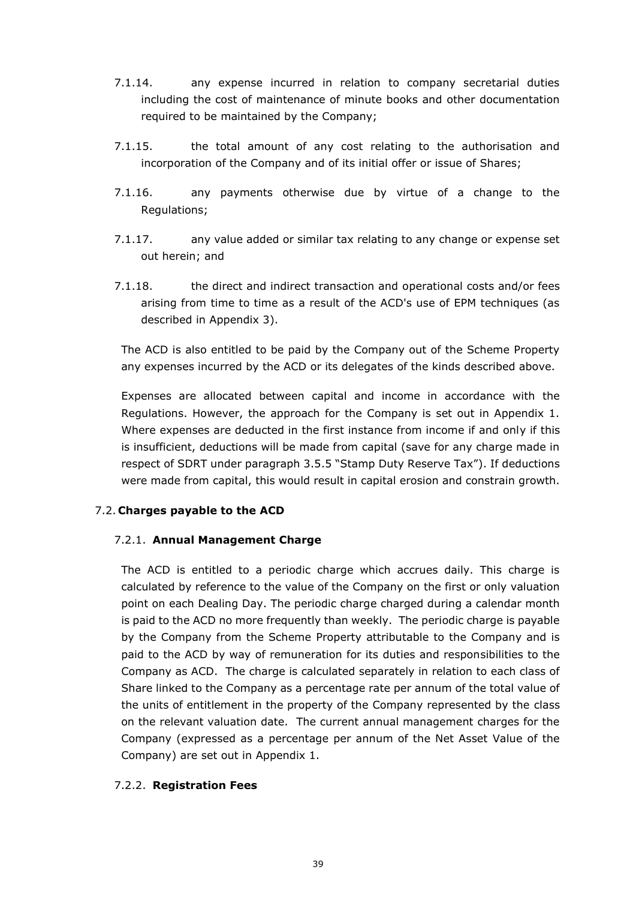7.1.14. any expense incurred in relation to company secretarial duties including the cost of maintenance of minute books and other documentation required to be maintained by the Company;

7.1.15. the total amount of any cost relating to the authorisation and incorporation of the Company and of its initial offer or issue of Shares;

7.1.16. any payments otherwise due by virtue of a change to the Regulations;

7.1.17. any value added or similar tax relating to any change or expense set out herein; and

7.1.18. the direct and indirect transaction and operational costs and/or fees arising from time to time as a result of the ACD's use of EPM techniques (as described in Appendix 3).

The ACD is also entitled to be paid by the Company out of the Scheme Property any expenses incurred by the ACD or its delegates of the kinds described above.

Expenses are allocated between capital and income in accordance with the Regulations. However, the approach for the Company is set out in Appendix 1. Where expenses are deducted in the first instance from income if and only if this is insufficient, deductions will be made from capital (save for any charge made in respect of SDRT under paragraph 3.5.5 "Stamp Duty Reserve Tax"). If deductions were made from capital, this would result in capital erosion and constrain growth.

## 7.2. Charges payable to the ACD

### 7.2.1. Annual Management Charge

The ACD is entitled to a periodic charge which accrues daily. This charge is calculated by reference to the value of the Company on the first or only valuation point on each Dealing Day. The periodic charge charged during a calendar month is paid to the ACD no more frequently than weekly. The periodic charge is payable by the Company from the Scheme Property attributable to the Company and is paid to the ACD by way of remuneration for its duties and responsibilities to the Company as ACD. The charge is calculated separately in relation to each class of Share linked to the Company as a percentage rate per annum of the total value of the units of entitlement in the property of the Company represented by the class on the relevant valuation date. The current annual management charges for the Company (expressed as a percentage per annum of the Net Asset Value of the Company) are set out in Appendix 1.

### 7.2.2. Registration Fees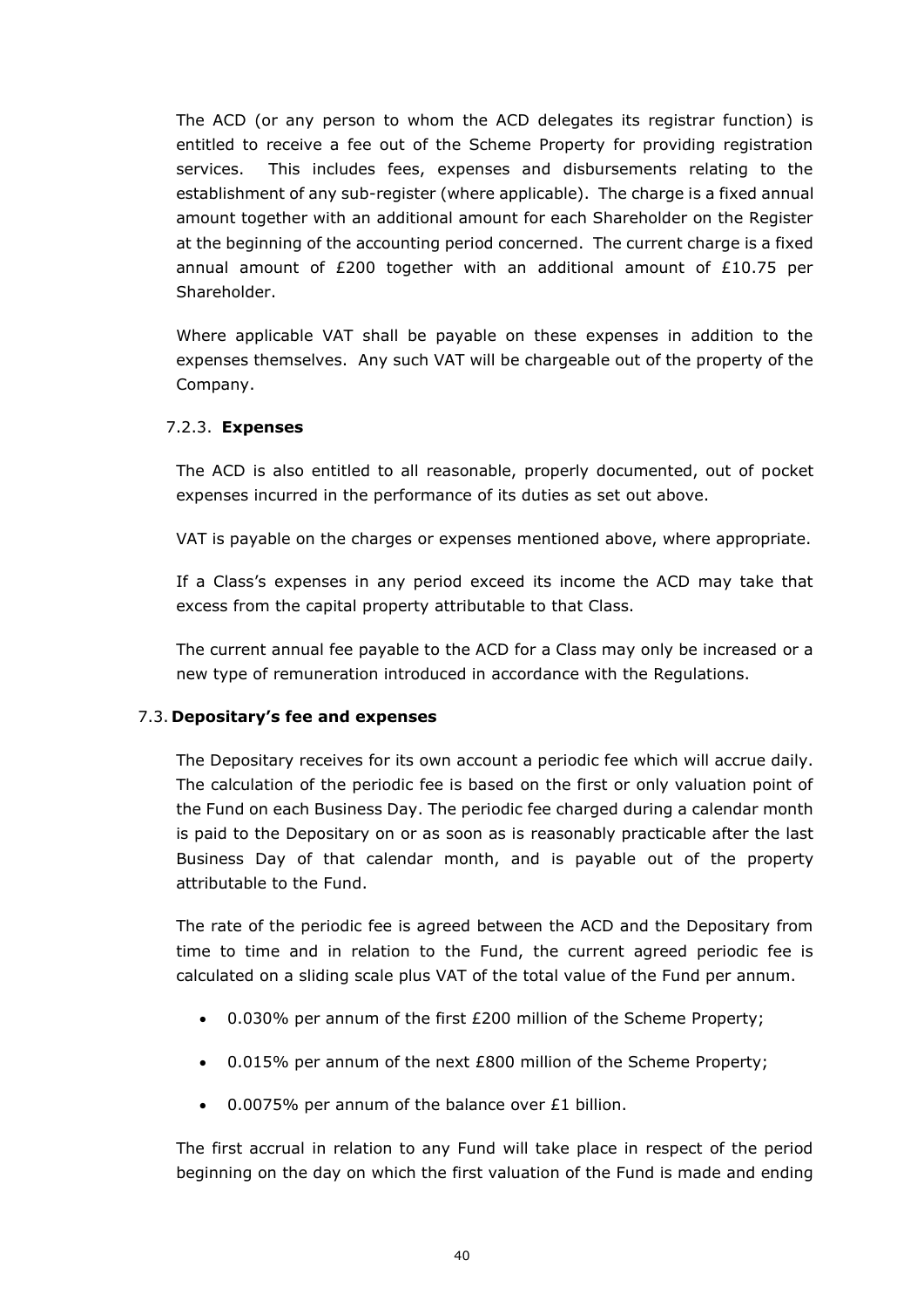The ACD (or any person to whom the ACD delegates its registrar function) is entitled to receive a fee out of the Scheme Property for providing registration services. This includes fees, expenses and disbursements relating to the establishment of any sub-register (where applicable). The charge is a fixed annual amount together with an additional amount for each Shareholder on the Register at the beginning of the accounting period concerned. The current charge is a fixed annual amount of £200 together with an additional amount of £10.75 per Shareholder.

Where applicable VAT shall be payable on these expenses in addition to the expenses themselves. Any such VAT will be chargeable out of the property of the Company.

#### 7.2.3. **Expenses**

The ACD is also entitled to all reasonable, properly documented, out of pocket expenses incurred in the performance of its duties as set out above.

VAT is payable on the charges or expenses mentioned above, where appropriate.

If a Class's expenses in any period exceed its income the ACD may take that excess from the capital property attributable to that Class.

The current annual fee payable to the ACD for a Class may only be increased or a new type of remuneration introduced in accordance with the Regulations.

### 7.3. **Depositary's fee and expenses**

The Depositary receives for its own account a periodic fee which will accrue daily. The calculation of the periodic fee is based on the first or only valuation point of the Fund on each Business Day. The periodic fee charged during a calendar month is paid to the Depositary on or as soon as is reasonably practicable after the last Business Day of that calendar month, and is payable out of the property attributable to the Fund.

The rate of the periodic fee is agreed between the ACD and the Depositary from time to time and in relation to the Fund, the current agreed periodic fee is calculated on a sliding scale plus VAT of the total value of the Fund per annum.

- 0.030% per annum of the first £200 million of the Scheme Property;
- 0.015% per annum of the next £800 million of the Scheme Property;
- 0.0075% per annum of the balance over £1 billion.

The first accrual in relation to any Fund will take place in respect of the period beginning on the day on which the first valuation of the Fund is made and ending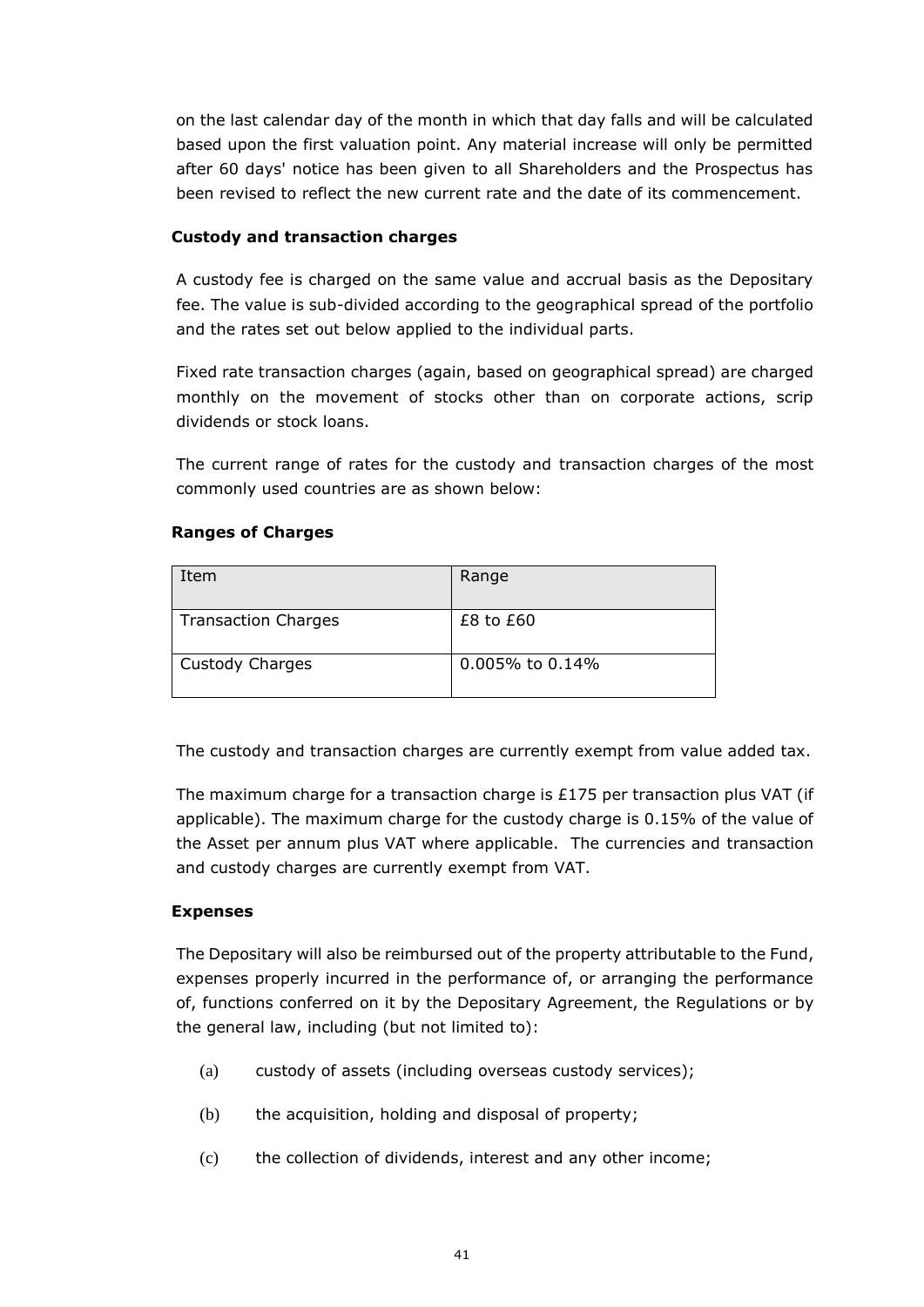on the last calendar day of the month in which that day falls and will be calculated based upon the first valuation point. Any material increase will only be permitted after 60 days' notice has been given to all Shareholders and the Prospectus has been revised to reflect the new current rate and the date of its commencement.

**Custody and transaction charges**

A custody fee is charged on the same value and accrual basis as the Depositary fee. The value is sub-divided according to the geographical spread of the portfolio and the rates set out below applied to the individual parts.

Fixed rate transaction charges (again, based on geographical spread) are charged monthly on the movement of stocks other than on corporate actions, scrip dividends or stock loans.

The current range of rates for the custody and transaction charges of the most commonly used countries are as shown below:

**Ranges of Charges**

| Item | Range |
| --- | --- |
| Transaction Charges | £8 to £60 |
| Custody Charges | 0.005% to 0.14% |

The custody and transaction charges are currently exempt from value added tax.

The maximum charge for a transaction charge is £175 per transaction plus VAT (if applicable). The maximum charge for the custody charge is 0.15% of the value of the Asset per annum plus VAT where applicable. The currencies and transaction and custody charges are currently exempt from VAT.

**Expenses**

The Depositary will also be reimbursed out of the property attributable to the Fund, expenses properly incurred in the performance of, or arranging the performance of, functions conferred on it by the Depositary Agreement, the Regulations or by the general law, including (but not limited to):

(a) custody of assets (including overseas custody services);

(b) the acquisition, holding and disposal of property;

(c) the collection of dividends, interest and any other income;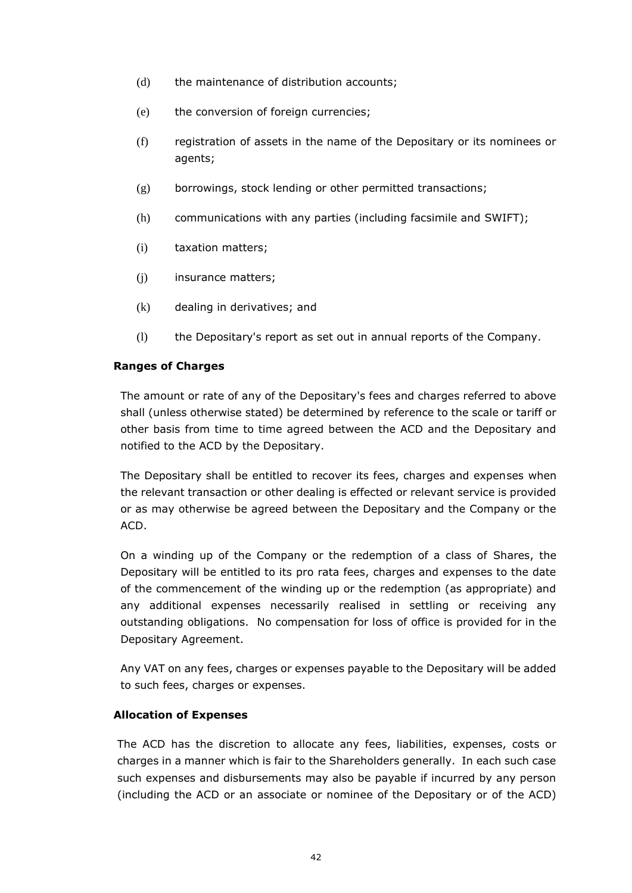(d) the maintenance of distribution accounts;

(e) the conversion of foreign currencies;

(f) registration of assets in the name of the Depositary or its nominees or agents;

(g) borrowings, stock lending or other permitted transactions;

(h) communications with any parties (including facsimile and SWIFT);

(i) taxation matters;

(j) insurance matters;

(k) dealing in derivatives; and

(l) the Depositary's report as set out in annual reports of the Company.

**Ranges of Charges**

The amount or rate of any of the Depositary's fees and charges referred to above shall (unless otherwise stated) be determined by reference to the scale or tariff or other basis from time to time agreed between the ACD and the Depositary and notified to the ACD by the Depositary.

The Depositary shall be entitled to recover its fees, charges and expenses when the relevant transaction or other dealing is effected or relevant service is provided or as may otherwise be agreed between the Depositary and the Company or the ACD.

On a winding up of the Company or the redemption of a class of Shares, the Depositary will be entitled to its pro rata fees, charges and expenses to the date of the commencement of the winding up or the redemption (as appropriate) and any additional expenses necessarily realised in settling or receiving any outstanding obligations. No compensation for loss of office is provided for in the Depositary Agreement.

Any VAT on any fees, charges or expenses payable to the Depositary will be added to such fees, charges or expenses.

**Allocation of Expenses**

The ACD has the discretion to allocate any fees, liabilities, expenses, costs or charges in a manner which is fair to the Shareholders generally. In each such case such expenses and disbursements may also be payable if incurred by any person (including the ACD or an associate or nominee of the Depositary or of the ACD)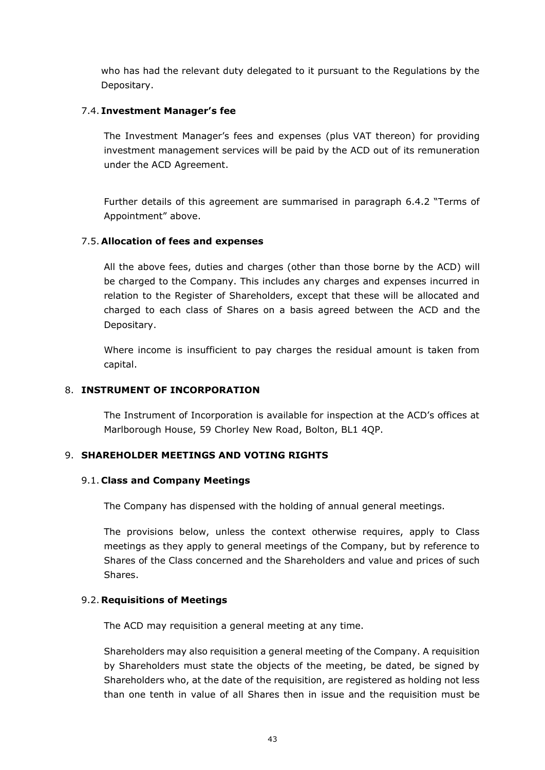who has had the relevant duty delegated to it pursuant to the Regulations by the Depositary.

### 7.4. Investment Manager's fee

The Investment Manager's fees and expenses (plus VAT thereon) for providing investment management services will be paid by the ACD out of its remuneration under the ACD Agreement.

Further details of this agreement are summarised in paragraph 6.4.2 "Terms of Appointment" above.

### 7.5. Allocation of fees and expenses

All the above fees, duties and charges (other than those borne by the ACD) will be charged to the Company. This includes any charges and expenses incurred in relation to the Register of Shareholders, except that these will be allocated and charged to each class of Shares on a basis agreed between the ACD and the Depositary.

Where income is insufficient to pay charges the residual amount is taken from capital.

## 8. INSTRUMENT OF INCORPORATION

The Instrument of Incorporation is available for inspection at the ACD's offices at Marlborough House, 59 Chorley New Road, Bolton, BL1 4QP.

## 9. SHAREHOLDER MEETINGS AND VOTING RIGHTS

### 9.1. Class and Company Meetings

The Company has dispensed with the holding of annual general meetings.

The provisions below, unless the context otherwise requires, apply to Class meetings as they apply to general meetings of the Company, but by reference to Shares of the Class concerned and the Shareholders and value and prices of such Shares.

### 9.2. Requisitions of Meetings

The ACD may requisition a general meeting at any time.

Shareholders may also requisition a general meeting of the Company. A requisition by Shareholders must state the objects of the meeting, be dated, be signed by Shareholders who, at the date of the requisition, are registered as holding not less than one tenth in value of all Shares then in issue and the requisition must be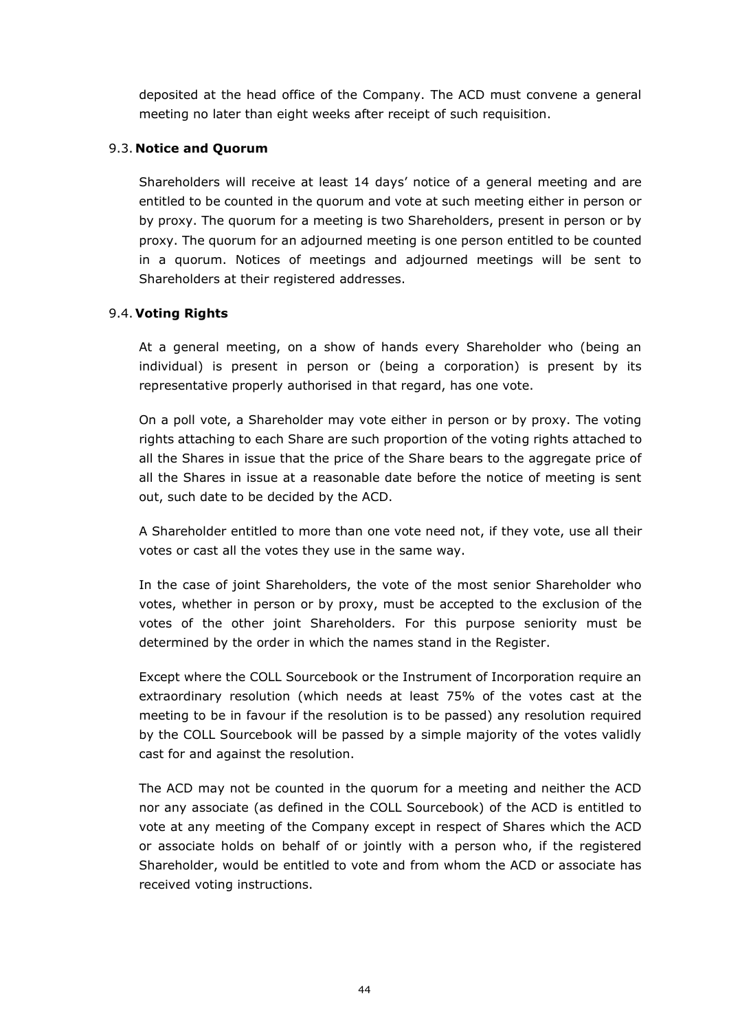deposited at the head office of the Company. The ACD must convene a general meeting no later than eight weeks after receipt of such requisition.

### 9.3. Notice and Quorum

Shareholders will receive at least 14 days' notice of a general meeting and are entitled to be counted in the quorum and vote at such meeting either in person or by proxy. The quorum for a meeting is two Shareholders, present in person or by proxy. The quorum for an adjourned meeting is one person entitled to be counted in a quorum. Notices of meetings and adjourned meetings will be sent to Shareholders at their registered addresses.

### 9.4. Voting Rights

At a general meeting, on a show of hands every Shareholder who (being an individual) is present in person or (being a corporation) is present by its representative properly authorised in that regard, has one vote.

On a poll vote, a Shareholder may vote either in person or by proxy. The voting rights attaching to each Share are such proportion of the voting rights attached to all the Shares in issue that the price of the Share bears to the aggregate price of all the Shares in issue at a reasonable date before the notice of meeting is sent out, such date to be decided by the ACD.

A Shareholder entitled to more than one vote need not, if they vote, use all their votes or cast all the votes they use in the same way.

In the case of joint Shareholders, the vote of the most senior Shareholder who votes, whether in person or by proxy, must be accepted to the exclusion of the votes of the other joint Shareholders. For this purpose seniority must be determined by the order in which the names stand in the Register.

Except where the COLL Sourcebook or the Instrument of Incorporation require an extraordinary resolution (which needs at least 75% of the votes cast at the meeting to be in favour if the resolution is to be passed) any resolution required by the COLL Sourcebook will be passed by a simple majority of the votes validly cast for and against the resolution.

The ACD may not be counted in the quorum for a meeting and neither the ACD nor any associate (as defined in the COLL Sourcebook) of the ACD is entitled to vote at any meeting of the Company except in respect of Shares which the ACD or associate holds on behalf of or jointly with a person who, if the registered Shareholder, would be entitled to vote and from whom the ACD or associate has received voting instructions.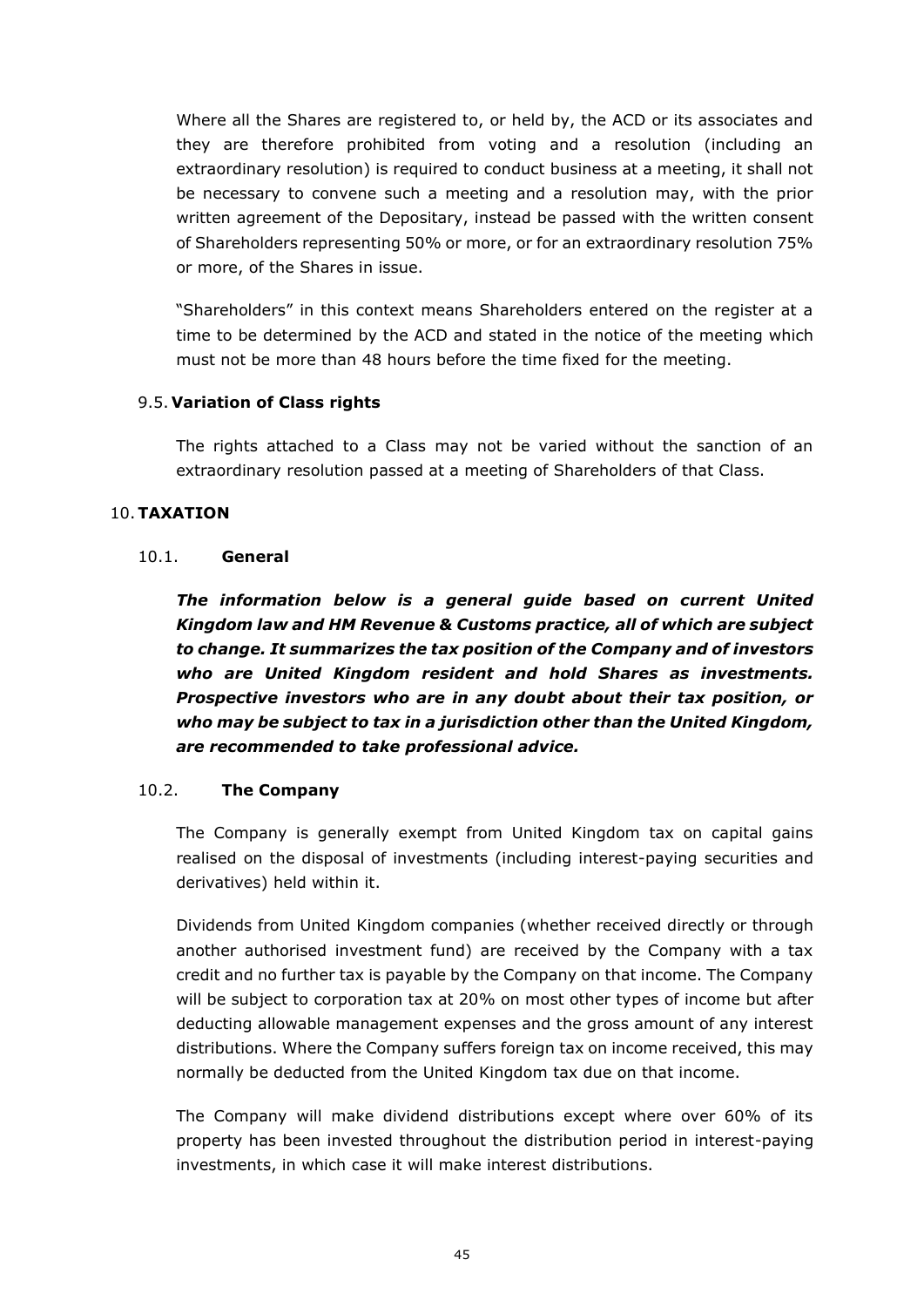Where all the Shares are registered to, or held by, the ACD or its associates and they are therefore prohibited from voting and a resolution (including an extraordinary resolution) is required to conduct business at a meeting, it shall not be necessary to convene such a meeting and a resolution may, with the prior written agreement of the Depositary, instead be passed with the written consent of Shareholders representing 50% or more, or for an extraordinary resolution 75% or more, of the Shares in issue.

"Shareholders" in this context means Shareholders entered on the register at a time to be determined by the ACD and stated in the notice of the meeting which must not be more than 48 hours before the time fixed for the meeting.

### 9.5. Variation of Class rights

The rights attached to a Class may not be varied without the sanction of an extraordinary resolution passed at a meeting of Shareholders of that Class.

## 10. TAXATION

### 10.1. General

***The information below is a general guide based on current United Kingdom law and HM Revenue & Customs practice, all of which are subject to change. It summarizes the tax position of the Company and of investors who are United Kingdom resident and hold Shares as investments. Prospective investors who are in any doubt about their tax position, or who may be subject to tax in a jurisdiction other than the United Kingdom, are recommended to take professional advice.***

### 10.2. The Company

The Company is generally exempt from United Kingdom tax on capital gains realised on the disposal of investments (including interest-paying securities and derivatives) held within it.

Dividends from United Kingdom companies (whether received directly or through another authorised investment fund) are received by the Company with a tax credit and no further tax is payable by the Company on that income. The Company will be subject to corporation tax at 20% on most other types of income but after deducting allowable management expenses and the gross amount of any interest distributions. Where the Company suffers foreign tax on income received, this may normally be deducted from the United Kingdom tax due on that income.

The Company will make dividend distributions except where over 60% of its property has been invested throughout the distribution period in interest-paying investments, in which case it will make interest distributions.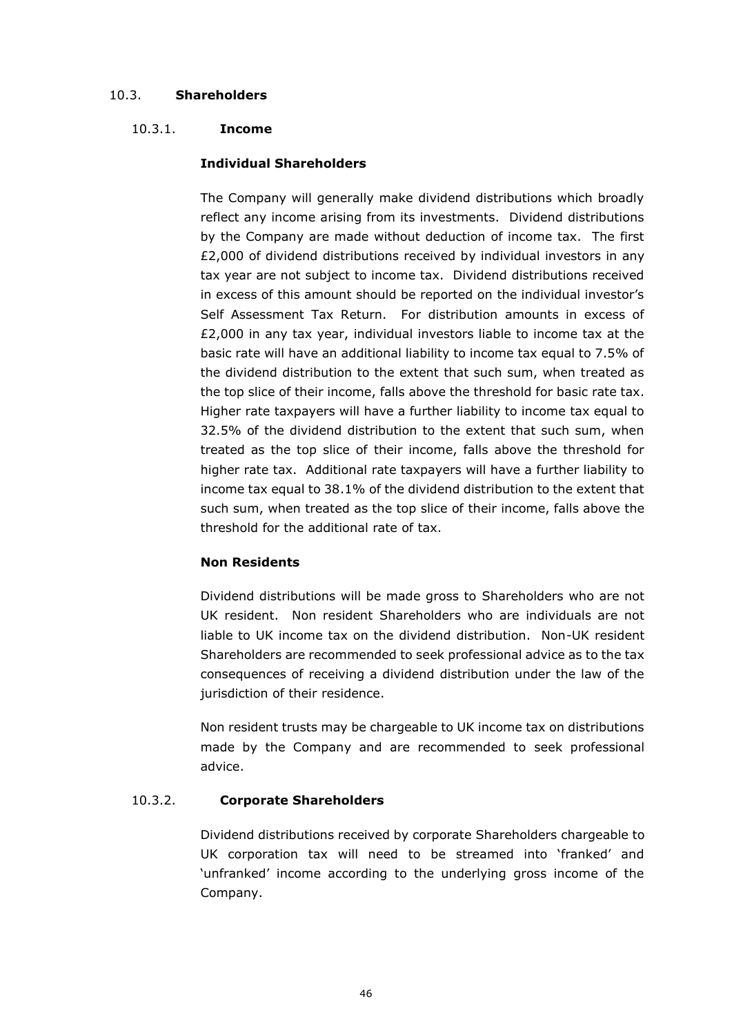## 10.3. Shareholders

### 10.3.1. Income

**Individual Shareholders**

The Company will generally make dividend distributions which broadly reflect any income arising from its investments. Dividend distributions by the Company are made without deduction of income tax. The first £2,000 of dividend distributions received by individual investors in any tax year are not subject to income tax. Dividend distributions received in excess of this amount should be reported on the individual investor's Self Assessment Tax Return. For distribution amounts in excess of £2,000 in any tax year, individual investors liable to income tax at the basic rate will have an additional liability to income tax equal to 7.5% of the dividend distribution to the extent that such sum, when treated as the top slice of their income, falls above the threshold for basic rate tax. Higher rate taxpayers will have a further liability to income tax equal to 32.5% of the dividend distribution to the extent that such sum, when treated as the top slice of their income, falls above the threshold for higher rate tax. Additional rate taxpayers will have a further liability to income tax equal to 38.1% of the dividend distribution to the extent that such sum, when treated as the top slice of their income, falls above the threshold for the additional rate of tax.

**Non Residents**

Dividend distributions will be made gross to Shareholders who are not UK resident. Non resident Shareholders who are individuals are not liable to UK income tax on the dividend distribution. Non-UK resident Shareholders are recommended to seek professional advice as to the tax consequences of receiving a dividend distribution under the law of the jurisdiction of their residence.

Non resident trusts may be chargeable to UK income tax on distributions made by the Company and are recommended to seek professional advice.

### 10.3.2. Corporate Shareholders

Dividend distributions received by corporate Shareholders chargeable to UK corporation tax will need to be streamed into 'franked' and 'unfranked' income according to the underlying gross income of the Company.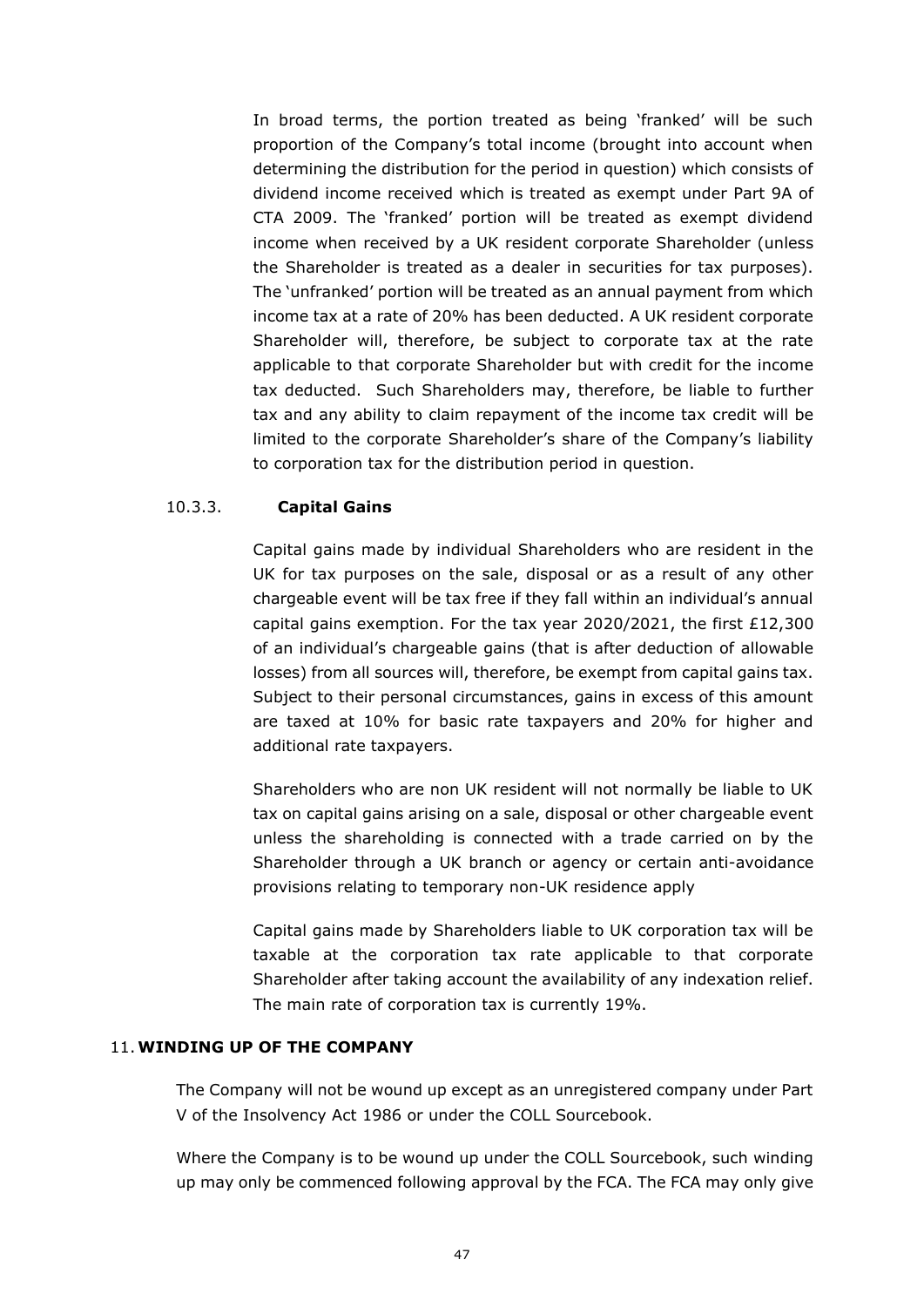In broad terms, the portion treated as being 'franked' will be such proportion of the Company's total income (brought into account when determining the distribution for the period in question) which consists of dividend income received which is treated as exempt under Part 9A of CTA 2009. The 'franked' portion will be treated as exempt dividend income when received by a UK resident corporate Shareholder (unless the Shareholder is treated as a dealer in securities for tax purposes). The 'unfranked' portion will be treated as an annual payment from which income tax at a rate of 20% has been deducted. A UK resident corporate Shareholder will, therefore, be subject to corporate tax at the rate applicable to that corporate Shareholder but with credit for the income tax deducted. Such Shareholders may, therefore, be liable to further tax and any ability to claim repayment of the income tax credit will be limited to the corporate Shareholder's share of the Company's liability to corporation tax for the distribution period in question.

### 10.3.3. Capital Gains

Capital gains made by individual Shareholders who are resident in the UK for tax purposes on the sale, disposal or as a result of any other chargeable event will be tax free if they fall within an individual's annual capital gains exemption. For the tax year 2020/2021, the first £12,300 of an individual's chargeable gains (that is after deduction of allowable losses) from all sources will, therefore, be exempt from capital gains tax. Subject to their personal circumstances, gains in excess of this amount are taxed at 10% for basic rate taxpayers and 20% for higher and additional rate taxpayers.

Shareholders who are non UK resident will not normally be liable to UK tax on capital gains arising on a sale, disposal or other chargeable event unless the shareholding is connected with a trade carried on by the Shareholder through a UK branch or agency or certain anti-avoidance provisions relating to temporary non-UK residence apply

Capital gains made by Shareholders liable to UK corporation tax will be taxable at the corporation tax rate applicable to that corporate Shareholder after taking account the availability of any indexation relief. The main rate of corporation tax is currently 19%.

## 11. WINDING UP OF THE COMPANY

The Company will not be wound up except as an unregistered company under Part V of the Insolvency Act 1986 or under the COLL Sourcebook.

Where the Company is to be wound up under the COLL Sourcebook, such winding up may only be commenced following approval by the FCA. The FCA may only give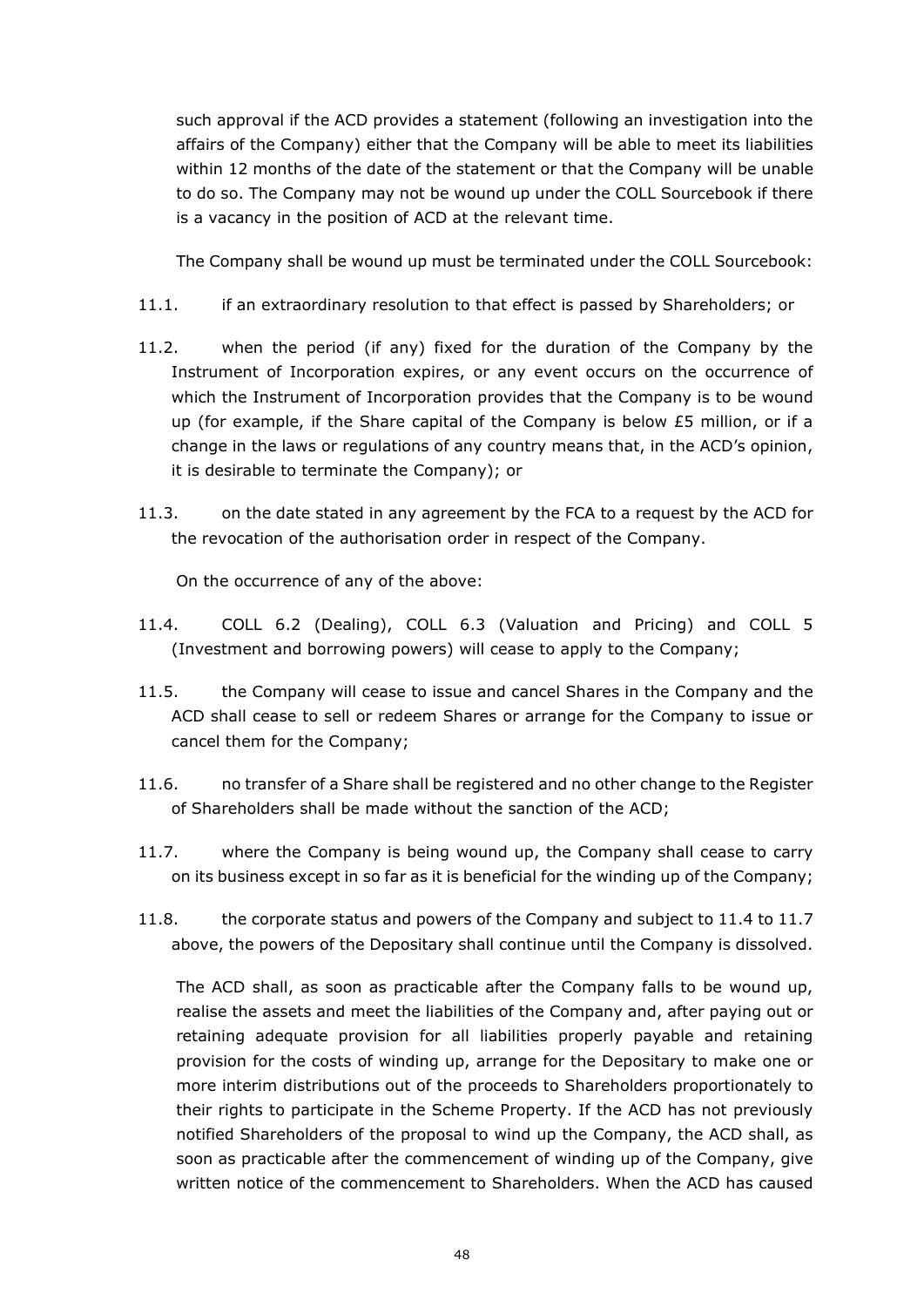such approval if the ACD provides a statement (following an investigation into the affairs of the Company) either that the Company will be able to meet its liabilities within 12 months of the date of the statement or that the Company will be unable to do so. The Company may not be wound up under the COLL Sourcebook if there is a vacancy in the position of ACD at the relevant time.

The Company shall be wound up must be terminated under the COLL Sourcebook:

11.1. if an extraordinary resolution to that effect is passed by Shareholders; or

11.2. when the period (if any) fixed for the duration of the Company by the Instrument of Incorporation expires, or any event occurs on the occurrence of which the Instrument of Incorporation provides that the Company is to be wound up (for example, if the Share capital of the Company is below £5 million, or if a change in the laws or regulations of any country means that, in the ACD's opinion, it is desirable to terminate the Company); or

11.3. on the date stated in any agreement by the FCA to a request by the ACD for the revocation of the authorisation order in respect of the Company.

On the occurrence of any of the above:

11.4. COLL 6.2 (Dealing), COLL 6.3 (Valuation and Pricing) and COLL 5 (Investment and borrowing powers) will cease to apply to the Company;

11.5. the Company will cease to issue and cancel Shares in the Company and the ACD shall cease to sell or redeem Shares or arrange for the Company to issue or cancel them for the Company;

11.6. no transfer of a Share shall be registered and no other change to the Register of Shareholders shall be made without the sanction of the ACD;

11.7. where the Company is being wound up, the Company shall cease to carry on its business except in so far as it is beneficial for the winding up of the Company;

11.8. the corporate status and powers of the Company and subject to 11.4 to 11.7 above, the powers of the Depositary shall continue until the Company is dissolved.

The ACD shall, as soon as practicable after the Company falls to be wound up, realise the assets and meet the liabilities of the Company and, after paying out or retaining adequate provision for all liabilities properly payable and retaining provision for the costs of winding up, arrange for the Depositary to make one or more interim distributions out of the proceeds to Shareholders proportionately to their rights to participate in the Scheme Property. If the ACD has not previously notified Shareholders of the proposal to wind up the Company, the ACD shall, as soon as practicable after the commencement of winding up of the Company, give written notice of the commencement to Shareholders. When the ACD has caused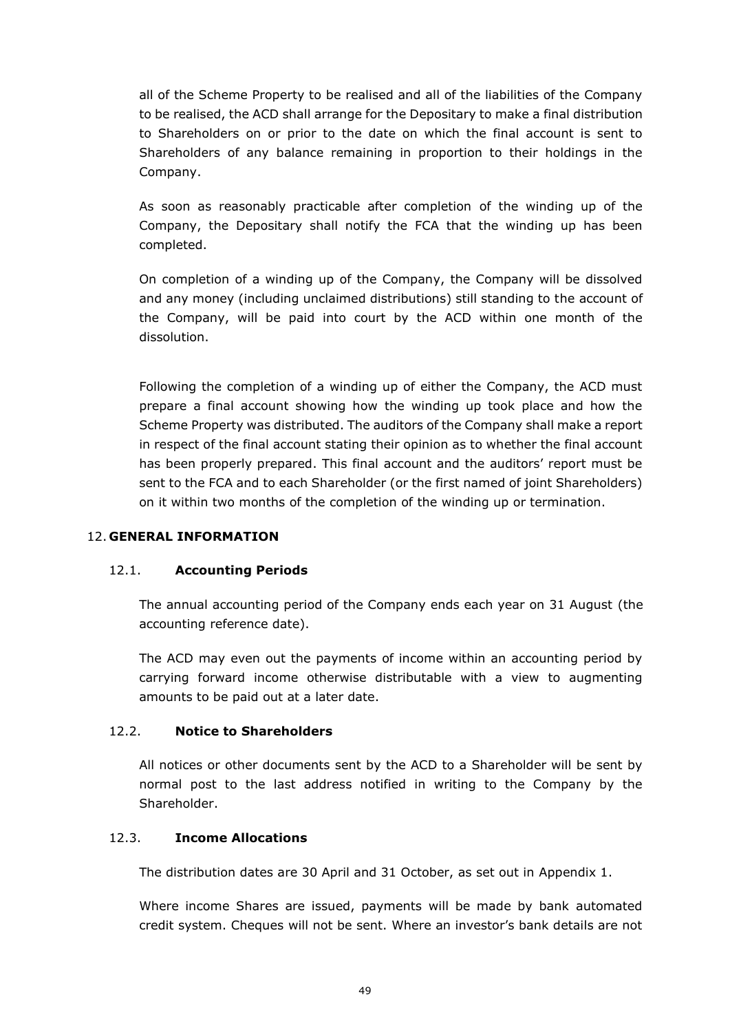all of the Scheme Property to be realised and all of the liabilities of the Company to be realised, the ACD shall arrange for the Depositary to make a final distribution to Shareholders on or prior to the date on which the final account is sent to Shareholders of any balance remaining in proportion to their holdings in the Company.

As soon as reasonably practicable after completion of the winding up of the Company, the Depositary shall notify the FCA that the winding up has been completed.

On completion of a winding up of the Company, the Company will be dissolved and any money (including unclaimed distributions) still standing to the account of the Company, will be paid into court by the ACD within one month of the dissolution.

Following the completion of a winding up of either the Company, the ACD must prepare a final account showing how the winding up took place and how the Scheme Property was distributed. The auditors of the Company shall make a report in respect of the final account stating their opinion as to whether the final account has been properly prepared. This final account and the auditors' report must be sent to the FCA and to each Shareholder (or the first named of joint Shareholders) on it within two months of the completion of the winding up or termination.

## 12. GENERAL INFORMATION

### 12.1. Accounting Periods

The annual accounting period of the Company ends each year on 31 August (the accounting reference date).

The ACD may even out the payments of income within an accounting period by carrying forward income otherwise distributable with a view to augmenting amounts to be paid out at a later date.

### 12.2. Notice to Shareholders

All notices or other documents sent by the ACD to a Shareholder will be sent by normal post to the last address notified in writing to the Company by the Shareholder.

### 12.3. Income Allocations

The distribution dates are 30 April and 31 October, as set out in Appendix 1.

Where income Shares are issued, payments will be made by bank automated credit system. Cheques will not be sent. Where an investor's bank details are not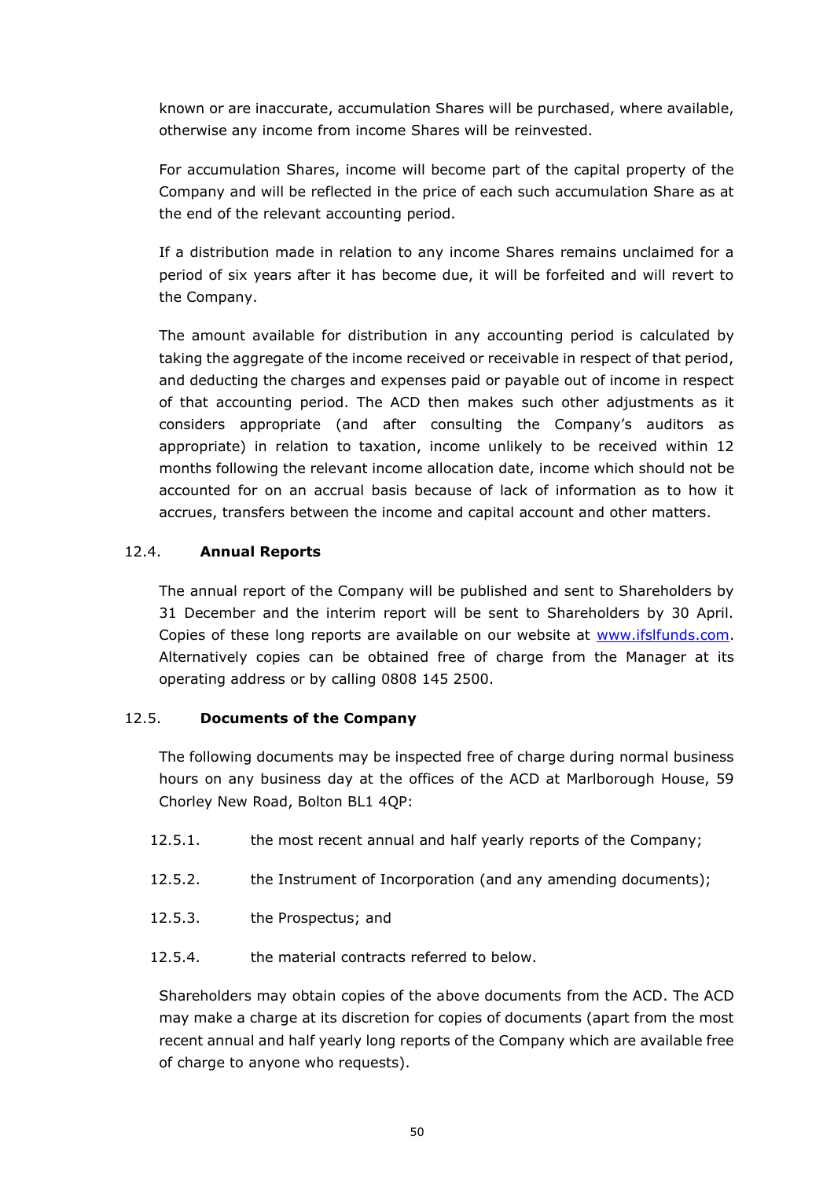known or are inaccurate, accumulation Shares will be purchased, where available, otherwise any income from income Shares will be reinvested.

For accumulation Shares, income will become part of the capital property of the Company and will be reflected in the price of each such accumulation Share as at the end of the relevant accounting period.

If a distribution made in relation to any income Shares remains unclaimed for a period of six years after it has become due, it will be forfeited and will revert to the Company.

The amount available for distribution in any accounting period is calculated by taking the aggregate of the income received or receivable in respect of that period, and deducting the charges and expenses paid or payable out of income in respect of that accounting period. The ACD then makes such other adjustments as it considers appropriate (and after consulting the Company's auditors as appropriate) in relation to taxation, income unlikely to be received within 12 months following the relevant income allocation date, income which should not be accounted for on an accrual basis because of lack of information as to how it accrues, transfers between the income and capital account and other matters.

### 12.4. Annual Reports

The annual report of the Company will be published and sent to Shareholders by 31 December and the interim report will be sent to Shareholders by 30 April. Copies of these long reports are available on our website at www.ifslfunds.com. Alternatively copies can be obtained free of charge from the Manager at its operating address or by calling 0808 145 2500.

### 12.5. Documents of the Company

The following documents may be inspected free of charge during normal business hours on any business day at the offices of the ACD at Marlborough House, 59 Chorley New Road, Bolton BL1 4QP:

12.5.1. the most recent annual and half yearly reports of the Company;

12.5.2. the Instrument of Incorporation (and any amending documents);

12.5.3. the Prospectus; and

12.5.4. the material contracts referred to below.

Shareholders may obtain copies of the above documents from the ACD. The ACD may make a charge at its discretion for copies of documents (apart from the most recent annual and half yearly long reports of the Company which are available free of charge to anyone who requests).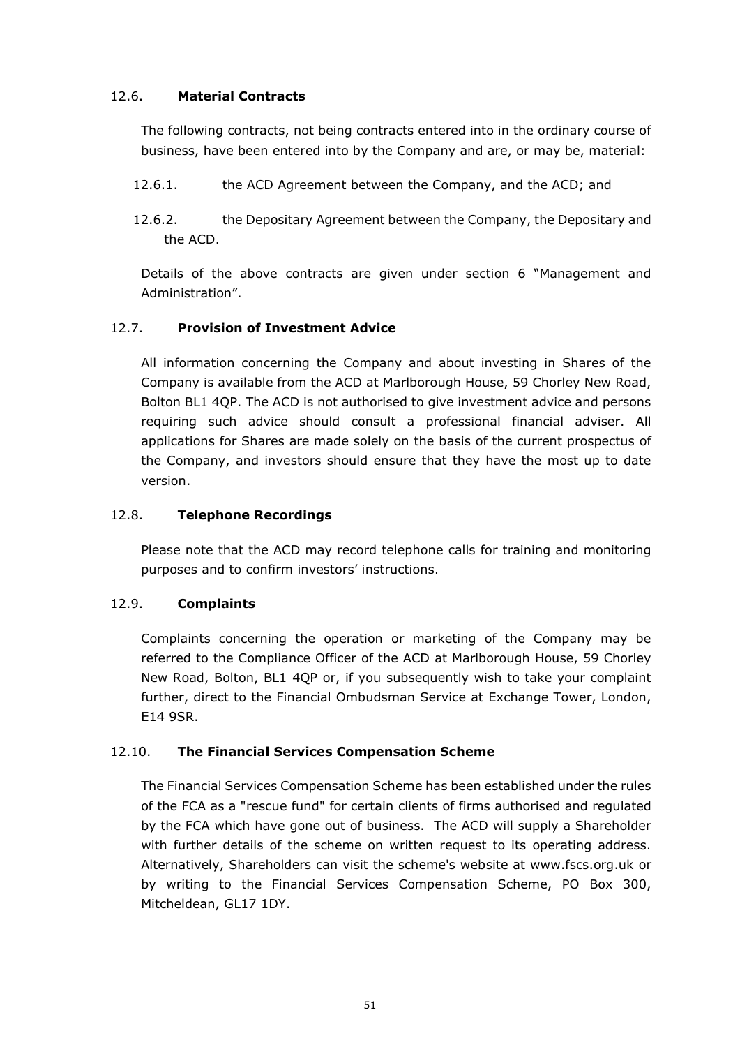### 12.6. **Material Contracts**

The following contracts, not being contracts entered into in the ordinary course of business, have been entered into by the Company and are, or may be, material:

12.6.1. the ACD Agreement between the Company, and the ACD; and

12.6.2. the Depositary Agreement between the Company, the Depositary and the ACD.

Details of the above contracts are given under section 6 "Management and Administration".

### 12.7. **Provision of Investment Advice**

All information concerning the Company and about investing in Shares of the Company is available from the ACD at Marlborough House, 59 Chorley New Road, Bolton BL1 4QP. The ACD is not authorised to give investment advice and persons requiring such advice should consult a professional financial adviser. All applications for Shares are made solely on the basis of the current prospectus of the Company, and investors should ensure that they have the most up to date version.

### 12.8. **Telephone Recordings**

Please note that the ACD may record telephone calls for training and monitoring purposes and to confirm investors' instructions.

### 12.9. **Complaints**

Complaints concerning the operation or marketing of the Company may be referred to the Compliance Officer of the ACD at Marlborough House, 59 Chorley New Road, Bolton, BL1 4QP or, if you subsequently wish to take your complaint further, direct to the Financial Ombudsman Service at Exchange Tower, London, E14 9SR.

### 12.10. **The Financial Services Compensation Scheme**

The Financial Services Compensation Scheme has been established under the rules of the FCA as a "rescue fund" for certain clients of firms authorised and regulated by the FCA which have gone out of business. The ACD will supply a Shareholder with further details of the scheme on written request to its operating address. Alternatively, Shareholders can visit the scheme's website at www.fscs.org.uk or by writing to the Financial Services Compensation Scheme, PO Box 300, Mitcheldean, GL17 1DY.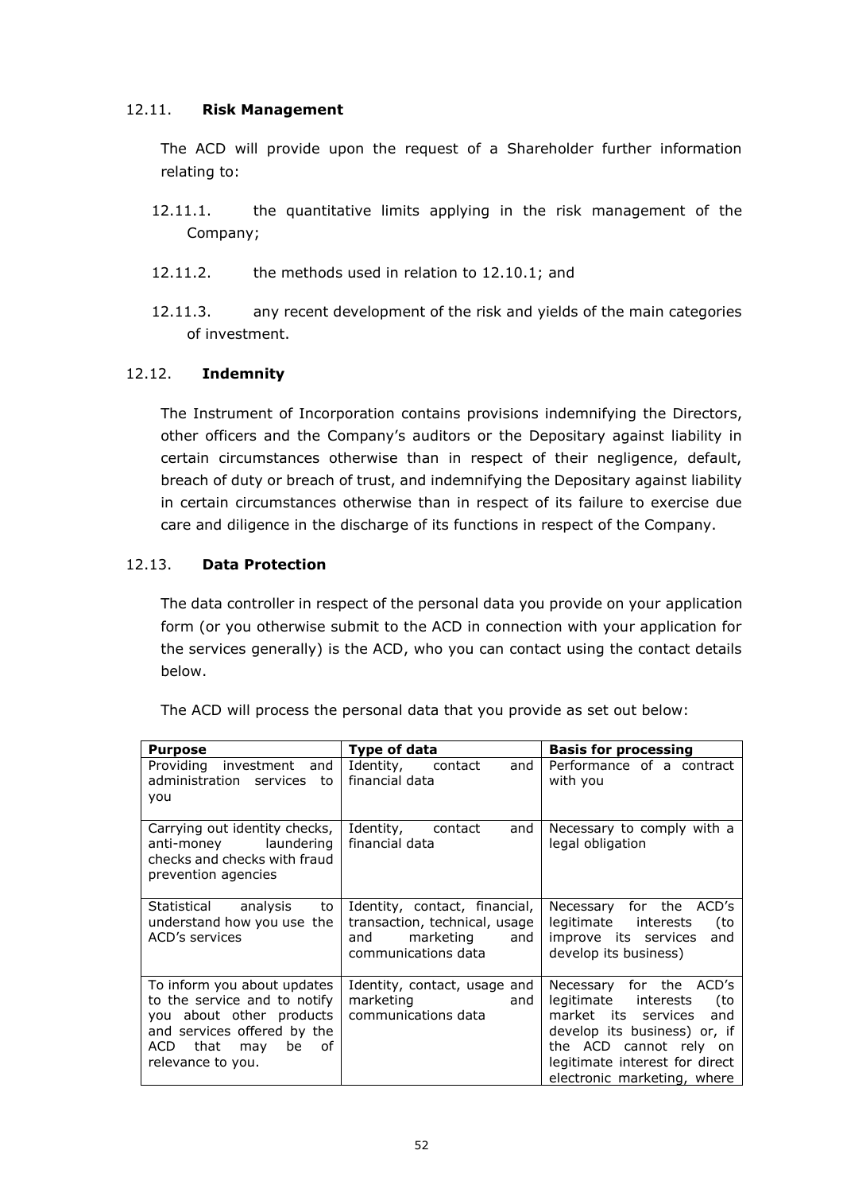### 12.11. Risk Management

The ACD will provide upon the request of a Shareholder further information relating to:

12.11.1. the quantitative limits applying in the risk management of the Company;

12.11.2. the methods used in relation to 12.10.1; and

12.11.3. any recent development of the risk and yields of the main categories of investment.

### 12.12. Indemnity

The Instrument of Incorporation contains provisions indemnifying the Directors, other officers and the Company's auditors or the Depositary against liability in certain circumstances otherwise than in respect of their negligence, default, breach of duty or breach of trust, and indemnifying the Depositary against liability in certain circumstances otherwise than in respect of its failure to exercise due care and diligence in the discharge of its functions in respect of the Company.

### 12.13. Data Protection

The data controller in respect of the personal data you provide on your application form (or you otherwise submit to the ACD in connection with your application for the services generally) is the ACD, who you can contact using the contact details below.

The ACD will process the personal data that you provide as set out below:

| Purpose | Type of data | Basis for processing |
|---|---|---|
| Providing investment and administration services to you | Identity, contact and financial data | Performance of a contract with you |
| Carrying out identity checks, anti-money laundering checks and checks with fraud prevention agencies | Identity, contact and financial data | Necessary to comply with a legal obligation |
| Statistical analysis to understand how you use the ACD's services | Identity, contact, financial, transaction, technical, usage and marketing and communications data | Necessary for the ACD's legitimate interests (to improve its services and develop its business) |
| To inform you about updates to the service and to notify you about other products and services offered by the ACD that may be of relevance to you. | Identity, contact, usage and marketing and communications data | Necessary for the ACD's legitimate interests (to market its services and develop its business) or, if the ACD cannot rely on legitimate interest for direct electronic marketing, where |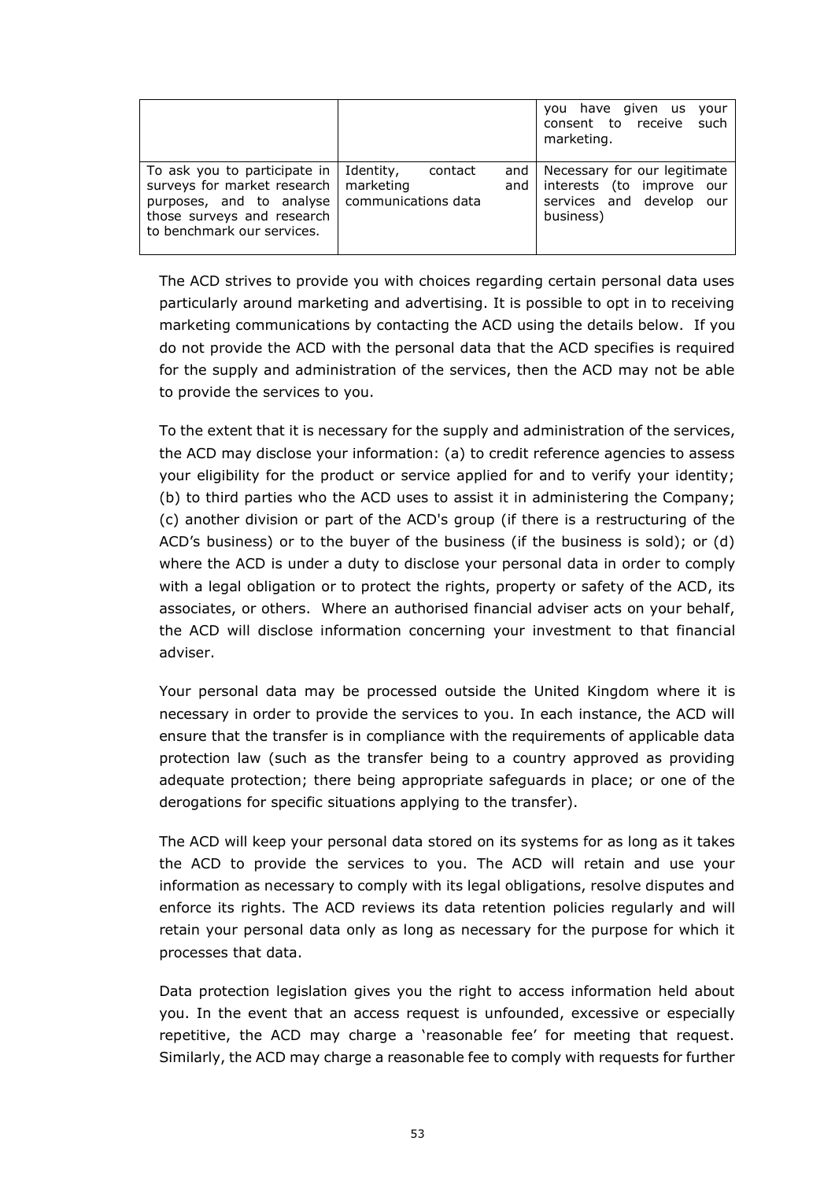| | | |
|---|---|---|
| | | you have given us your consent to receive such marketing. |
| To ask you to participate in surveys for market research purposes, and to analyse those surveys and research to benchmark our services. | Identity, contact and marketing and communications data | Necessary for our legitimate interests (to improve our services and develop our business) |

The ACD strives to provide you with choices regarding certain personal data uses particularly around marketing and advertising. It is possible to opt in to receiving marketing communications by contacting the ACD using the details below. If you do not provide the ACD with the personal data that the ACD specifies is required for the supply and administration of the services, then the ACD may not be able to provide the services to you.

To the extent that it is necessary for the supply and administration of the services, the ACD may disclose your information: (a) to credit reference agencies to assess your eligibility for the product or service applied for and to verify your identity; (b) to third parties who the ACD uses to assist it in administering the Company; (c) another division or part of the ACD's group (if there is a restructuring of the ACD's business) or to the buyer of the business (if the business is sold); or (d) where the ACD is under a duty to disclose your personal data in order to comply with a legal obligation or to protect the rights, property or safety of the ACD, its associates, or others. Where an authorised financial adviser acts on your behalf, the ACD will disclose information concerning your investment to that financial adviser.

Your personal data may be processed outside the United Kingdom where it is necessary in order to provide the services to you. In each instance, the ACD will ensure that the transfer is in compliance with the requirements of applicable data protection law (such as the transfer being to a country approved as providing adequate protection; there being appropriate safeguards in place; or one of the derogations for specific situations applying to the transfer).

The ACD will keep your personal data stored on its systems for as long as it takes the ACD to provide the services to you. The ACD will retain and use your information as necessary to comply with its legal obligations, resolve disputes and enforce its rights. The ACD reviews its data retention policies regularly and will retain your personal data only as long as necessary for the purpose for which it processes that data.

Data protection legislation gives you the right to access information held about you. In the event that an access request is unfounded, excessive or especially repetitive, the ACD may charge a 'reasonable fee' for meeting that request. Similarly, the ACD may charge a reasonable fee to comply with requests for further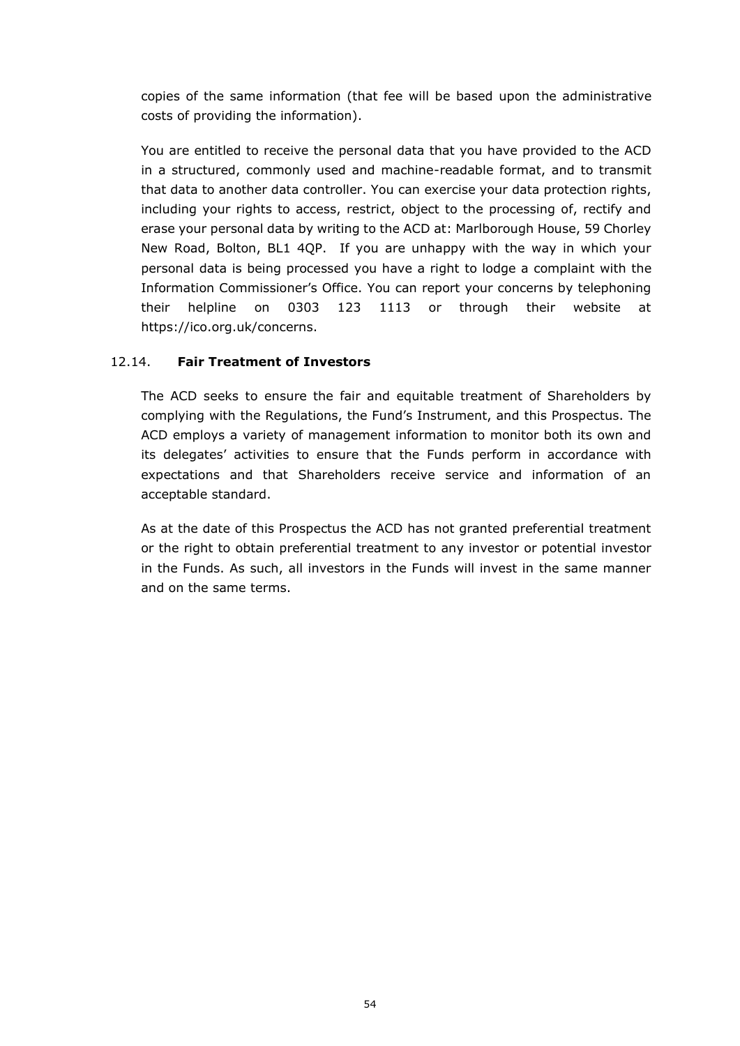copies of the same information (that fee will be based upon the administrative costs of providing the information).

You are entitled to receive the personal data that you have provided to the ACD in a structured, commonly used and machine-readable format, and to transmit that data to another data controller. You can exercise your data protection rights, including your rights to access, restrict, object to the processing of, rectify and erase your personal data by writing to the ACD at: Marlborough House, 59 Chorley New Road, Bolton, BL1 4QP. If you are unhappy with the way in which your personal data is being processed you have a right to lodge a complaint with the Information Commissioner's Office. You can report your concerns by telephoning their helpline on 0303 123 1113 or through their website at https://ico.org.uk/concerns.

### 12.14. **Fair Treatment of Investors**

The ACD seeks to ensure the fair and equitable treatment of Shareholders by complying with the Regulations, the Fund's Instrument, and this Prospectus. The ACD employs a variety of management information to monitor both its own and its delegates' activities to ensure that the Funds perform in accordance with expectations and that Shareholders receive service and information of an acceptable standard.

As at the date of this Prospectus the ACD has not granted preferential treatment or the right to obtain preferential treatment to any investor or potential investor in the Funds. As such, all investors in the Funds will invest in the same manner and on the same terms.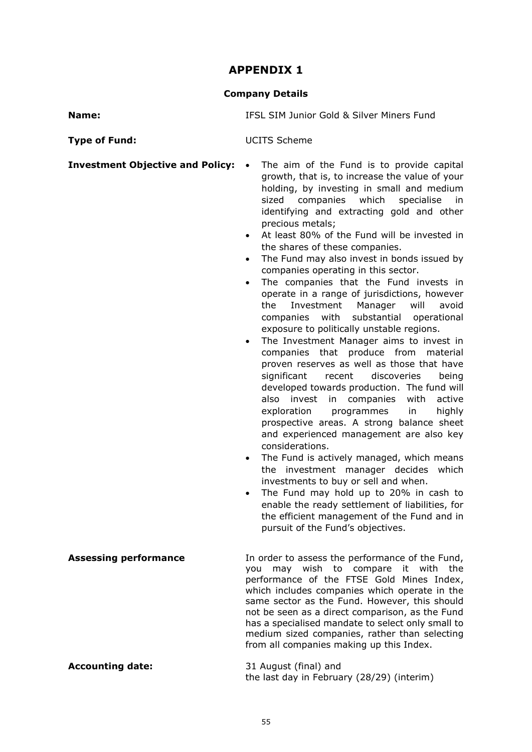# APPENDIX 1

## Company Details

**Name:** IFSL SIM Junior Gold & Silver Miners Fund

**Type of Fund:** UCITS Scheme

**Investment Objective and Policy:**

- The aim of the Fund is to provide capital growth, that is, to increase the value of your holding, by investing in small and medium sized companies which specialise in identifying and extracting gold and other precious metals;
- At least 80% of the Fund will be invested in the shares of these companies.
- The Fund may also invest in bonds issued by companies operating in this sector.
- The companies that the Fund invests in operate in a range of jurisdictions, however the Investment Manager will avoid companies with substantial operational exposure to politically unstable regions.
- The Investment Manager aims to invest in companies that produce from material proven reserves as well as those that have significant recent discoveries being developed towards production. The fund will also invest in companies with active exploration programmes in highly prospective areas. A strong balance sheet and experienced management are also key considerations.
- The Fund is actively managed, which means the investment manager decides which investments to buy or sell and when.
- The Fund may hold up to 20% in cash to enable the ready settlement of liabilities, for the efficient management of the Fund and in pursuit of the Fund's objectives.

**Assessing performance**

In order to assess the performance of the Fund, you may wish to compare it with the performance of the FTSE Gold Mines Index, which includes companies which operate in the same sector as the Fund. However, this should not be seen as a direct comparison, as the Fund has a specialised mandate to select only small to medium sized companies, rather than selecting from all companies making up this Index.

**Accounting date:**

31 August (final) and
the last day in February (28/29) (interim)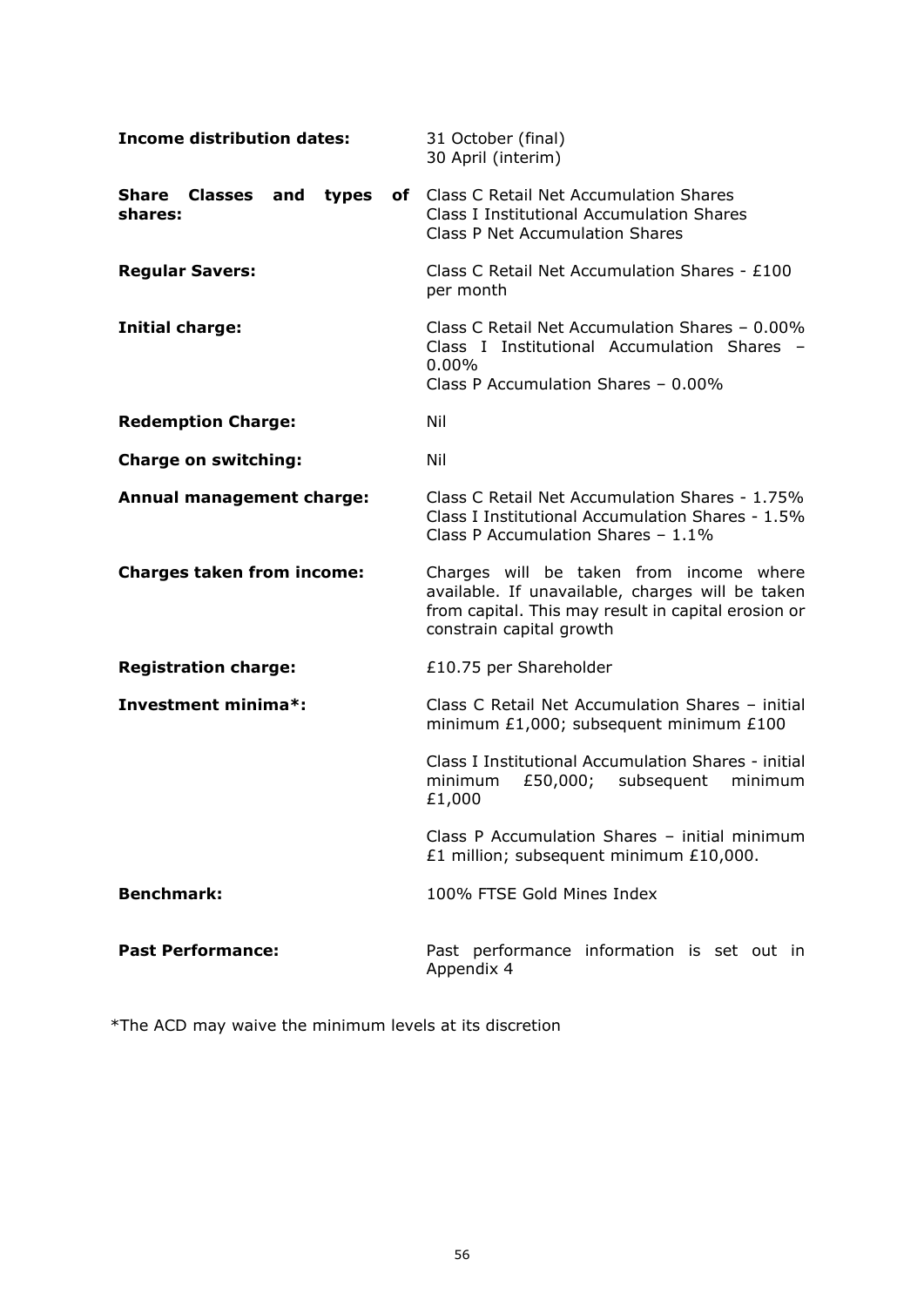| | |
|---|---|
| **Income distribution dates:** | 31 October (final)<br>30 April (interim) |
| **Share Classes and types of shares:** | Class C Retail Net Accumulation Shares<br>Class I Institutional Accumulation Shares<br>Class P Net Accumulation Shares |
| **Regular Savers:** | Class C Retail Net Accumulation Shares - £100 per month |
| **Initial charge:** | Class C Retail Net Accumulation Shares – 0.00%<br>Class I Institutional Accumulation Shares – 0.00%<br>Class P Accumulation Shares – 0.00% |
| **Redemption Charge:** | Nil |
| **Charge on switching:** | Nil |
| **Annual management charge:** | Class C Retail Net Accumulation Shares - 1.75%<br>Class I Institutional Accumulation Shares - 1.5%<br>Class P Accumulation Shares – 1.1% |
| **Charges taken from income:** | Charges will be taken from income where available. If unavailable, charges will be taken from capital. This may result in capital erosion or constrain capital growth |
| **Registration charge:** | £10.75 per Shareholder |
| **Investment minima*:** | Class C Retail Net Accumulation Shares – initial minimum £1,000; subsequent minimum £100<br><br>Class I Institutional Accumulation Shares - initial minimum £50,000; subsequent minimum £1,000<br><br>Class P Accumulation Shares – initial minimum £1 million; subsequent minimum £10,000. |
| **Benchmark:** | 100% FTSE Gold Mines Index |
| **Past Performance:** | Past performance information is set out in Appendix 4 |

*The ACD may waive the minimum levels at its discretion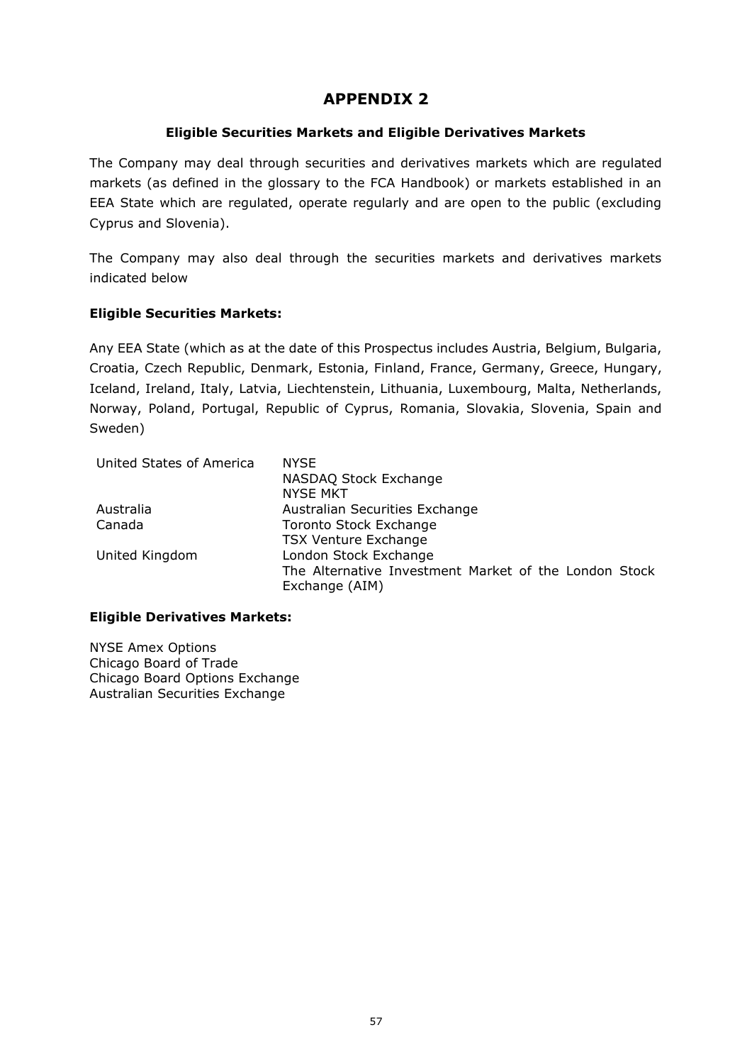# APPENDIX 2

**Eligible Securities Markets and Eligible Derivatives Markets**

The Company may deal through securities and derivatives markets which are regulated markets (as defined in the glossary to the FCA Handbook) or markets established in an EEA State which are regulated, operate regularly and are open to the public (excluding Cyprus and Slovenia).

The Company may also deal through the securities markets and derivatives markets indicated below

**Eligible Securities Markets:**

Any EEA State (which as at the date of this Prospectus includes Austria, Belgium, Bulgaria, Croatia, Czech Republic, Denmark, Estonia, Finland, France, Germany, Greece, Hungary, Iceland, Ireland, Italy, Latvia, Liechtenstein, Lithuania, Luxembourg, Malta, Netherlands, Norway, Poland, Portugal, Republic of Cyprus, Romania, Slovakia, Slovenia, Spain and Sweden)

| | |
|---|---|
| United States of America | NYSE |
| | NASDAQ Stock Exchange |
| | NYSE MKT |
| Australia | Australian Securities Exchange |
| Canada | Toronto Stock Exchange |
| | TSX Venture Exchange |
| United Kingdom | London Stock Exchange |
| | The Alternative Investment Market of the London Stock Exchange (AIM) |

**Eligible Derivatives Markets:**

NYSE Amex Options
Chicago Board of Trade
Chicago Board Options Exchange
Australian Securities Exchange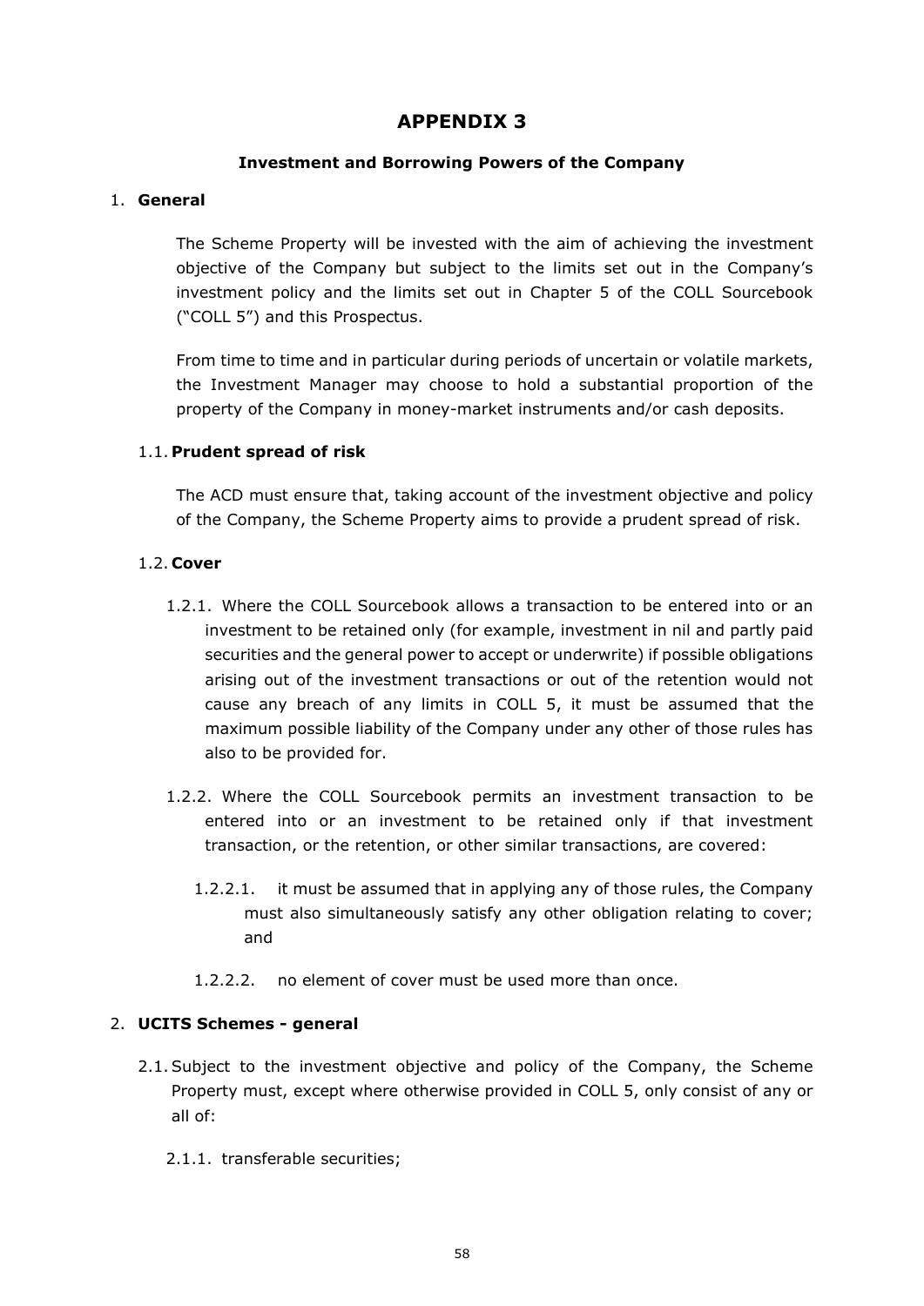# APPENDIX 3

## Investment and Borrowing Powers of the Company

### 1. General

The Scheme Property will be invested with the aim of achieving the investment objective of the Company but subject to the limits set out in the Company's investment policy and the limits set out in Chapter 5 of the COLL Sourcebook ("COLL 5") and this Prospectus.

From time to time and in particular during periods of uncertain or volatile markets, the Investment Manager may choose to hold a substantial proportion of the property of the Company in money-market instruments and/or cash deposits.

#### 1.1. Prudent spread of risk

The ACD must ensure that, taking account of the investment objective and policy of the Company, the Scheme Property aims to provide a prudent spread of risk.

#### 1.2. Cover

1.2.1. Where the COLL Sourcebook allows a transaction to be entered into or an investment to be retained only (for example, investment in nil and partly paid securities and the general power to accept or underwrite) if possible obligations arising out of the investment transactions or out of the retention would not cause any breach of any limits in COLL 5, it must be assumed that the maximum possible liability of the Company under any other of those rules has also to be provided for.

1.2.2. Where the COLL Sourcebook permits an investment transaction to be entered into or an investment to be retained only if that investment transaction, or the retention, or other similar transactions, are covered:

1.2.2.1. it must be assumed that in applying any of those rules, the Company must also simultaneously satisfy any other obligation relating to cover; and

1.2.2.2. no element of cover must be used more than once.

### 2. UCITS Schemes - general

2.1. Subject to the investment objective and policy of the Company, the Scheme Property must, except where otherwise provided in COLL 5, only consist of any or all of:

2.1.1. transferable securities;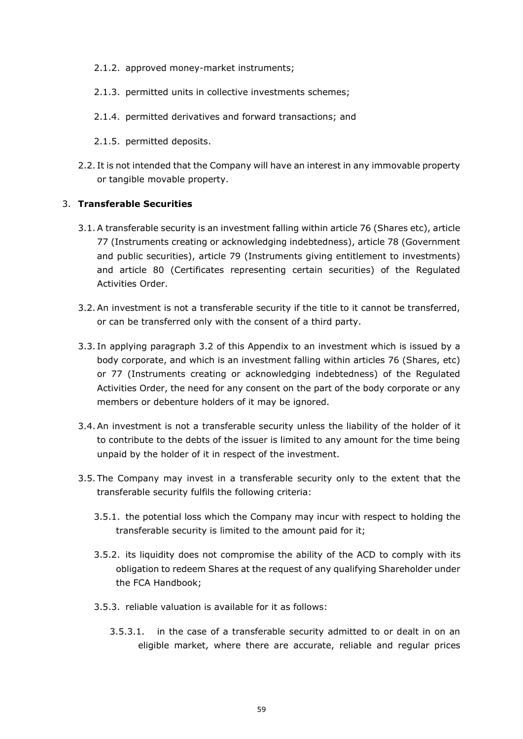2.1.2. approved money-market instruments;

2.1.3. permitted units in collective investments schemes;

2.1.4. permitted derivatives and forward transactions; and

2.1.5. permitted deposits.

2.2. It is not intended that the Company will have an interest in any immovable property or tangible movable property.

3. **Transferable Securities**

3.1. A transferable security is an investment falling within article 76 (Shares etc), article 77 (Instruments creating or acknowledging indebtedness), article 78 (Government and public securities), article 79 (Instruments giving entitlement to investments) and article 80 (Certificates representing certain securities) of the Regulated Activities Order.

3.2. An investment is not a transferable security if the title to it cannot be transferred, or can be transferred only with the consent of a third party.

3.3. In applying paragraph 3.2 of this Appendix to an investment which is issued by a body corporate, and which is an investment falling within articles 76 (Shares, etc) or 77 (Instruments creating or acknowledging indebtedness) of the Regulated Activities Order, the need for any consent on the part of the body corporate or any members or debenture holders of it may be ignored.

3.4. An investment is not a transferable security unless the liability of the holder of it to contribute to the debts of the issuer is limited to any amount for the time being unpaid by the holder of it in respect of the investment.

3.5. The Company may invest in a transferable security only to the extent that the transferable security fulfils the following criteria:

3.5.1. the potential loss which the Company may incur with respect to holding the transferable security is limited to the amount paid for it;

3.5.2. its liquidity does not compromise the ability of the ACD to comply with its obligation to redeem Shares at the request of any qualifying Shareholder under the FCA Handbook;

3.5.3. reliable valuation is available for it as follows:

3.5.3.1. in the case of a transferable security admitted to or dealt in on an eligible market, where there are accurate, reliable and regular prices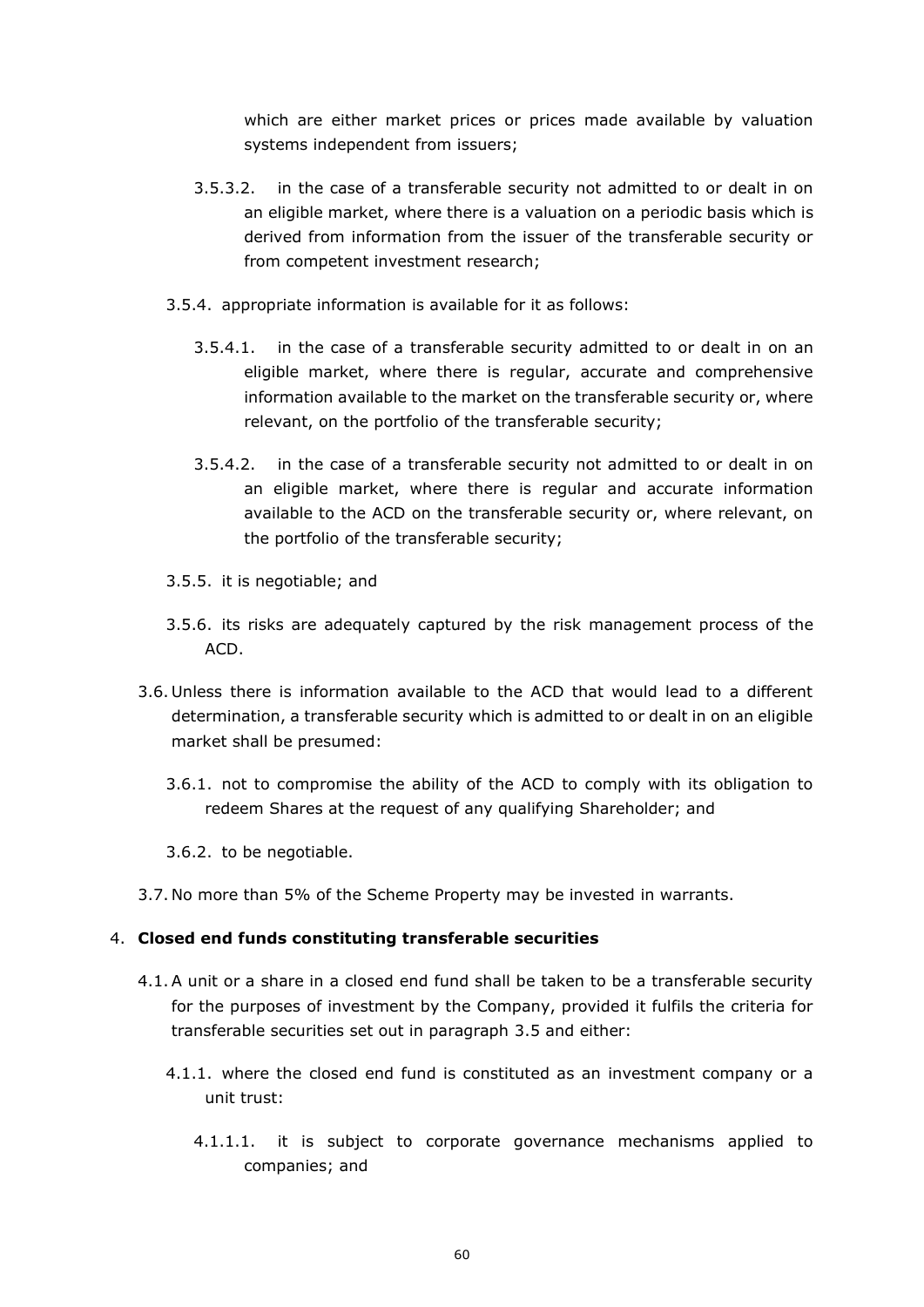which are either market prices or prices made available by valuation systems independent from issuers;

3.5.3.2. in the case of a transferable security not admitted to or dealt in on an eligible market, where there is a valuation on a periodic basis which is derived from information from the issuer of the transferable security or from competent investment research;

3.5.4. appropriate information is available for it as follows:

3.5.4.1. in the case of a transferable security admitted to or dealt in on an eligible market, where there is regular, accurate and comprehensive information available to the market on the transferable security or, where relevant, on the portfolio of the transferable security;

3.5.4.2. in the case of a transferable security not admitted to or dealt in on an eligible market, where there is regular and accurate information available to the ACD on the transferable security or, where relevant, on the portfolio of the transferable security;

3.5.5. it is negotiable; and

3.5.6. its risks are adequately captured by the risk management process of the ACD.

3.6. Unless there is information available to the ACD that would lead to a different determination, a transferable security which is admitted to or dealt in on an eligible market shall be presumed:

3.6.1. not to compromise the ability of the ACD to comply with its obligation to redeem Shares at the request of any qualifying Shareholder; and

3.6.2. to be negotiable.

3.7. No more than 5% of the Scheme Property may be invested in warrants.

4. **Closed end funds constituting transferable securities**

4.1. A unit or a share in a closed end fund shall be taken to be a transferable security for the purposes of investment by the Company, provided it fulfils the criteria for transferable securities set out in paragraph 3.5 and either:

4.1.1. where the closed end fund is constituted as an investment company or a unit trust:

4.1.1.1. it is subject to corporate governance mechanisms applied to companies; and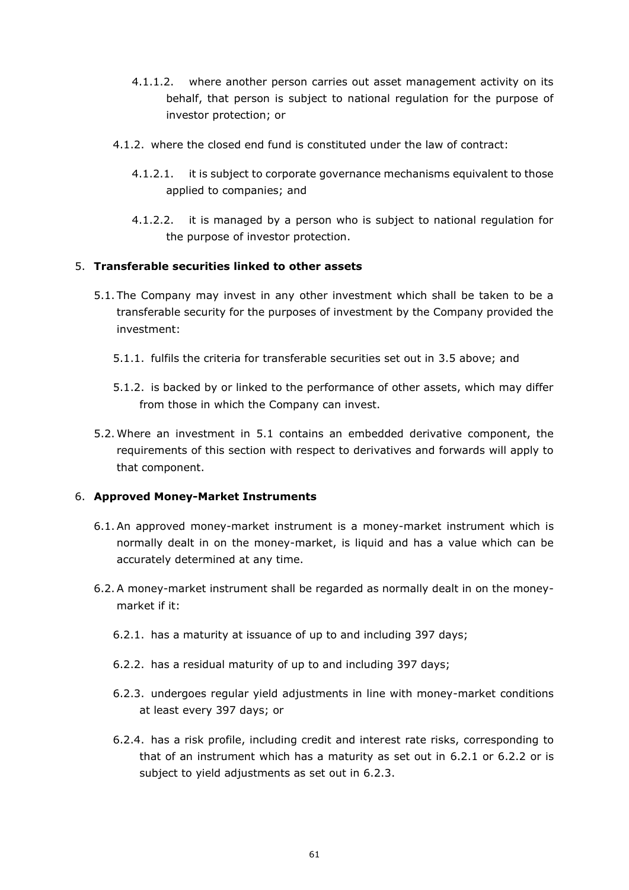4.1.1.2. where another person carries out asset management activity on its behalf, that person is subject to national regulation for the purpose of investor protection; or

4.1.2. where the closed end fund is constituted under the law of contract:

4.1.2.1. it is subject to corporate governance mechanisms equivalent to those applied to companies; and

4.1.2.2. it is managed by a person who is subject to national regulation for the purpose of investor protection.

5. **Transferable securities linked to other assets**

5.1. The Company may invest in any other investment which shall be taken to be a transferable security for the purposes of investment by the Company provided the investment:

5.1.1. fulfils the criteria for transferable securities set out in 3.5 above; and

5.1.2. is backed by or linked to the performance of other assets, which may differ from those in which the Company can invest.

5.2. Where an investment in 5.1 contains an embedded derivative component, the requirements of this section with respect to derivatives and forwards will apply to that component.

6. **Approved Money-Market Instruments**

6.1. An approved money-market instrument is a money-market instrument which is normally dealt in on the money-market, is liquid and has a value which can be accurately determined at any time.

6.2. A money-market instrument shall be regarded as normally dealt in on the money-market if it:

6.2.1. has a maturity at issuance of up to and including 397 days;

6.2.2. has a residual maturity of up to and including 397 days;

6.2.3. undergoes regular yield adjustments in line with money-market conditions at least every 397 days; or

6.2.4. has a risk profile, including credit and interest rate risks, corresponding to that of an instrument which has a maturity as set out in 6.2.1 or 6.2.2 or is subject to yield adjustments as set out in 6.2.3.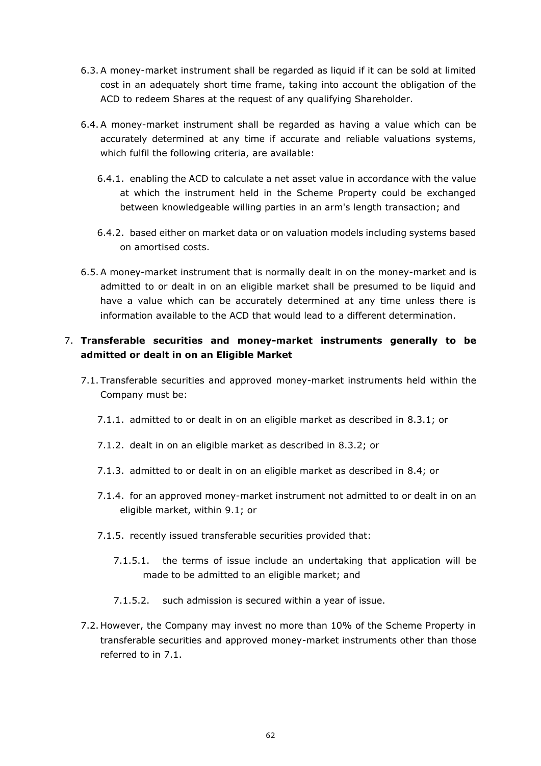6.3. A money-market instrument shall be regarded as liquid if it can be sold at limited cost in an adequately short time frame, taking into account the obligation of the ACD to redeem Shares at the request of any qualifying Shareholder.

6.4. A money-market instrument shall be regarded as having a value which can be accurately determined at any time if accurate and reliable valuations systems, which fulfil the following criteria, are available:

6.4.1. enabling the ACD to calculate a net asset value in accordance with the value at which the instrument held in the Scheme Property could be exchanged between knowledgeable willing parties in an arm's length transaction; and

6.4.2. based either on market data or on valuation models including systems based on amortised costs.

6.5. A money-market instrument that is normally dealt in on the money-market and is admitted to or dealt in on an eligible market shall be presumed to be liquid and have a value which can be accurately determined at any time unless there is information available to the ACD that would lead to a different determination.

7. **Transferable securities and money-market instruments generally to be admitted or dealt in on an Eligible Market**

7.1. Transferable securities and approved money-market instruments held within the Company must be:

7.1.1. admitted to or dealt in on an eligible market as described in 8.3.1; or

7.1.2. dealt in on an eligible market as described in 8.3.2; or

7.1.3. admitted to or dealt in on an eligible market as described in 8.4; or

7.1.4. for an approved money-market instrument not admitted to or dealt in on an eligible market, within 9.1; or

7.1.5. recently issued transferable securities provided that:

7.1.5.1. the terms of issue include an undertaking that application will be made to be admitted to an eligible market; and

7.1.5.2. such admission is secured within a year of issue.

7.2. However, the Company may invest no more than 10% of the Scheme Property in transferable securities and approved money-market instruments other than those referred to in 7.1.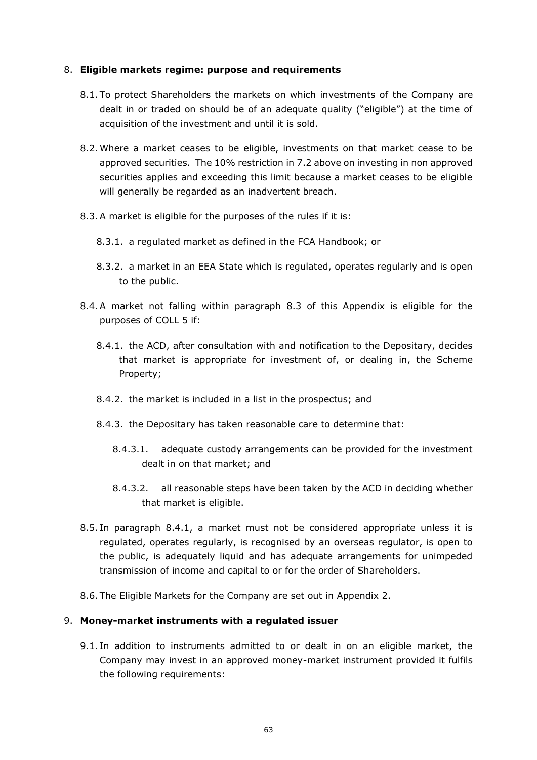8. **Eligible markets regime: purpose and requirements**

   8.1. To protect Shareholders the markets on which investments of the Company are dealt in or traded on should be of an adequate quality ("eligible") at the time of acquisition of the investment and until it is sold.

   8.2. Where a market ceases to be eligible, investments on that market cease to be approved securities. The 10% restriction in 7.2 above on investing in non approved securities applies and exceeding this limit because a market ceases to be eligible will generally be regarded as an inadvertent breach.

   8.3. A market is eligible for the purposes of the rules if it is:

      8.3.1. a regulated market as defined in the FCA Handbook; or

      8.3.2. a market in an EEA State which is regulated, operates regularly and is open to the public.

   8.4. A market not falling within paragraph 8.3 of this Appendix is eligible for the purposes of COLL 5 if:

      8.4.1. the ACD, after consultation with and notification to the Depositary, decides that market is appropriate for investment of, or dealing in, the Scheme Property;

      8.4.2. the market is included in a list in the prospectus; and

      8.4.3. the Depositary has taken reasonable care to determine that:

         8.4.3.1. adequate custody arrangements can be provided for the investment dealt in on that market; and

         8.4.3.2. all reasonable steps have been taken by the ACD in deciding whether that market is eligible.

   8.5. In paragraph 8.4.1, a market must not be considered appropriate unless it is regulated, operates regularly, is recognised by an overseas regulator, is open to the public, is adequately liquid and has adequate arrangements for unimpeded transmission of income and capital to or for the order of Shareholders.

   8.6. The Eligible Markets for the Company are set out in Appendix 2.

9. **Money-market instruments with a regulated issuer**

   9.1. In addition to instruments admitted to or dealt in on an eligible market, the Company may invest in an approved money-market instrument provided it fulfils the following requirements: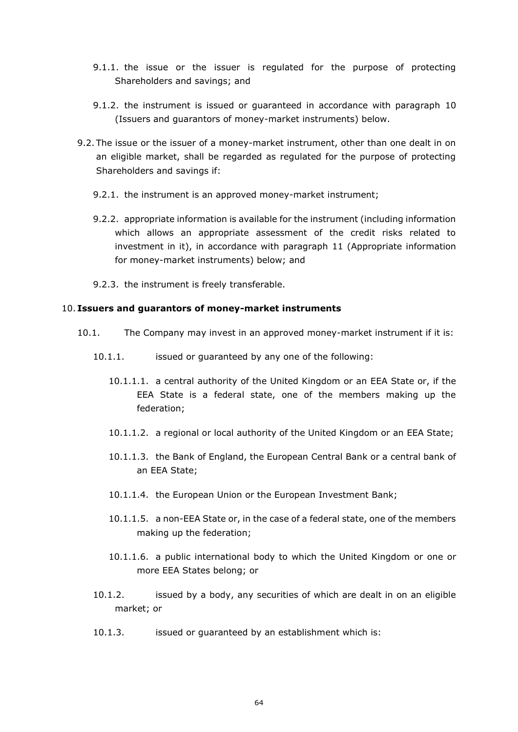9.1.1. the issue or the issuer is regulated for the purpose of protecting Shareholders and savings; and

9.1.2. the instrument is issued or guaranteed in accordance with paragraph 10 (Issuers and guarantors of money-market instruments) below.

9.2. The issue or the issuer of a money-market instrument, other than one dealt in on an eligible market, shall be regarded as regulated for the purpose of protecting Shareholders and savings if:

9.2.1. the instrument is an approved money-market instrument;

9.2.2. appropriate information is available for the instrument (including information which allows an appropriate assessment of the credit risks related to investment in it), in accordance with paragraph 11 (Appropriate information for money-market instruments) below; and

9.2.3. the instrument is freely transferable.

10. **Issuers and guarantors of money-market instruments**

10.1. The Company may invest in an approved money-market instrument if it is:

10.1.1. issued or guaranteed by any one of the following:

10.1.1.1. a central authority of the United Kingdom or an EEA State or, if the EEA State is a federal state, one of the members making up the federation;

10.1.1.2. a regional or local authority of the United Kingdom or an EEA State;

10.1.1.3. the Bank of England, the European Central Bank or a central bank of an EEA State;

10.1.1.4. the European Union or the European Investment Bank;

10.1.1.5. a non-EEA State or, in the case of a federal state, one of the members making up the federation;

10.1.1.6. a public international body to which the United Kingdom or one or more EEA States belong; or

10.1.2. issued by a body, any securities of which are dealt in on an eligible market; or

10.1.3. issued or guaranteed by an establishment which is: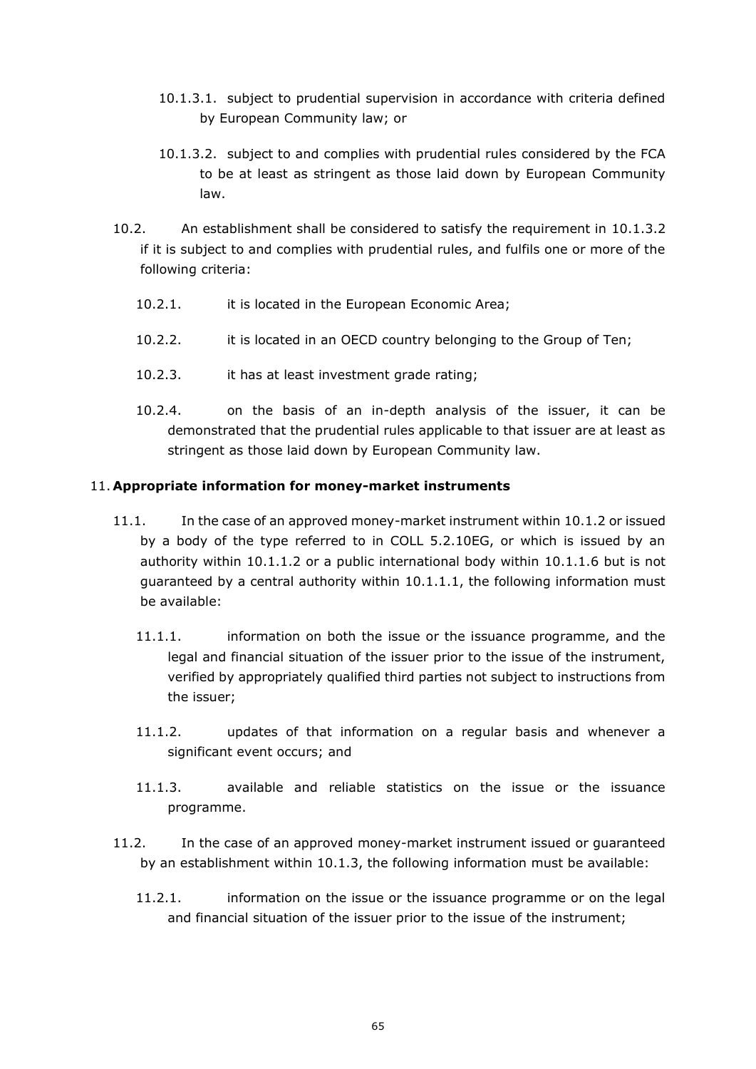10.1.3.1. subject to prudential supervision in accordance with criteria defined by European Community law; or

10.1.3.2. subject to and complies with prudential rules considered by the FCA to be at least as stringent as those laid down by European Community law.

10.2. An establishment shall be considered to satisfy the requirement in 10.1.3.2 if it is subject to and complies with prudential rules, and fulfils one or more of the following criteria:

10.2.1. it is located in the European Economic Area;

10.2.2. it is located in an OECD country belonging to the Group of Ten;

10.2.3. it has at least investment grade rating;

10.2.4. on the basis of an in-depth analysis of the issuer, it can be demonstrated that the prudential rules applicable to that issuer are at least as stringent as those laid down by European Community law.

## 11. Appropriate information for money-market instruments

11.1. In the case of an approved money-market instrument within 10.1.2 or issued by a body of the type referred to in COLL 5.2.10EG, or which is issued by an authority within 10.1.1.2 or a public international body within 10.1.1.6 but is not guaranteed by a central authority within 10.1.1.1, the following information must be available:

11.1.1. information on both the issue or the issuance programme, and the legal and financial situation of the issuer prior to the issue of the instrument, verified by appropriately qualified third parties not subject to instructions from the issuer;

11.1.2. updates of that information on a regular basis and whenever a significant event occurs; and

11.1.3. available and reliable statistics on the issue or the issuance programme.

11.2. In the case of an approved money-market instrument issued or guaranteed by an establishment within 10.1.3, the following information must be available:

11.2.1. information on the issue or the issuance programme or on the legal and financial situation of the issuer prior to the issue of the instrument;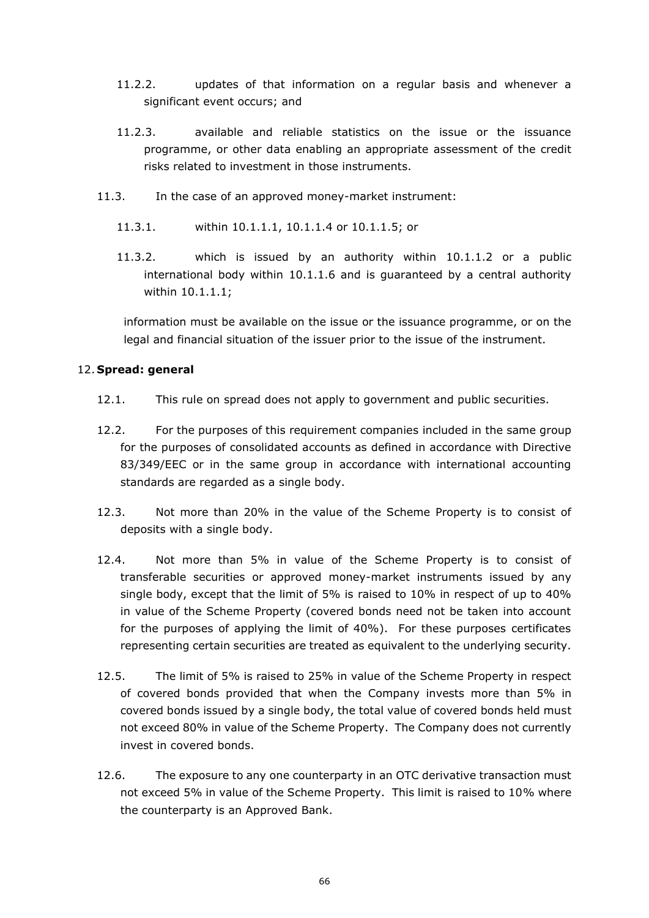11.2.2. updates of that information on a regular basis and whenever a significant event occurs; and

11.2.3. available and reliable statistics on the issue or the issuance programme, or other data enabling an appropriate assessment of the credit risks related to investment in those instruments.

11.3. In the case of an approved money-market instrument:

11.3.1. within 10.1.1.1, 10.1.1.4 or 10.1.1.5; or

11.3.2. which is issued by an authority within 10.1.1.2 or a public international body within 10.1.1.6 and is guaranteed by a central authority within 10.1.1.1;

information must be available on the issue or the issuance programme, or on the legal and financial situation of the issuer prior to the issue of the instrument.

12. **Spread: general**

12.1. This rule on spread does not apply to government and public securities.

12.2. For the purposes of this requirement companies included in the same group for the purposes of consolidated accounts as defined in accordance with Directive 83/349/EEC or in the same group in accordance with international accounting standards are regarded as a single body.

12.3. Not more than 20% in the value of the Scheme Property is to consist of deposits with a single body.

12.4. Not more than 5% in value of the Scheme Property is to consist of transferable securities or approved money-market instruments issued by any single body, except that the limit of 5% is raised to 10% in respect of up to 40% in value of the Scheme Property (covered bonds need not be taken into account for the purposes of applying the limit of 40%). For these purposes certificates representing certain securities are treated as equivalent to the underlying security.

12.5. The limit of 5% is raised to 25% in value of the Scheme Property in respect of covered bonds provided that when the Company invests more than 5% in covered bonds issued by a single body, the total value of covered bonds held must not exceed 80% in value of the Scheme Property. The Company does not currently invest in covered bonds.

12.6. The exposure to any one counterparty in an OTC derivative transaction must not exceed 5% in value of the Scheme Property. This limit is raised to 10% where the counterparty is an Approved Bank.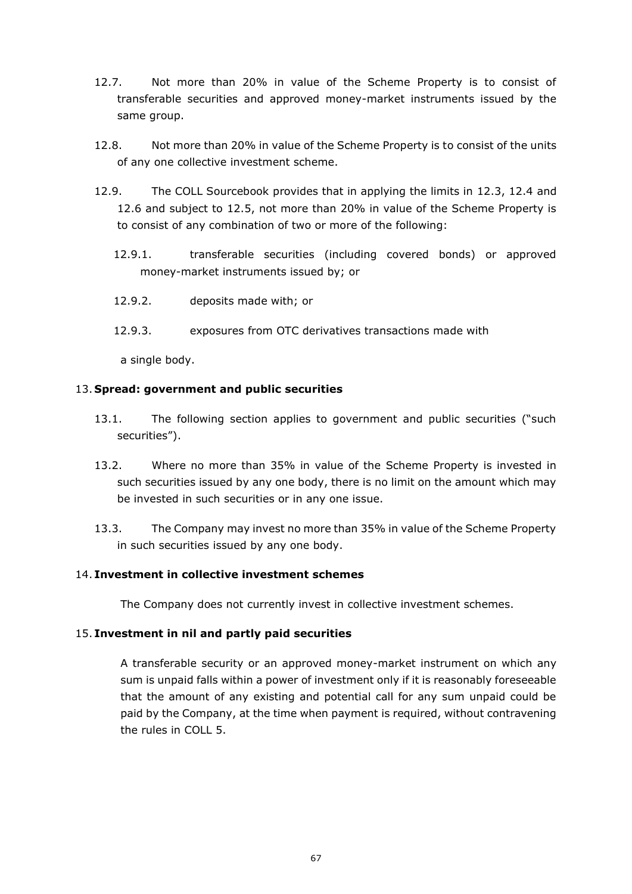12.7. Not more than 20% in value of the Scheme Property is to consist of transferable securities and approved money-market instruments issued by the same group.

12.8. Not more than 20% in value of the Scheme Property is to consist of the units of any one collective investment scheme.

12.9. The COLL Sourcebook provides that in applying the limits in 12.3, 12.4 and 12.6 and subject to 12.5, not more than 20% in value of the Scheme Property is to consist of any combination of two or more of the following:

12.9.1. transferable securities (including covered bonds) or approved money-market instruments issued by; or

12.9.2. deposits made with; or

12.9.3. exposures from OTC derivatives transactions made with

a single body.

## 13. **Spread: government and public securities**

13.1. The following section applies to government and public securities ("such securities").

13.2. Where no more than 35% in value of the Scheme Property is invested in such securities issued by any one body, there is no limit on the amount which may be invested in such securities or in any one issue.

13.3. The Company may invest no more than 35% in value of the Scheme Property in such securities issued by any one body.

## 14. **Investment in collective investment schemes**

The Company does not currently invest in collective investment schemes.

## 15. **Investment in nil and partly paid securities**

A transferable security or an approved money-market instrument on which any sum is unpaid falls within a power of investment only if it is reasonably foreseeable that the amount of any existing and potential call for any sum unpaid could be paid by the Company, at the time when payment is required, without contravening the rules in COLL 5.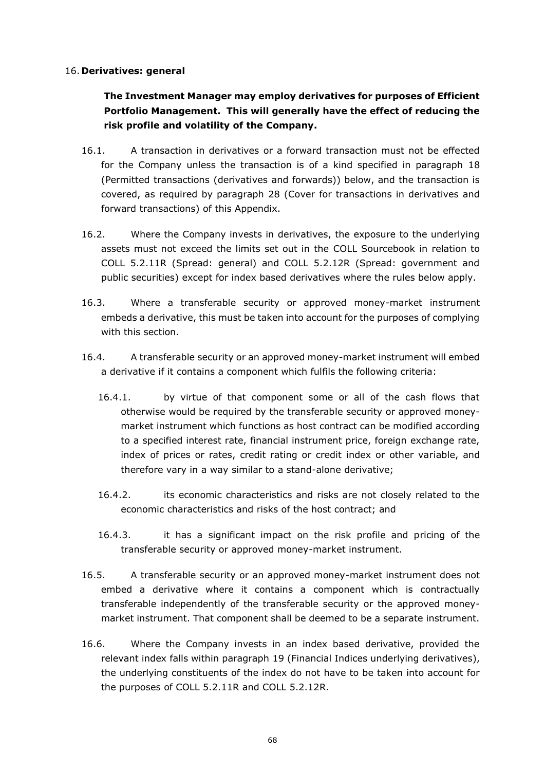## 16. Derivatives: general

**The Investment Manager may employ derivatives for purposes of Efficient Portfolio Management. This will generally have the effect of reducing the risk profile and volatility of the Company.**

16.1. A transaction in derivatives or a forward transaction must not be effected for the Company unless the transaction is of a kind specified in paragraph 18 (Permitted transactions (derivatives and forwards)) below, and the transaction is covered, as required by paragraph 28 (Cover for transactions in derivatives and forward transactions) of this Appendix.

16.2. Where the Company invests in derivatives, the exposure to the underlying assets must not exceed the limits set out in the COLL Sourcebook in relation to COLL 5.2.11R (Spread: general) and COLL 5.2.12R (Spread: government and public securities) except for index based derivatives where the rules below apply.

16.3. Where a transferable security or approved money-market instrument embeds a derivative, this must be taken into account for the purposes of complying with this section.

16.4. A transferable security or an approved money-market instrument will embed a derivative if it contains a component which fulfils the following criteria:

16.4.1. by virtue of that component some or all of the cash flows that otherwise would be required by the transferable security or approved money-market instrument which functions as host contract can be modified according to a specified interest rate, financial instrument price, foreign exchange rate, index of prices or rates, credit rating or credit index or other variable, and therefore vary in a way similar to a stand-alone derivative;

16.4.2. its economic characteristics and risks are not closely related to the economic characteristics and risks of the host contract; and

16.4.3. it has a significant impact on the risk profile and pricing of the transferable security or approved money-market instrument.

16.5. A transferable security or an approved money-market instrument does not embed a derivative where it contains a component which is contractually transferable independently of the transferable security or the approved money-market instrument. That component shall be deemed to be a separate instrument.

16.6. Where the Company invests in an index based derivative, provided the relevant index falls within paragraph 19 (Financial Indices underlying derivatives), the underlying constituents of the index do not have to be taken into account for the purposes of COLL 5.2.11R and COLL 5.2.12R.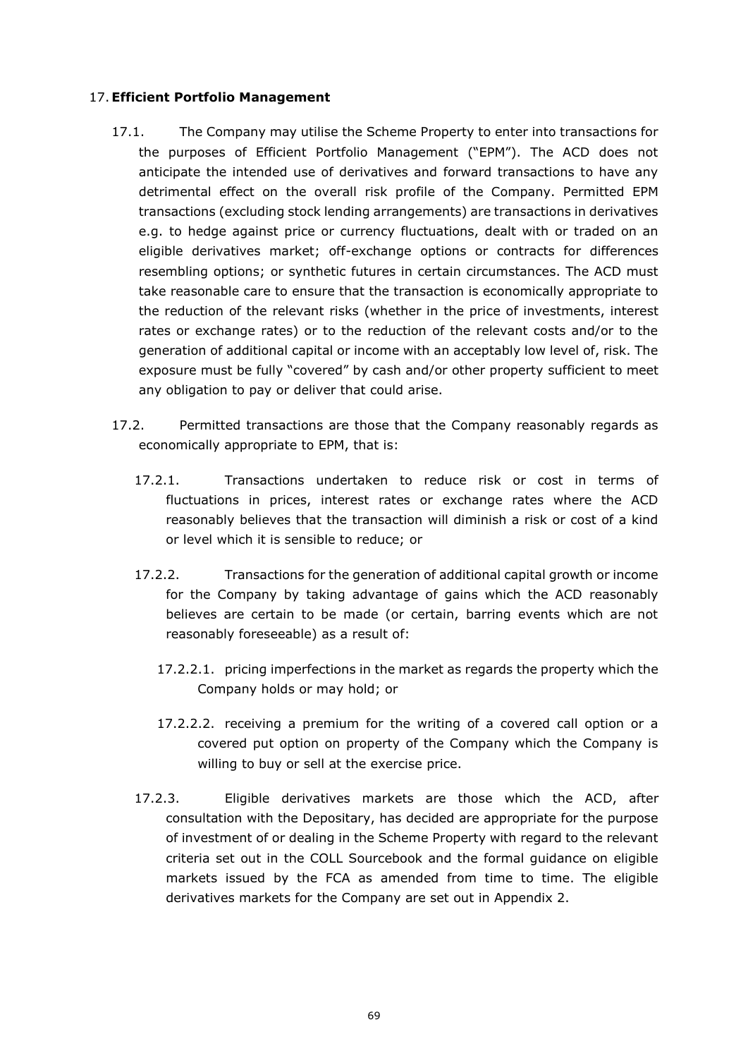## 17. **Efficient Portfolio Management**

17.1. The Company may utilise the Scheme Property to enter into transactions for the purposes of Efficient Portfolio Management ("EPM"). The ACD does not anticipate the intended use of derivatives and forward transactions to have any detrimental effect on the overall risk profile of the Company. Permitted EPM transactions (excluding stock lending arrangements) are transactions in derivatives e.g. to hedge against price or currency fluctuations, dealt with or traded on an eligible derivatives market; off-exchange options or contracts for differences resembling options; or synthetic futures in certain circumstances. The ACD must take reasonable care to ensure that the transaction is economically appropriate to the reduction of the relevant risks (whether in the price of investments, interest rates or exchange rates) or to the reduction of the relevant costs and/or to the generation of additional capital or income with an acceptably low level of, risk. The exposure must be fully "covered" by cash and/or other property sufficient to meet any obligation to pay or deliver that could arise.

17.2. Permitted transactions are those that the Company reasonably regards as economically appropriate to EPM, that is:

17.2.1. Transactions undertaken to reduce risk or cost in terms of fluctuations in prices, interest rates or exchange rates where the ACD reasonably believes that the transaction will diminish a risk or cost of a kind or level which it is sensible to reduce; or

17.2.2. Transactions for the generation of additional capital growth or income for the Company by taking advantage of gains which the ACD reasonably believes are certain to be made (or certain, barring events which are not reasonably foreseeable) as a result of:

17.2.2.1. pricing imperfections in the market as regards the property which the Company holds or may hold; or

17.2.2.2. receiving a premium for the writing of a covered call option or a covered put option on property of the Company which the Company is willing to buy or sell at the exercise price.

17.2.3. Eligible derivatives markets are those which the ACD, after consultation with the Depositary, has decided are appropriate for the purpose of investment of or dealing in the Scheme Property with regard to the relevant criteria set out in the COLL Sourcebook and the formal guidance on eligible markets issued by the FCA as amended from time to time. The eligible derivatives markets for the Company are set out in Appendix 2.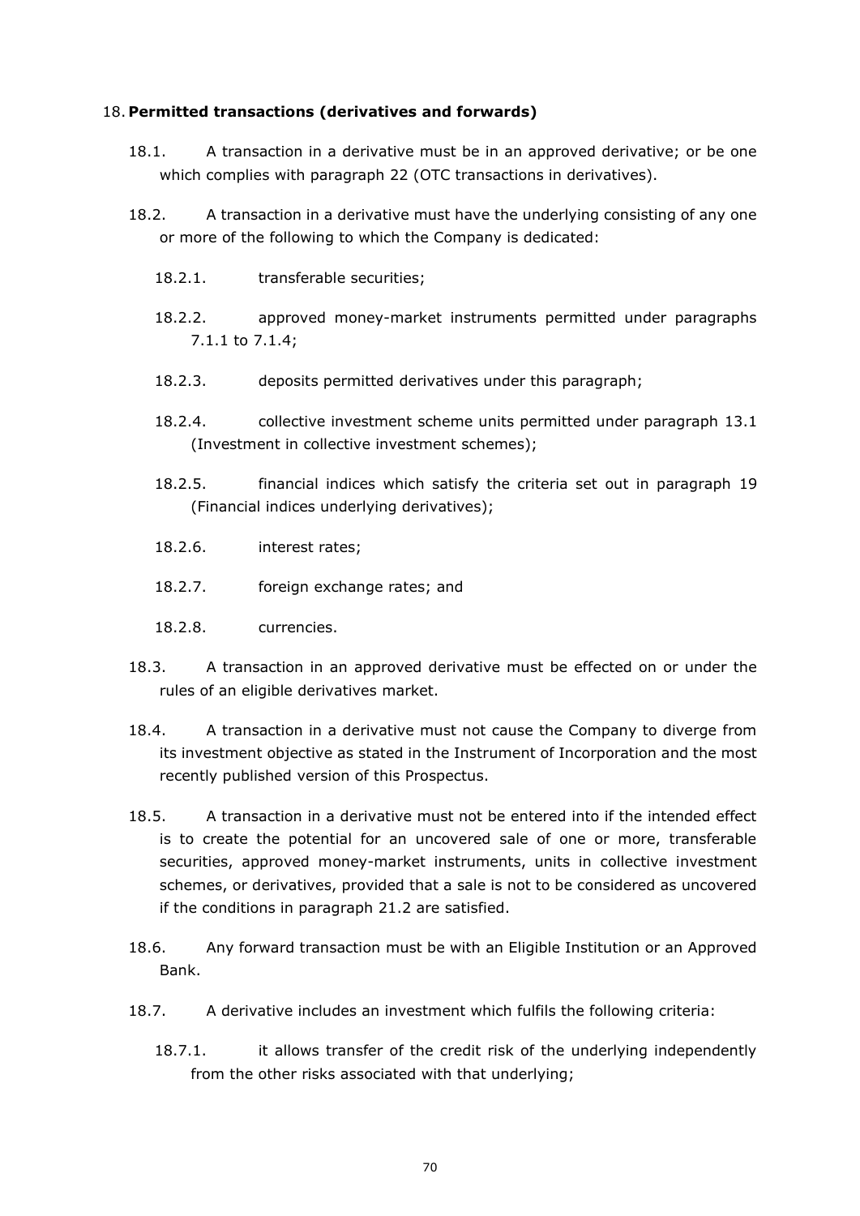## 18. **Permitted transactions (derivatives and forwards)**

18.1. A transaction in a derivative must be in an approved derivative; or be one which complies with paragraph 22 (OTC transactions in derivatives).

18.2. A transaction in a derivative must have the underlying consisting of any one or more of the following to which the Company is dedicated:

18.2.1. transferable securities;

18.2.2. approved money-market instruments permitted under paragraphs 7.1.1 to 7.1.4;

18.2.3. deposits permitted derivatives under this paragraph;

18.2.4. collective investment scheme units permitted under paragraph 13.1 (Investment in collective investment schemes);

18.2.5. financial indices which satisfy the criteria set out in paragraph 19 (Financial indices underlying derivatives);

18.2.6. interest rates;

18.2.7. foreign exchange rates; and

18.2.8. currencies.

18.3. A transaction in an approved derivative must be effected on or under the rules of an eligible derivatives market.

18.4. A transaction in a derivative must not cause the Company to diverge from its investment objective as stated in the Instrument of Incorporation and the most recently published version of this Prospectus.

18.5. A transaction in a derivative must not be entered into if the intended effect is to create the potential for an uncovered sale of one or more, transferable securities, approved money-market instruments, units in collective investment schemes, or derivatives, provided that a sale is not to be considered as uncovered if the conditions in paragraph 21.2 are satisfied.

18.6. Any forward transaction must be with an Eligible Institution or an Approved Bank.

18.7. A derivative includes an investment which fulfils the following criteria:

18.7.1. it allows transfer of the credit risk of the underlying independently from the other risks associated with that underlying;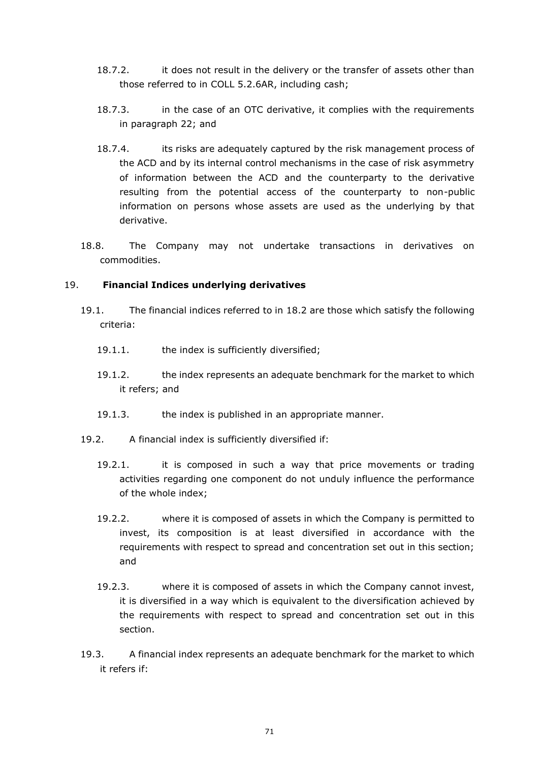18.7.2. it does not result in the delivery or the transfer of assets other than those referred to in COLL 5.2.6AR, including cash;

18.7.3. in the case of an OTC derivative, it complies with the requirements in paragraph 22; and

18.7.4. its risks are adequately captured by the risk management process of the ACD and by its internal control mechanisms in the case of risk asymmetry of information between the ACD and the counterparty to the derivative resulting from the potential access of the counterparty to non-public information on persons whose assets are used as the underlying by that derivative.

18.8. The Company may not undertake transactions in derivatives on commodities.

## 19. Financial Indices underlying derivatives

19.1. The financial indices referred to in 18.2 are those which satisfy the following criteria:

19.1.1. the index is sufficiently diversified;

19.1.2. the index represents an adequate benchmark for the market to which it refers; and

19.1.3. the index is published in an appropriate manner.

19.2. A financial index is sufficiently diversified if:

19.2.1. it is composed in such a way that price movements or trading activities regarding one component do not unduly influence the performance of the whole index;

19.2.2. where it is composed of assets in which the Company is permitted to invest, its composition is at least diversified in accordance with the requirements with respect to spread and concentration set out in this section; and

19.2.3. where it is composed of assets in which the Company cannot invest, it is diversified in a way which is equivalent to the diversification achieved by the requirements with respect to spread and concentration set out in this section.

19.3. A financial index represents an adequate benchmark for the market to which it refers if: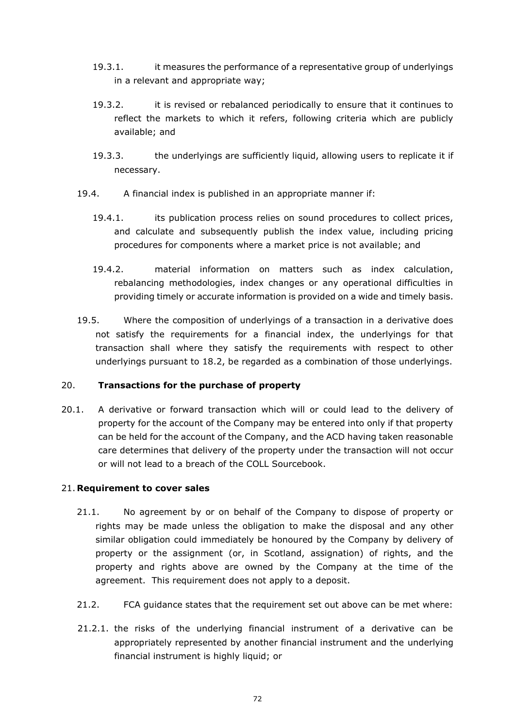19.3.1. it measures the performance of a representative group of underlyings in a relevant and appropriate way;

19.3.2. it is revised or rebalanced periodically to ensure that it continues to reflect the markets to which it refers, following criteria which are publicly available; and

19.3.3. the underlyings are sufficiently liquid, allowing users to replicate it if necessary.

19.4. A financial index is published in an appropriate manner if:

19.4.1. its publication process relies on sound procedures to collect prices, and calculate and subsequently publish the index value, including pricing procedures for components where a market price is not available; and

19.4.2. material information on matters such as index calculation, rebalancing methodologies, index changes or any operational difficulties in providing timely or accurate information is provided on a wide and timely basis.

19.5. Where the composition of underlyings of a transaction in a derivative does not satisfy the requirements for a financial index, the underlyings for that transaction shall where they satisfy the requirements with respect to other underlyings pursuant to 18.2, be regarded as a combination of those underlyings.

## 20. Transactions for the purchase of property

20.1. A derivative or forward transaction which will or could lead to the delivery of property for the account of the Company may be entered into only if that property can be held for the account of the Company, and the ACD having taken reasonable care determines that delivery of the property under the transaction will not occur or will not lead to a breach of the COLL Sourcebook.

## 21. Requirement to cover sales

21.1. No agreement by or on behalf of the Company to dispose of property or rights may be made unless the obligation to make the disposal and any other similar obligation could immediately be honoured by the Company by delivery of property or the assignment (or, in Scotland, assignation) of rights, and the property and rights above are owned by the Company at the time of the agreement. This requirement does not apply to a deposit.

21.2. FCA guidance states that the requirement set out above can be met where:

21.2.1. the risks of the underlying financial instrument of a derivative can be appropriately represented by another financial instrument and the underlying financial instrument is highly liquid; or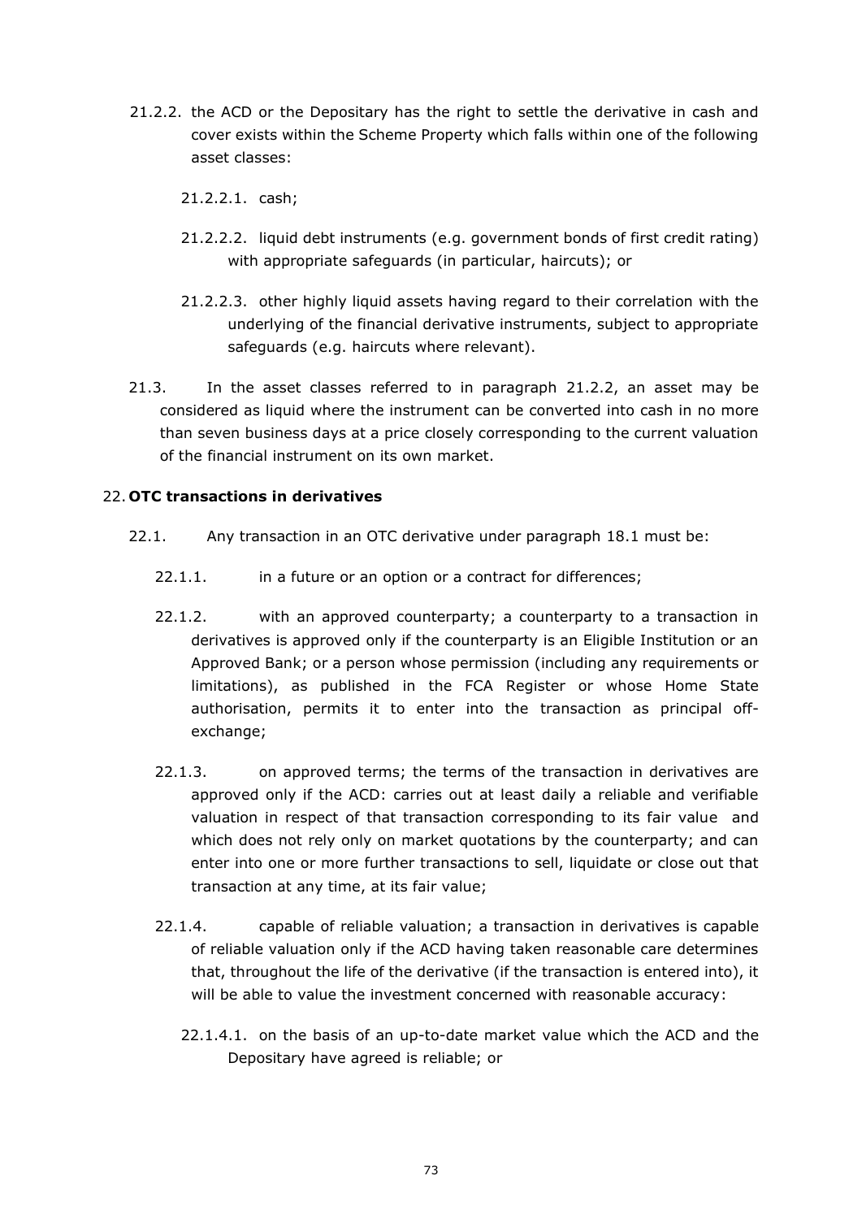21.2.2. the ACD or the Depositary has the right to settle the derivative in cash and cover exists within the Scheme Property which falls within one of the following asset classes:

21.2.2.1. cash;

21.2.2.2. liquid debt instruments (e.g. government bonds of first credit rating) with appropriate safeguards (in particular, haircuts); or

21.2.2.3. other highly liquid assets having regard to their correlation with the underlying of the financial derivative instruments, subject to appropriate safeguards (e.g. haircuts where relevant).

21.3. In the asset classes referred to in paragraph 21.2.2, an asset may be considered as liquid where the instrument can be converted into cash in no more than seven business days at a price closely corresponding to the current valuation of the financial instrument on its own market.

## 22. **OTC transactions in derivatives**

22.1. Any transaction in an OTC derivative under paragraph 18.1 must be:

22.1.1. in a future or an option or a contract for differences;

22.1.2. with an approved counterparty; a counterparty to a transaction in derivatives is approved only if the counterparty is an Eligible Institution or an Approved Bank; or a person whose permission (including any requirements or limitations), as published in the FCA Register or whose Home State authorisation, permits it to enter into the transaction as principal off-exchange;

22.1.3. on approved terms; the terms of the transaction in derivatives are approved only if the ACD: carries out at least daily a reliable and verifiable valuation in respect of that transaction corresponding to its fair value and which does not rely only on market quotations by the counterparty; and can enter into one or more further transactions to sell, liquidate or close out that transaction at any time, at its fair value;

22.1.4. capable of reliable valuation; a transaction in derivatives is capable of reliable valuation only if the ACD having taken reasonable care determines that, throughout the life of the derivative (if the transaction is entered into), it will be able to value the investment concerned with reasonable accuracy:

22.1.4.1. on the basis of an up-to-date market value which the ACD and the Depositary have agreed is reliable; or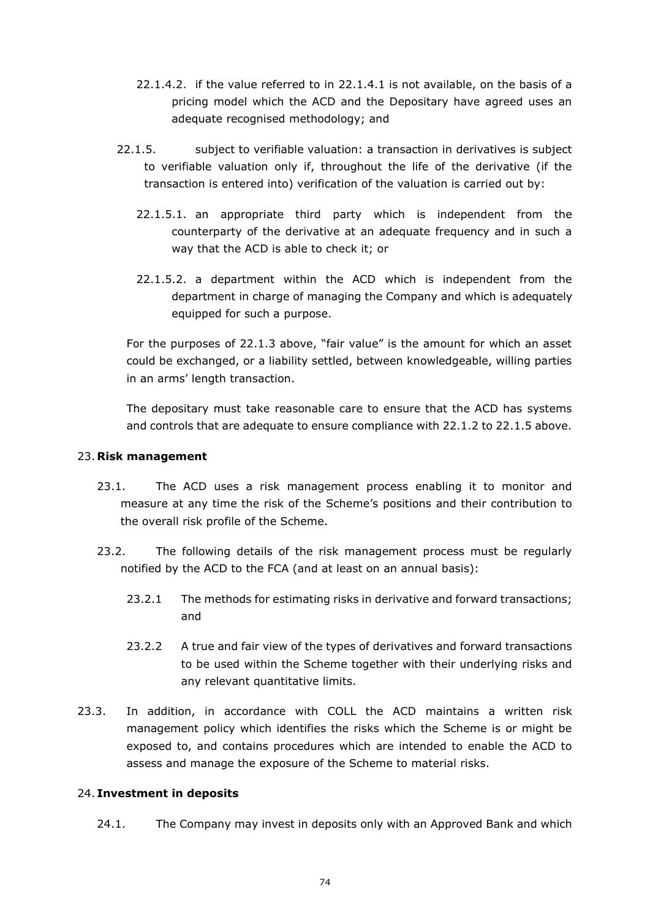22.1.4.2. if the value referred to in 22.1.4.1 is not available, on the basis of a pricing model which the ACD and the Depositary have agreed uses an adequate recognised methodology; and

22.1.5. subject to verifiable valuation: a transaction in derivatives is subject to verifiable valuation only if, throughout the life of the derivative (if the transaction is entered into) verification of the valuation is carried out by:

22.1.5.1. an appropriate third party which is independent from the counterparty of the derivative at an adequate frequency and in such a way that the ACD is able to check it; or

22.1.5.2. a department within the ACD which is independent from the department in charge of managing the Company and which is adequately equipped for such a purpose.

For the purposes of 22.1.3 above, "fair value" is the amount for which an asset could be exchanged, or a liability settled, between knowledgeable, willing parties in an arms' length transaction.

The depositary must take reasonable care to ensure that the ACD has systems and controls that are adequate to ensure compliance with 22.1.2 to 22.1.5 above.

23. **Risk management**

23.1. The ACD uses a risk management process enabling it to monitor and measure at any time the risk of the Scheme's positions and their contribution to the overall risk profile of the Scheme.

23.2. The following details of the risk management process must be regularly notified by the ACD to the FCA (and at least on an annual basis):

23.2.1 The methods for estimating risks in derivative and forward transactions; and

23.2.2 A true and fair view of the types of derivatives and forward transactions to be used within the Scheme together with their underlying risks and any relevant quantitative limits.

23.3. In addition, in accordance with COLL the ACD maintains a written risk management policy which identifies the risks which the Scheme is or might be exposed to, and contains procedures which are intended to enable the ACD to assess and manage the exposure of the Scheme to material risks.

24. **Investment in deposits**

24.1. The Company may invest in deposits only with an Approved Bank and which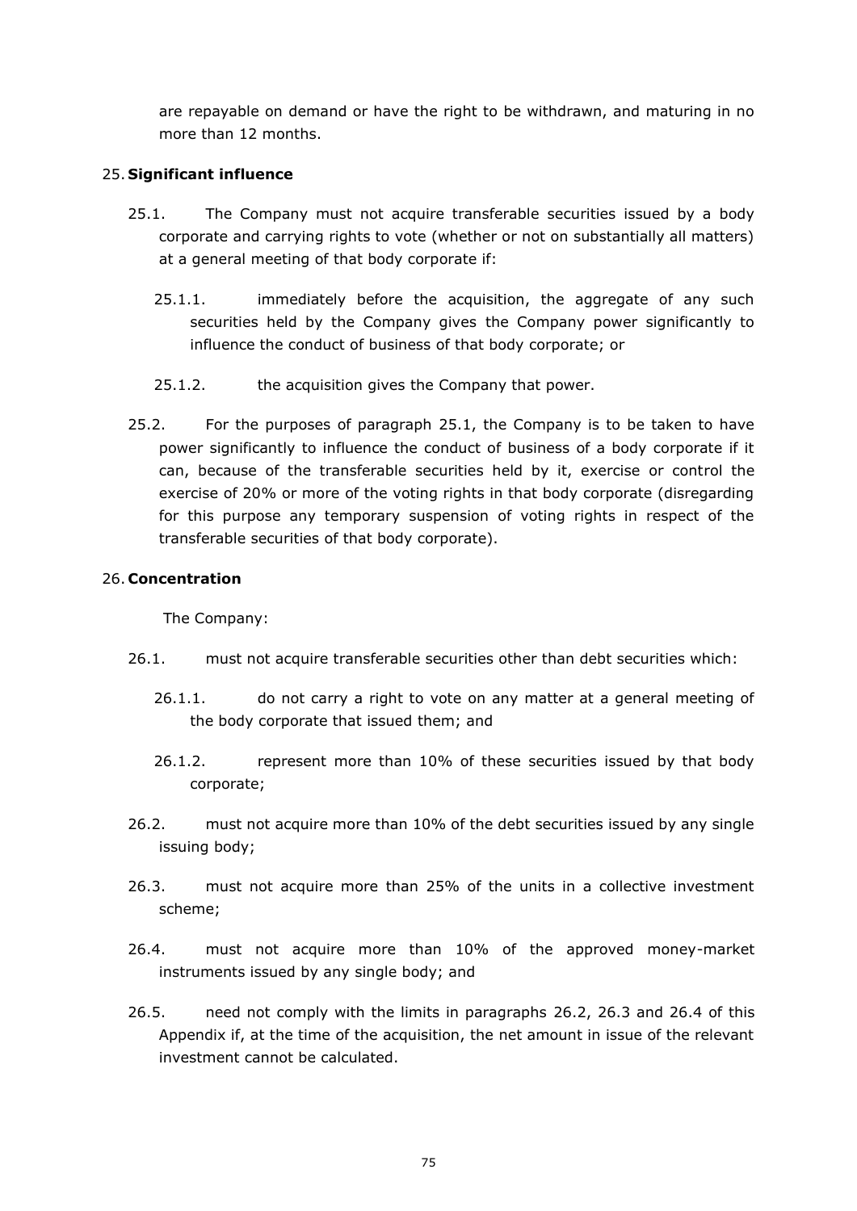are repayable on demand or have the right to be withdrawn, and maturing in no more than 12 months.

25. **Significant influence**

25.1. The Company must not acquire transferable securities issued by a body corporate and carrying rights to vote (whether or not on substantially all matters) at a general meeting of that body corporate if:

25.1.1. immediately before the acquisition, the aggregate of any such securities held by the Company gives the Company power significantly to influence the conduct of business of that body corporate; or

25.1.2. the acquisition gives the Company that power.

25.2. For the purposes of paragraph 25.1, the Company is to be taken to have power significantly to influence the conduct of business of a body corporate if it can, because of the transferable securities held by it, exercise or control the exercise of 20% or more of the voting rights in that body corporate (disregarding for this purpose any temporary suspension of voting rights in respect of the transferable securities of that body corporate).

26. **Concentration**

The Company:

26.1. must not acquire transferable securities other than debt securities which:

26.1.1. do not carry a right to vote on any matter at a general meeting of the body corporate that issued them; and

26.1.2. represent more than 10% of these securities issued by that body corporate;

26.2. must not acquire more than 10% of the debt securities issued by any single issuing body;

26.3. must not acquire more than 25% of the units in a collective investment scheme;

26.4. must not acquire more than 10% of the approved money-market instruments issued by any single body; and

26.5. need not comply with the limits in paragraphs 26.2, 26.3 and 26.4 of this Appendix if, at the time of the acquisition, the net amount in issue of the relevant investment cannot be calculated.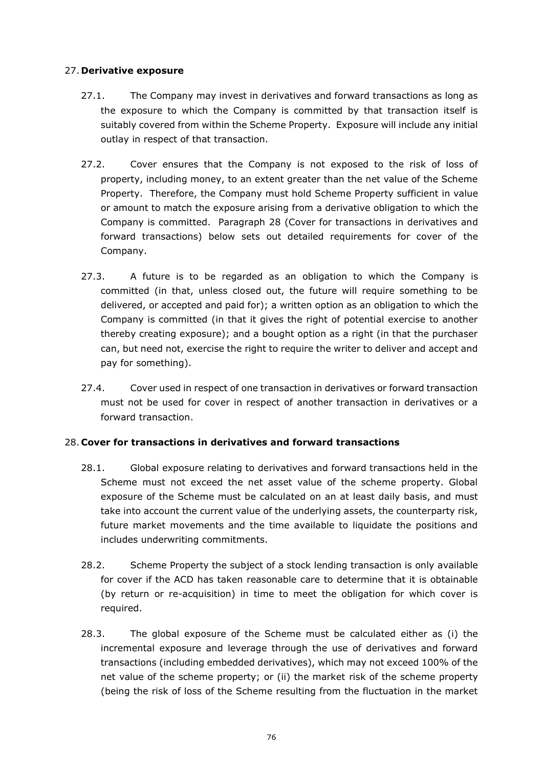## 27. **Derivative exposure**

27.1. The Company may invest in derivatives and forward transactions as long as the exposure to which the Company is committed by that transaction itself is suitably covered from within the Scheme Property. Exposure will include any initial outlay in respect of that transaction.

27.2. Cover ensures that the Company is not exposed to the risk of loss of property, including money, to an extent greater than the net value of the Scheme Property. Therefore, the Company must hold Scheme Property sufficient in value or amount to match the exposure arising from a derivative obligation to which the Company is committed. Paragraph 28 (Cover for transactions in derivatives and forward transactions) below sets out detailed requirements for cover of the Company.

27.3. A future is to be regarded as an obligation to which the Company is committed (in that, unless closed out, the future will require something to be delivered, or accepted and paid for); a written option as an obligation to which the Company is committed (in that it gives the right of potential exercise to another thereby creating exposure); and a bought option as a right (in that the purchaser can, but need not, exercise the right to require the writer to deliver and accept and pay for something).

27.4. Cover used in respect of one transaction in derivatives or forward transaction must not be used for cover in respect of another transaction in derivatives or a forward transaction.

## 28. **Cover for transactions in derivatives and forward transactions**

28.1. Global exposure relating to derivatives and forward transactions held in the Scheme must not exceed the net asset value of the scheme property. Global exposure of the Scheme must be calculated on an at least daily basis, and must take into account the current value of the underlying assets, the counterparty risk, future market movements and the time available to liquidate the positions and includes underwriting commitments.

28.2. Scheme Property the subject of a stock lending transaction is only available for cover if the ACD has taken reasonable care to determine that it is obtainable (by return or re-acquisition) in time to meet the obligation for which cover is required.

28.3. The global exposure of the Scheme must be calculated either as (i) the incremental exposure and leverage through the use of derivatives and forward transactions (including embedded derivatives), which may not exceed 100% of the net value of the scheme property; or (ii) the market risk of the scheme property (being the risk of loss of the Scheme resulting from the fluctuation in the market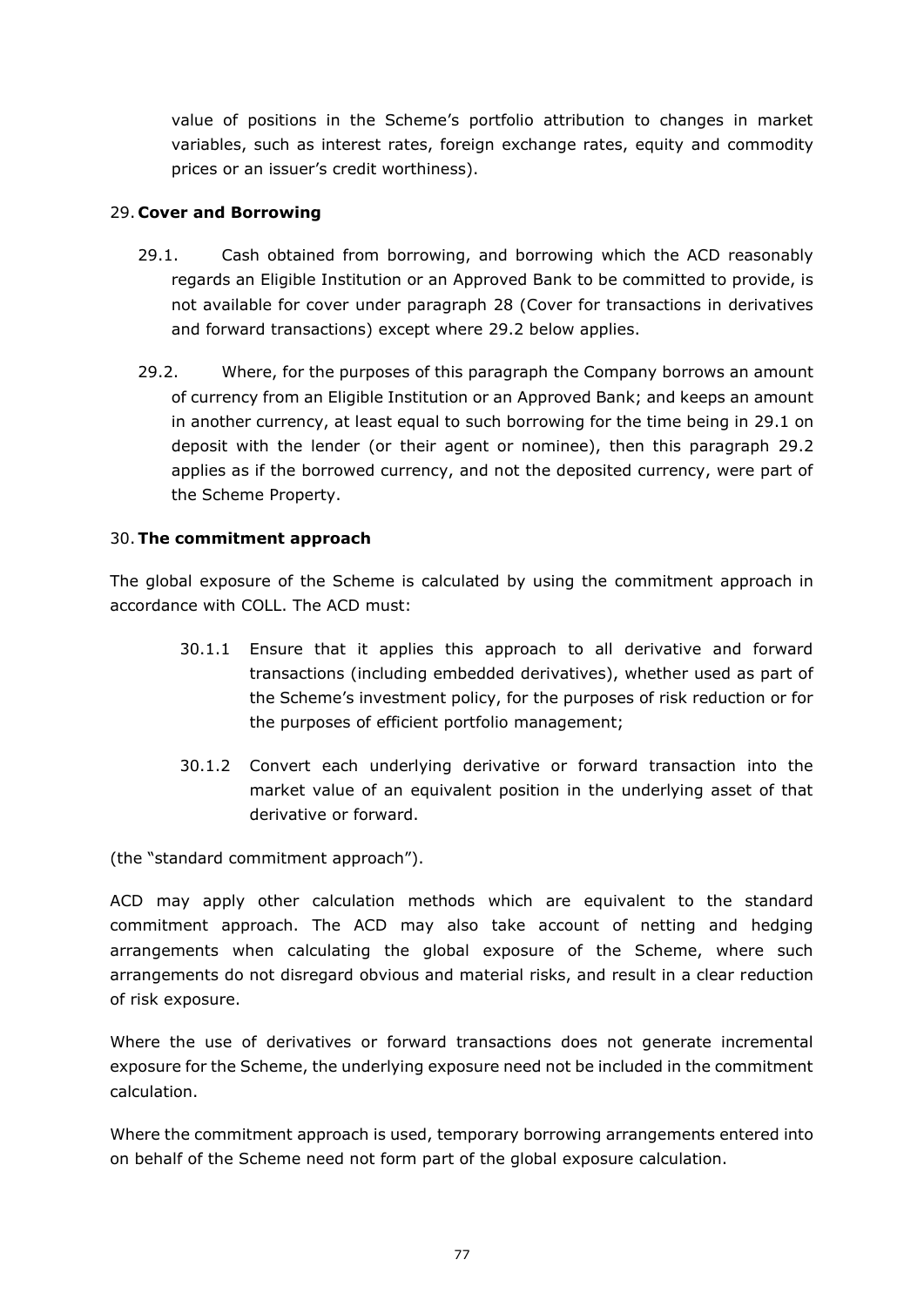value of positions in the Scheme's portfolio attribution to changes in market variables, such as interest rates, foreign exchange rates, equity and commodity prices or an issuer's credit worthiness).

29. **Cover and Borrowing**

29.1. Cash obtained from borrowing, and borrowing which the ACD reasonably regards an Eligible Institution or an Approved Bank to be committed to provide, is not available for cover under paragraph 28 (Cover for transactions in derivatives and forward transactions) except where 29.2 below applies.

29.2. Where, for the purposes of this paragraph the Company borrows an amount of currency from an Eligible Institution or an Approved Bank; and keeps an amount in another currency, at least equal to such borrowing for the time being in 29.1 on deposit with the lender (or their agent or nominee), then this paragraph 29.2 applies as if the borrowed currency, and not the deposited currency, were part of the Scheme Property.

30. **The commitment approach**

The global exposure of the Scheme is calculated by using the commitment approach in accordance with COLL. The ACD must:

30.1.1 Ensure that it applies this approach to all derivative and forward transactions (including embedded derivatives), whether used as part of the Scheme's investment policy, for the purposes of risk reduction or for the purposes of efficient portfolio management;

30.1.2 Convert each underlying derivative or forward transaction into the market value of an equivalent position in the underlying asset of that derivative or forward.

(the "standard commitment approach").

ACD may apply other calculation methods which are equivalent to the standard commitment approach. The ACD may also take account of netting and hedging arrangements when calculating the global exposure of the Scheme, where such arrangements do not disregard obvious and material risks, and result in a clear reduction of risk exposure.

Where the use of derivatives or forward transactions does not generate incremental exposure for the Scheme, the underlying exposure need not be included in the commitment calculation.

Where the commitment approach is used, temporary borrowing arrangements entered into on behalf of the Scheme need not form part of the global exposure calculation.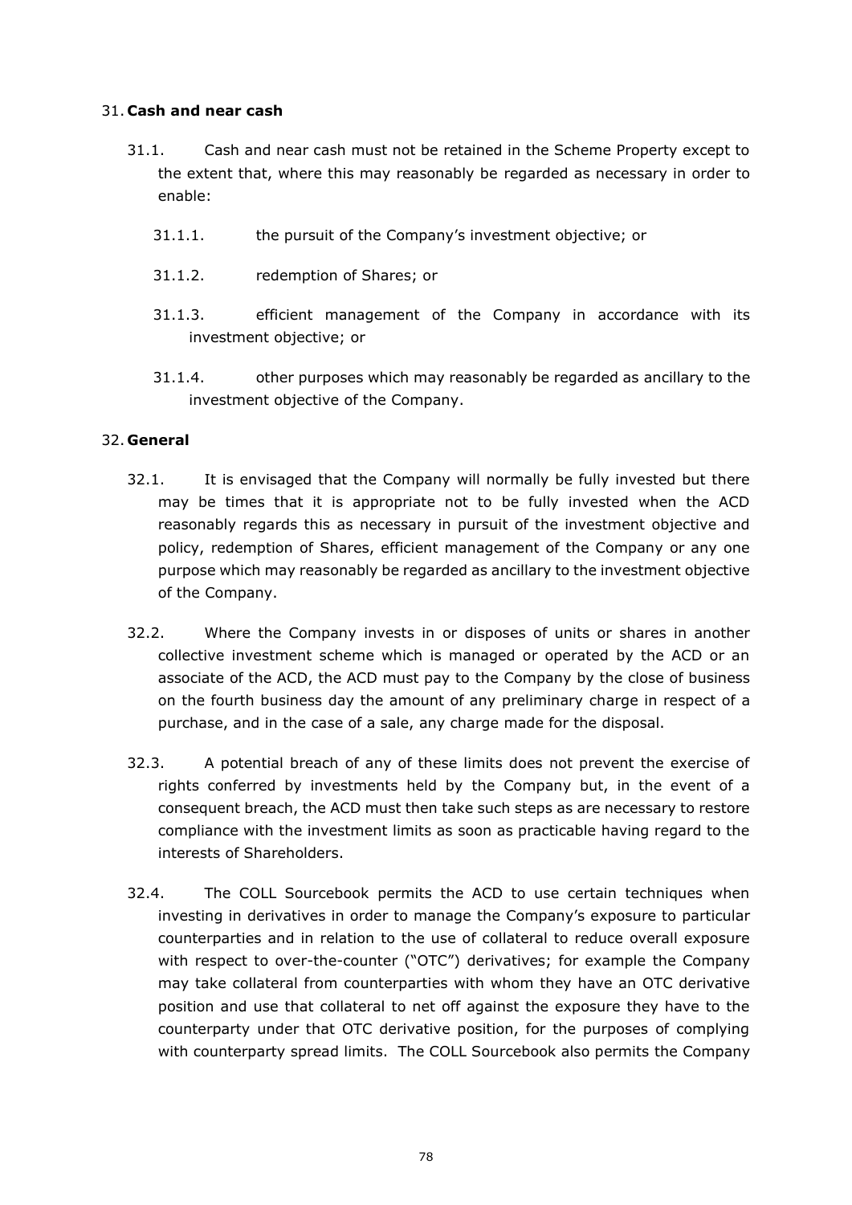## 31. **Cash and near cash**

31.1. Cash and near cash must not be retained in the Scheme Property except to the extent that, where this may reasonably be regarded as necessary in order to enable:

31.1.1. the pursuit of the Company's investment objective; or

31.1.2. redemption of Shares; or

31.1.3. efficient management of the Company in accordance with its investment objective; or

31.1.4. other purposes which may reasonably be regarded as ancillary to the investment objective of the Company.

## 32. **General**

32.1. It is envisaged that the Company will normally be fully invested but there may be times that it is appropriate not to be fully invested when the ACD reasonably regards this as necessary in pursuit of the investment objective and policy, redemption of Shares, efficient management of the Company or any one purpose which may reasonably be regarded as ancillary to the investment objective of the Company.

32.2. Where the Company invests in or disposes of units or shares in another collective investment scheme which is managed or operated by the ACD or an associate of the ACD, the ACD must pay to the Company by the close of business on the fourth business day the amount of any preliminary charge in respect of a purchase, and in the case of a sale, any charge made for the disposal.

32.3. A potential breach of any of these limits does not prevent the exercise of rights conferred by investments held by the Company but, in the event of a consequent breach, the ACD must then take such steps as are necessary to restore compliance with the investment limits as soon as practicable having regard to the interests of Shareholders.

32.4. The COLL Sourcebook permits the ACD to use certain techniques when investing in derivatives in order to manage the Company's exposure to particular counterparties and in relation to the use of collateral to reduce overall exposure with respect to over-the-counter ("OTC") derivatives; for example the Company may take collateral from counterparties with whom they have an OTC derivative position and use that collateral to net off against the exposure they have to the counterparty under that OTC derivative position, for the purposes of complying with counterparty spread limits. The COLL Sourcebook also permits the Company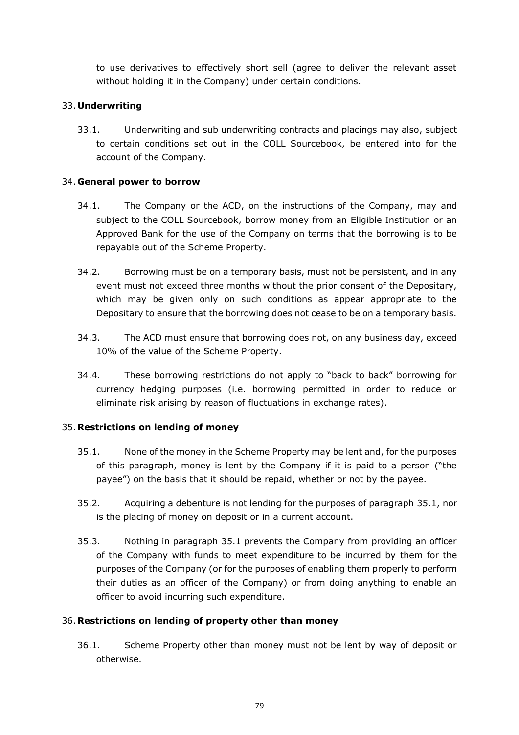to use derivatives to effectively short sell (agree to deliver the relevant asset without holding it in the Company) under certain conditions.

### 33. Underwriting

33.1. Underwriting and sub underwriting contracts and placings may also, subject to certain conditions set out in the COLL Sourcebook, be entered into for the account of the Company.

### 34. General power to borrow

34.1. The Company or the ACD, on the instructions of the Company, may and subject to the COLL Sourcebook, borrow money from an Eligible Institution or an Approved Bank for the use of the Company on terms that the borrowing is to be repayable out of the Scheme Property.

34.2. Borrowing must be on a temporary basis, must not be persistent, and in any event must not exceed three months without the prior consent of the Depositary, which may be given only on such conditions as appear appropriate to the Depositary to ensure that the borrowing does not cease to be on a temporary basis.

34.3. The ACD must ensure that borrowing does not, on any business day, exceed 10% of the value of the Scheme Property.

34.4. These borrowing restrictions do not apply to "back to back" borrowing for currency hedging purposes (i.e. borrowing permitted in order to reduce or eliminate risk arising by reason of fluctuations in exchange rates).

### 35. Restrictions on lending of money

35.1. None of the money in the Scheme Property may be lent and, for the purposes of this paragraph, money is lent by the Company if it is paid to a person ("the payee") on the basis that it should be repaid, whether or not by the payee.

35.2. Acquiring a debenture is not lending for the purposes of paragraph 35.1, nor is the placing of money on deposit or in a current account.

35.3. Nothing in paragraph 35.1 prevents the Company from providing an officer of the Company with funds to meet expenditure to be incurred by them for the purposes of the Company (or for the purposes of enabling them properly to perform their duties as an officer of the Company) or from doing anything to enable an officer to avoid incurring such expenditure.

### 36. Restrictions on lending of property other than money

36.1. Scheme Property other than money must not be lent by way of deposit or otherwise.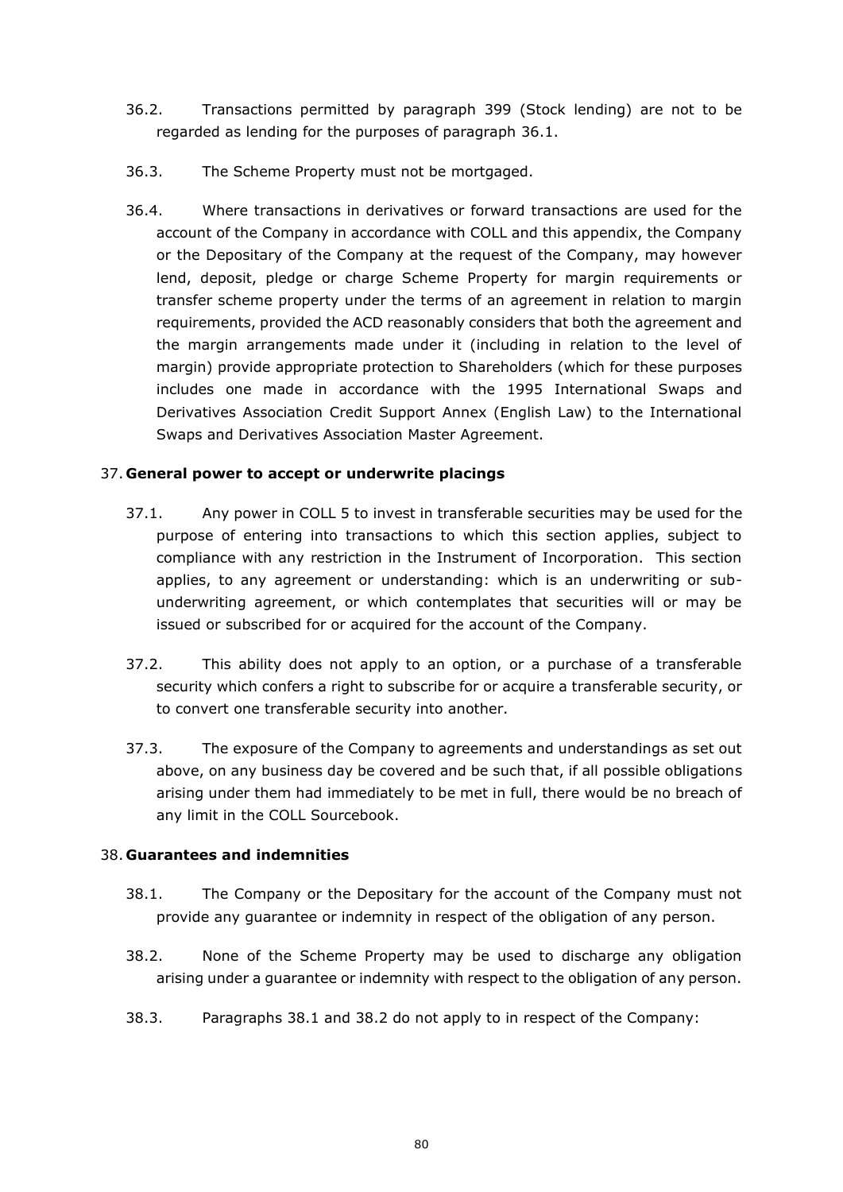36.2. Transactions permitted by paragraph 399 (Stock lending) are not to be regarded as lending for the purposes of paragraph 36.1.

36.3. The Scheme Property must not be mortgaged.

36.4. Where transactions in derivatives or forward transactions are used for the account of the Company in accordance with COLL and this appendix, the Company or the Depositary of the Company at the request of the Company, may however lend, deposit, pledge or charge Scheme Property for margin requirements or transfer scheme property under the terms of an agreement in relation to margin requirements, provided the ACD reasonably considers that both the agreement and the margin arrangements made under it (including in relation to the level of margin) provide appropriate protection to Shareholders (which for these purposes includes one made in accordance with the 1995 International Swaps and Derivatives Association Credit Support Annex (English Law) to the International Swaps and Derivatives Association Master Agreement.

## 37. General power to accept or underwrite placings

37.1. Any power in COLL 5 to invest in transferable securities may be used for the purpose of entering into transactions to which this section applies, subject to compliance with any restriction in the Instrument of Incorporation. This section applies, to any agreement or understanding: which is an underwriting or sub-underwriting agreement, or which contemplates that securities will or may be issued or subscribed for or acquired for the account of the Company.

37.2. This ability does not apply to an option, or a purchase of a transferable security which confers a right to subscribe for or acquire a transferable security, or to convert one transferable security into another.

37.3. The exposure of the Company to agreements and understandings as set out above, on any business day be covered and be such that, if all possible obligations arising under them had immediately to be met in full, there would be no breach of any limit in the COLL Sourcebook.

## 38. Guarantees and indemnities

38.1. The Company or the Depositary for the account of the Company must not provide any guarantee or indemnity in respect of the obligation of any person.

38.2. None of the Scheme Property may be used to discharge any obligation arising under a guarantee or indemnity with respect to the obligation of any person.

38.3. Paragraphs 38.1 and 38.2 do not apply to in respect of the Company: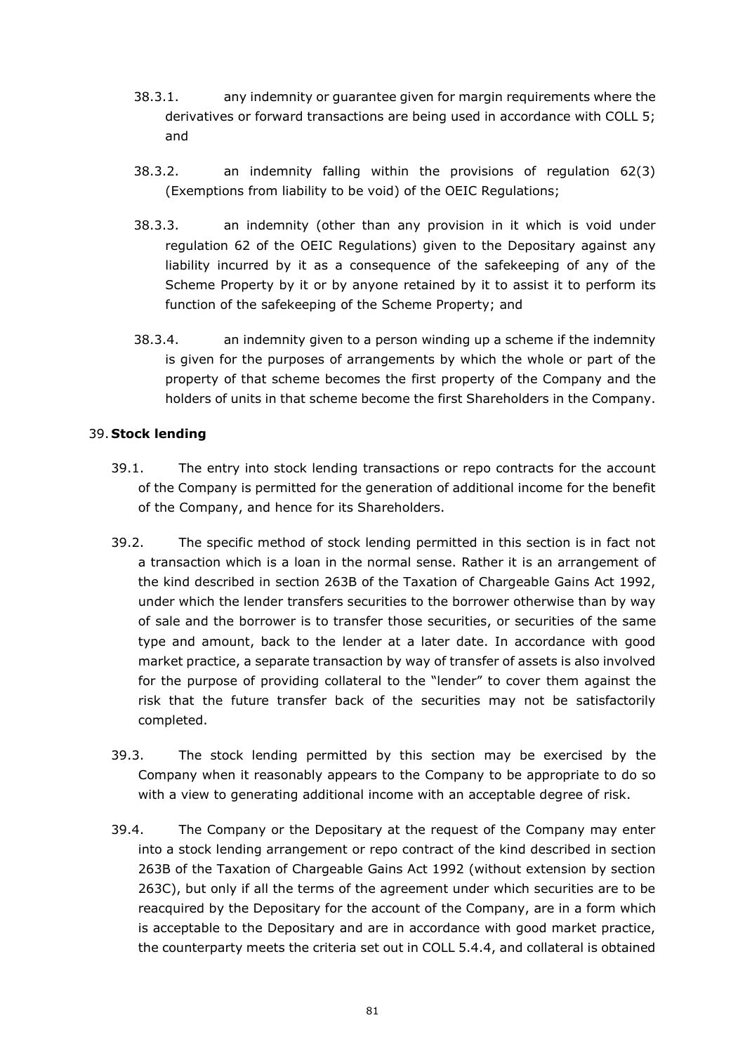38.3.1. any indemnity or guarantee given for margin requirements where the derivatives or forward transactions are being used in accordance with COLL 5; and

38.3.2. an indemnity falling within the provisions of regulation 62(3) (Exemptions from liability to be void) of the OEIC Regulations;

38.3.3. an indemnity (other than any provision in it which is void under regulation 62 of the OEIC Regulations) given to the Depositary against any liability incurred by it as a consequence of the safekeeping of any of the Scheme Property by it or by anyone retained by it to assist it to perform its function of the safekeeping of the Scheme Property; and

38.3.4. an indemnity given to a person winding up a scheme if the indemnity is given for the purposes of arrangements by which the whole or part of the property of that scheme becomes the first property of the Company and the holders of units in that scheme become the first Shareholders in the Company.

## 39. Stock lending

39.1. The entry into stock lending transactions or repo contracts for the account of the Company is permitted for the generation of additional income for the benefit of the Company, and hence for its Shareholders.

39.2. The specific method of stock lending permitted in this section is in fact not a transaction which is a loan in the normal sense. Rather it is an arrangement of the kind described in section 263B of the Taxation of Chargeable Gains Act 1992, under which the lender transfers securities to the borrower otherwise than by way of sale and the borrower is to transfer those securities, or securities of the same type and amount, back to the lender at a later date. In accordance with good market practice, a separate transaction by way of transfer of assets is also involved for the purpose of providing collateral to the "lender" to cover them against the risk that the future transfer back of the securities may not be satisfactorily completed.

39.3. The stock lending permitted by this section may be exercised by the Company when it reasonably appears to the Company to be appropriate to do so with a view to generating additional income with an acceptable degree of risk.

39.4. The Company or the Depositary at the request of the Company may enter into a stock lending arrangement or repo contract of the kind described in section 263B of the Taxation of Chargeable Gains Act 1992 (without extension by section 263C), but only if all the terms of the agreement under which securities are to be reacquired by the Depositary for the account of the Company, are in a form which is acceptable to the Depositary and are in accordance with good market practice, the counterparty meets the criteria set out in COLL 5.4.4, and collateral is obtained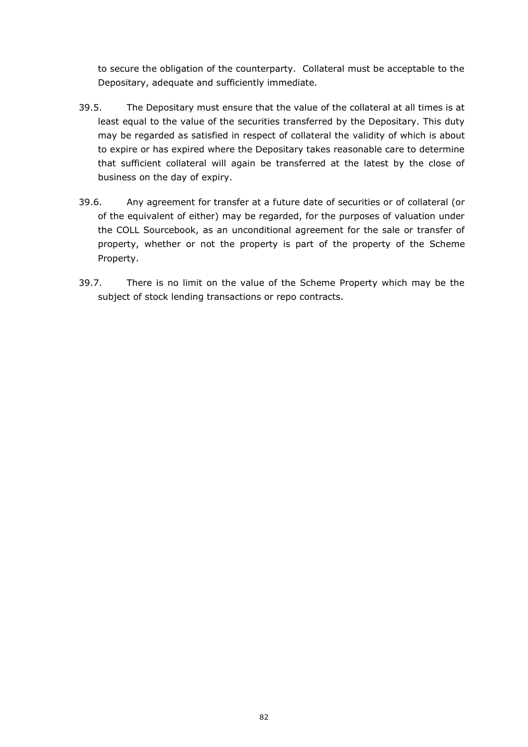to secure the obligation of the counterparty. Collateral must be acceptable to the Depositary, adequate and sufficiently immediate.

39.5. The Depositary must ensure that the value of the collateral at all times is at least equal to the value of the securities transferred by the Depositary. This duty may be regarded as satisfied in respect of collateral the validity of which is about to expire or has expired where the Depositary takes reasonable care to determine that sufficient collateral will again be transferred at the latest by the close of business on the day of expiry.

39.6. Any agreement for transfer at a future date of securities or of collateral (or of the equivalent of either) may be regarded, for the purposes of valuation under the COLL Sourcebook, as an unconditional agreement for the sale or transfer of property, whether or not the property is part of the property of the Scheme Property.

39.7. There is no limit on the value of the Scheme Property which may be the subject of stock lending transactions or repo contracts.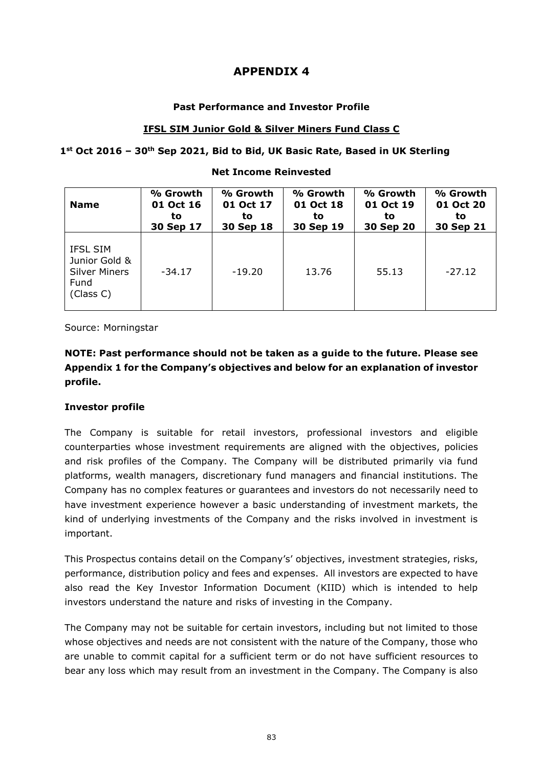# APPENDIX 4

**Past Performance and Investor Profile**

**IFSL SIM Junior Gold & Silver Miners Fund Class C**

**1st Oct 2016 – 30th Sep 2021, Bid to Bid, UK Basic Rate, Based in UK Sterling**

**Net Income Reinvested**

| Name | % Growth 01 Oct 16 to 30 Sep 17 | % Growth 01 Oct 17 to 30 Sep 18 | % Growth 01 Oct 18 to 30 Sep 19 | % Growth 01 Oct 19 to 30 Sep 20 | % Growth 01 Oct 20 to 30 Sep 21 |
|---|---|---|---|---|---|
| IFSL SIM Junior Gold & Silver Miners Fund (Class C) | -34.17 | -19.20 | 13.76 | 55.13 | -27.12 |

Source: Morningstar

**NOTE: Past performance should not be taken as a guide to the future. Please see Appendix 1 for the Company's objectives and below for an explanation of investor profile.**

**Investor profile**

The Company is suitable for retail investors, professional investors and eligible counterparties whose investment requirements are aligned with the objectives, policies and risk profiles of the Company. The Company will be distributed primarily via fund platforms, wealth managers, discretionary fund managers and financial institutions. The Company has no complex features or guarantees and investors do not necessarily need to have investment experience however a basic understanding of investment markets, the kind of underlying investments of the Company and the risks involved in investment is important.

This Prospectus contains detail on the Company's' objectives, investment strategies, risks, performance, distribution policy and fees and expenses. All investors are expected to have also read the Key Investor Information Document (KIID) which is intended to help investors understand the nature and risks of investing in the Company.

The Company may not be suitable for certain investors, including but not limited to those whose objectives and needs are not consistent with the nature of the Company, those who are unable to commit capital for a sufficient term or do not have sufficient resources to bear any loss which may result from an investment in the Company. The Company is also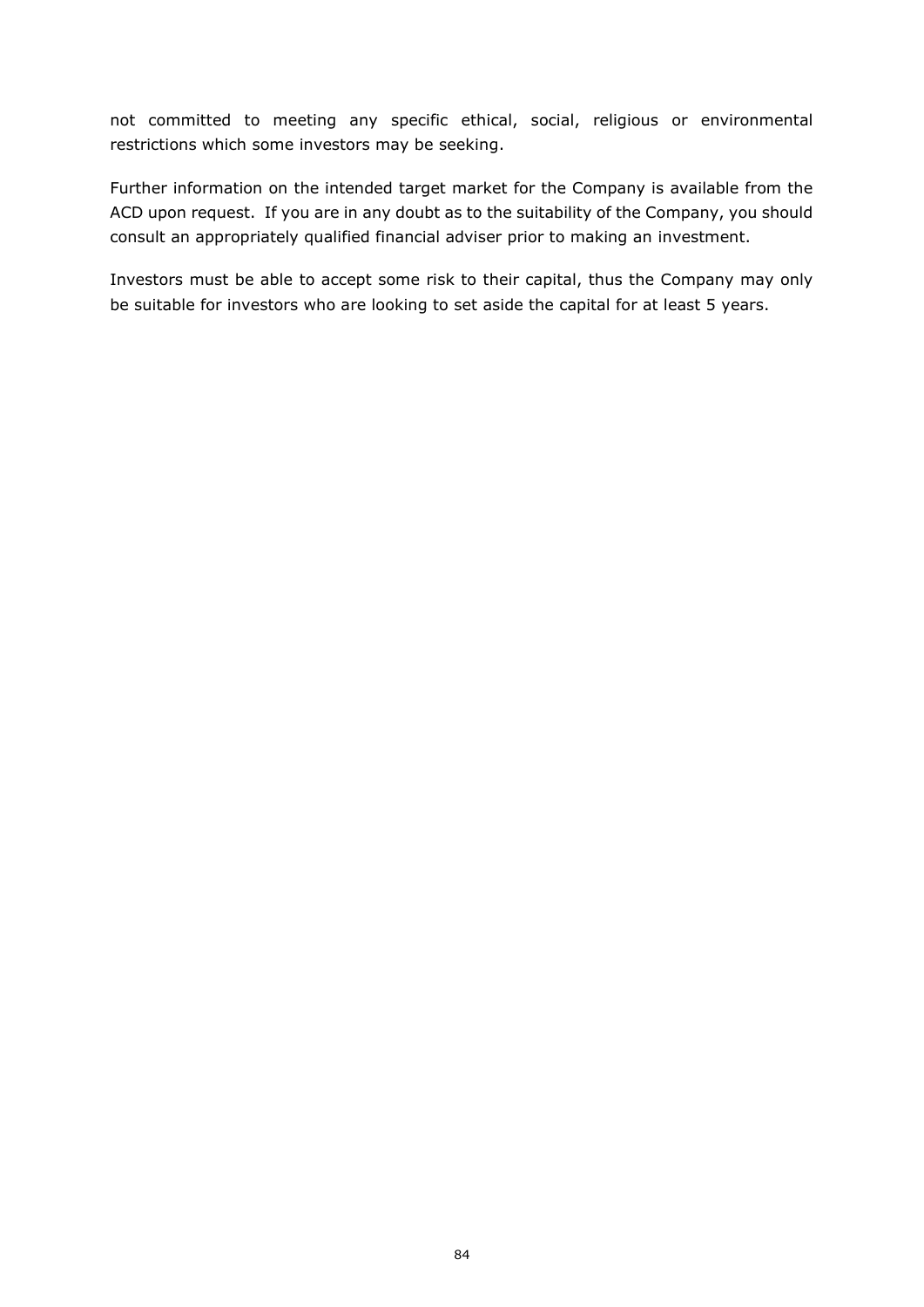not committed to meeting any specific ethical, social, religious or environmental restrictions which some investors may be seeking.

Further information on the intended target market for the Company is available from the ACD upon request. If you are in any doubt as to the suitability of the Company, you should consult an appropriately qualified financial adviser prior to making an investment.

Investors must be able to accept some risk to their capital, thus the Company may only be suitable for investors who are looking to set aside the capital for at least 5 years.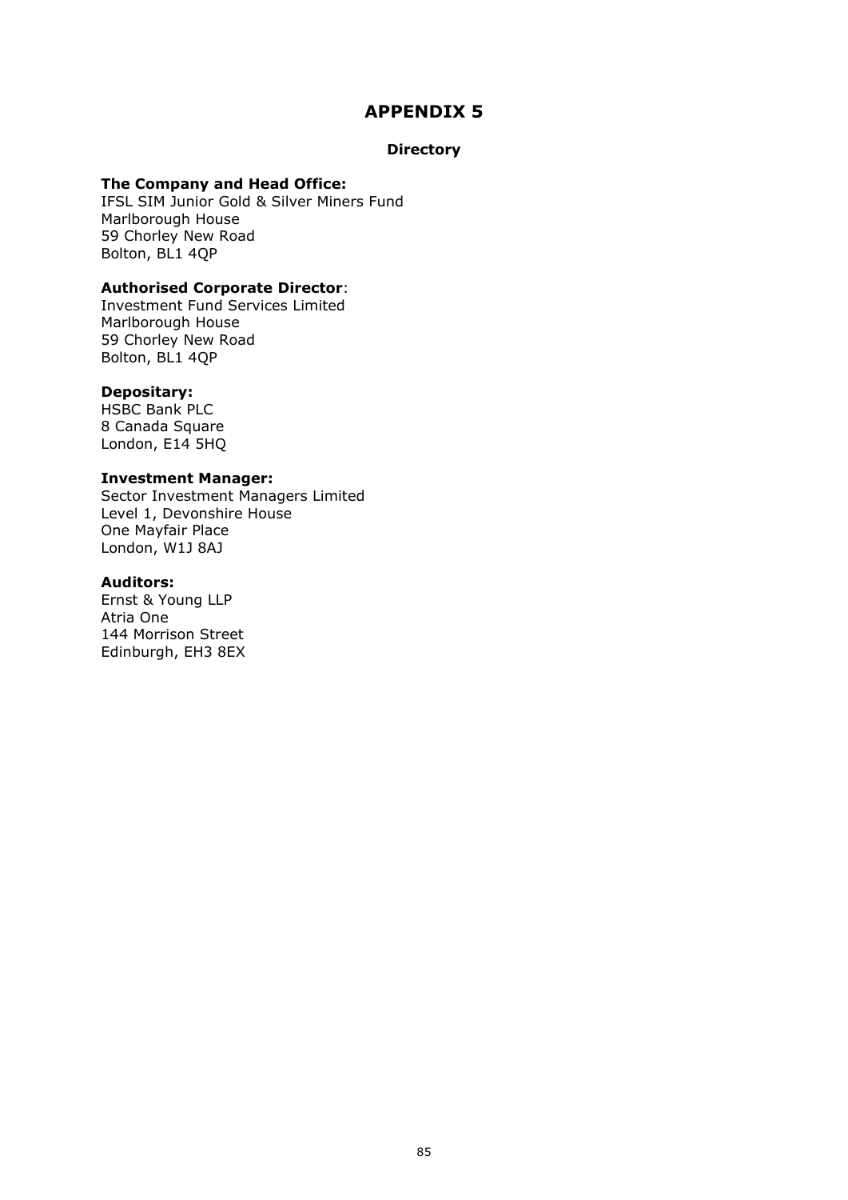# APPENDIX 5

## Directory

**The Company and Head Office:**
IFSL SIM Junior Gold & Silver Miners Fund
Marlborough House
59 Chorley New Road
Bolton, BL1 4QP

**Authorised Corporate Director**:
Investment Fund Services Limited
Marlborough House
59 Chorley New Road
Bolton, BL1 4QP

**Depositary:**
HSBC Bank PLC
8 Canada Square
London, E14 5HQ

**Investment Manager:**
Sector Investment Managers Limited
Level 1, Devonshire House
One Mayfair Place
London, W1J 8AJ

**Auditors:**
Ernst & Young LLP
Atria One
144 Morrison Street
Edinburgh, EH3 8EX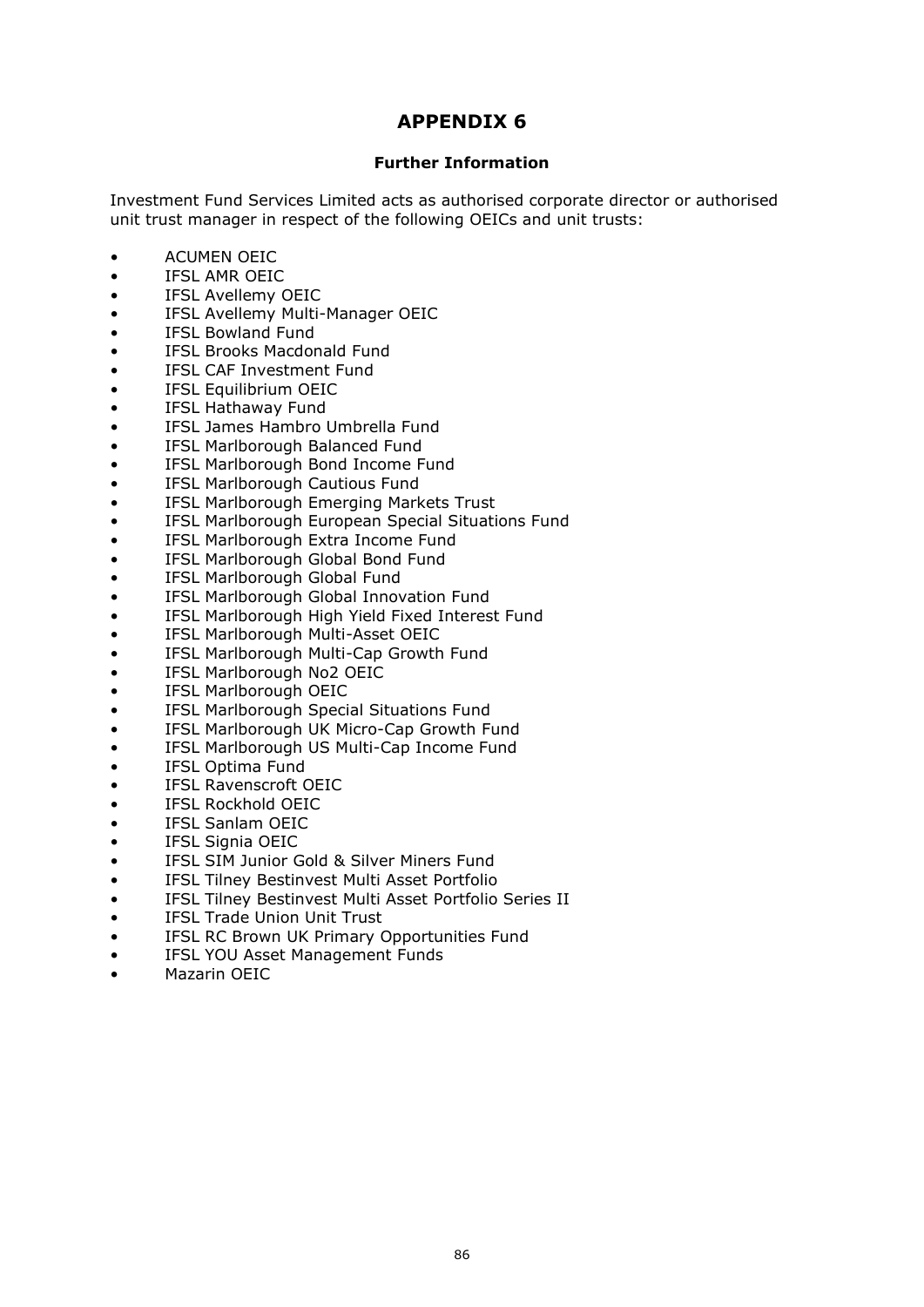# APPENDIX 6

**Further Information**

Investment Fund Services Limited acts as authorised corporate director or authorised unit trust manager in respect of the following OEICs and unit trusts:

- ACUMEN OEIC
- IFSL AMR OEIC
- IFSL Avellemy OEIC
- IFSL Avellemy Multi-Manager OEIC
- IFSL Bowland Fund
- IFSL Brooks Macdonald Fund
- IFSL CAF Investment Fund
- IFSL Equilibrium OEIC
- IFSL Hathaway Fund
- IFSL James Hambro Umbrella Fund
- IFSL Marlborough Balanced Fund
- IFSL Marlborough Bond Income Fund
- IFSL Marlborough Cautious Fund
- IFSL Marlborough Emerging Markets Trust
- IFSL Marlborough European Special Situations Fund
- IFSL Marlborough Extra Income Fund
- IFSL Marlborough Global Bond Fund
- IFSL Marlborough Global Fund
- IFSL Marlborough Global Innovation Fund
- IFSL Marlborough High Yield Fixed Interest Fund
- IFSL Marlborough Multi-Asset OEIC
- IFSL Marlborough Multi-Cap Growth Fund
- IFSL Marlborough No2 OEIC
- IFSL Marlborough OEIC
- IFSL Marlborough Special Situations Fund
- IFSL Marlborough UK Micro-Cap Growth Fund
- IFSL Marlborough US Multi-Cap Income Fund
- IFSL Optima Fund
- IFSL Ravenscroft OEIC
- IFSL Rockhold OEIC
- IFSL Sanlam OEIC
- IFSL Signia OEIC
- IFSL SIM Junior Gold & Silver Miners Fund
- IFSL Tilney Bestinvest Multi Asset Portfolio
- IFSL Tilney Bestinvest Multi Asset Portfolio Series II
- IFSL Trade Union Unit Trust
- IFSL RC Brown UK Primary Opportunities Fund
- IFSL YOU Asset Management Funds
- Mazarin OEIC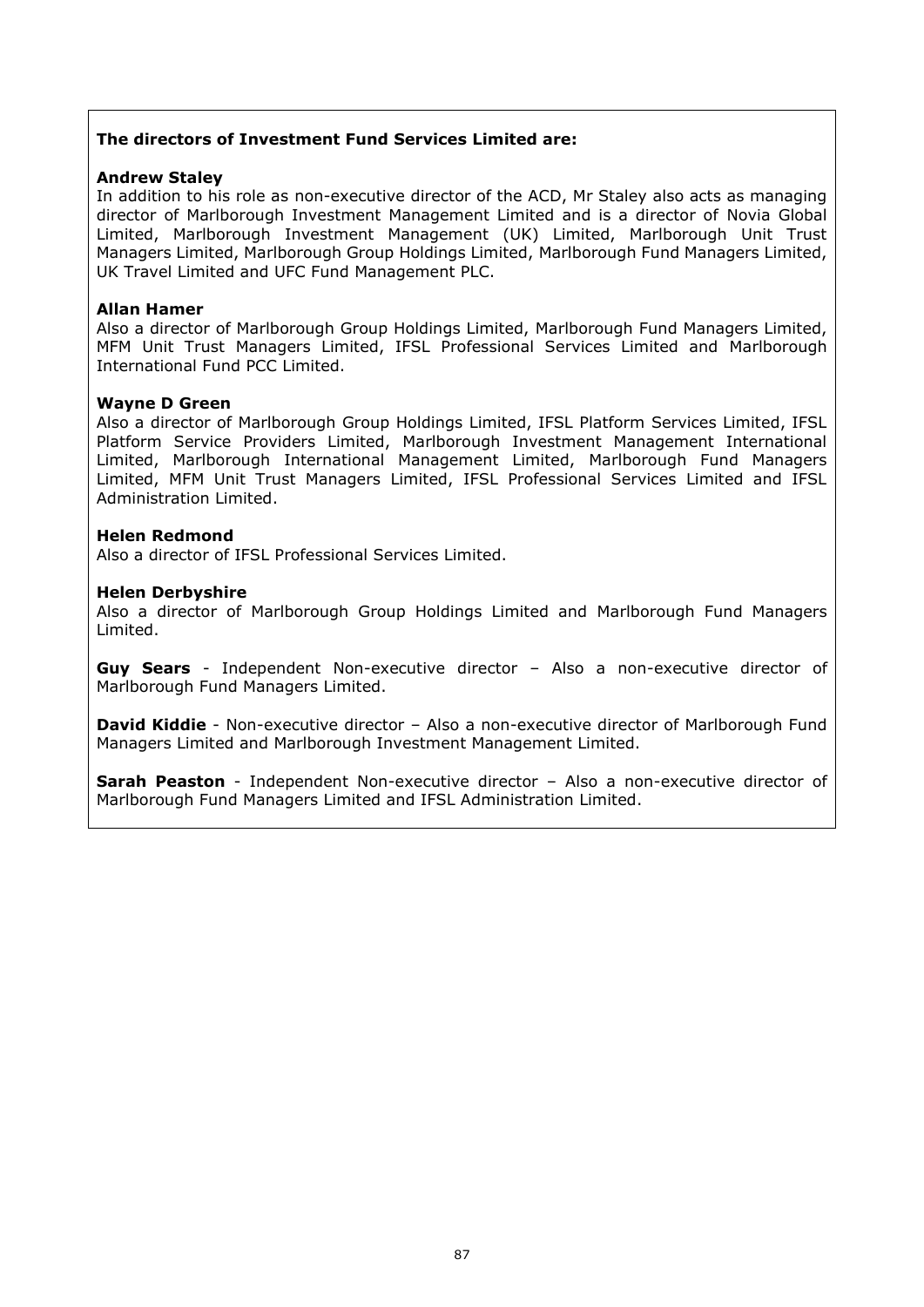**The directors of Investment Fund Services Limited are:**

**Andrew Staley**
In addition to his role as non-executive director of the ACD, Mr Staley also acts as managing director of Marlborough Investment Management Limited and is a director of Novia Global Limited, Marlborough Investment Management (UK) Limited, Marlborough Unit Trust Managers Limited, Marlborough Group Holdings Limited, Marlborough Fund Managers Limited, UK Travel Limited and UFC Fund Management PLC.

**Allan Hamer**
Also a director of Marlborough Group Holdings Limited, Marlborough Fund Managers Limited, MFM Unit Trust Managers Limited, IFSL Professional Services Limited and Marlborough International Fund PCC Limited.

**Wayne D Green**
Also a director of Marlborough Group Holdings Limited, IFSL Platform Services Limited, IFSL Platform Service Providers Limited, Marlborough Investment Management International Limited, Marlborough International Management Limited, Marlborough Fund Managers Limited, MFM Unit Trust Managers Limited, IFSL Professional Services Limited and IFSL Administration Limited.

**Helen Redmond**
Also a director of IFSL Professional Services Limited.

**Helen Derbyshire**
Also a director of Marlborough Group Holdings Limited and Marlborough Fund Managers Limited.

**Guy Sears** - Independent Non-executive director – Also a non-executive director of Marlborough Fund Managers Limited.

**David Kiddie** - Non-executive director – Also a non-executive director of Marlborough Fund Managers Limited and Marlborough Investment Management Limited.

**Sarah Peaston** - Independent Non-executive director – Also a non-executive director of Marlborough Fund Managers Limited and IFSL Administration Limited.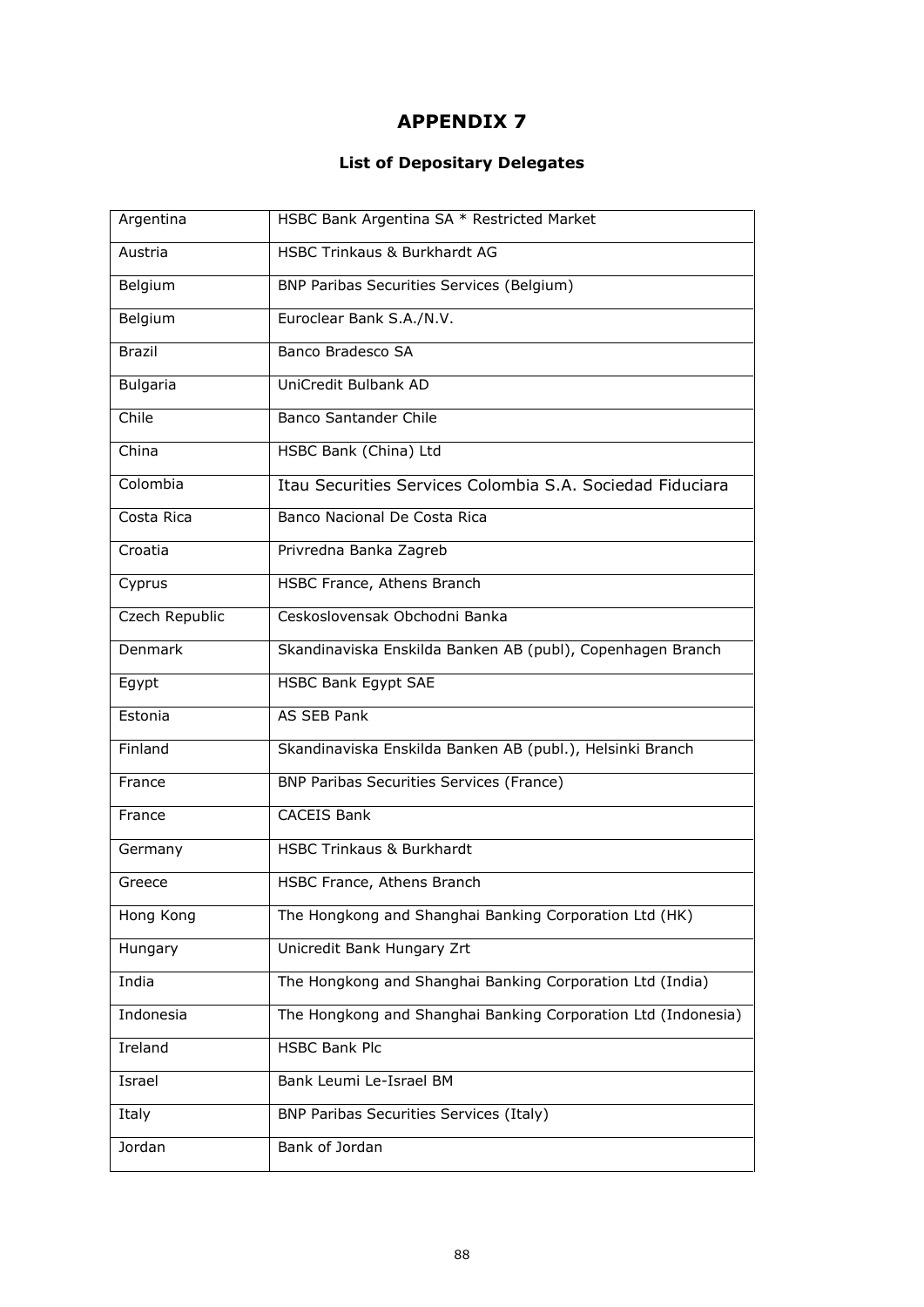# APPENDIX 7

## List of Depositary Delegates

| | |
|---|---|
| Argentina | HSBC Bank Argentina SA * Restricted Market |
| Austria | HSBC Trinkaus & Burkhardt AG |
| Belgium | BNP Paribas Securities Services (Belgium) |
| Belgium | Euroclear Bank S.A./N.V. |
| Brazil | Banco Bradesco SA |
| Bulgaria | UniCredit Bulbank AD |
| Chile | Banco Santander Chile |
| China | HSBC Bank (China) Ltd |
| Colombia | Itau Securities Services Colombia S.A. Sociedad Fiduciara |
| Costa Rica | Banco Nacional De Costa Rica |
| Croatia | Privredna Banka Zagreb |
| Cyprus | HSBC France, Athens Branch |
| Czech Republic | Ceskoslovensak Obchodni Banka |
| Denmark | Skandinaviska Enskilda Banken AB (publ), Copenhagen Branch |
| Egypt | HSBC Bank Egypt SAE |
| Estonia | AS SEB Pank |
| Finland | Skandinaviska Enskilda Banken AB (publ.), Helsinki Branch |
| France | BNP Paribas Securities Services (France) |
| France | CACEIS Bank |
| Germany | HSBC Trinkaus & Burkhardt |
| Greece | HSBC France, Athens Branch |
| Hong Kong | The Hongkong and Shanghai Banking Corporation Ltd (HK) |
| Hungary | Unicredit Bank Hungary Zrt |
| India | The Hongkong and Shanghai Banking Corporation Ltd (India) |
| Indonesia | The Hongkong and Shanghai Banking Corporation Ltd (Indonesia) |
| Ireland | HSBC Bank Plc |
| Israel | Bank Leumi Le-Israel BM |
| Italy | BNP Paribas Securities Services (Italy) |
| Jordan | Bank of Jordan |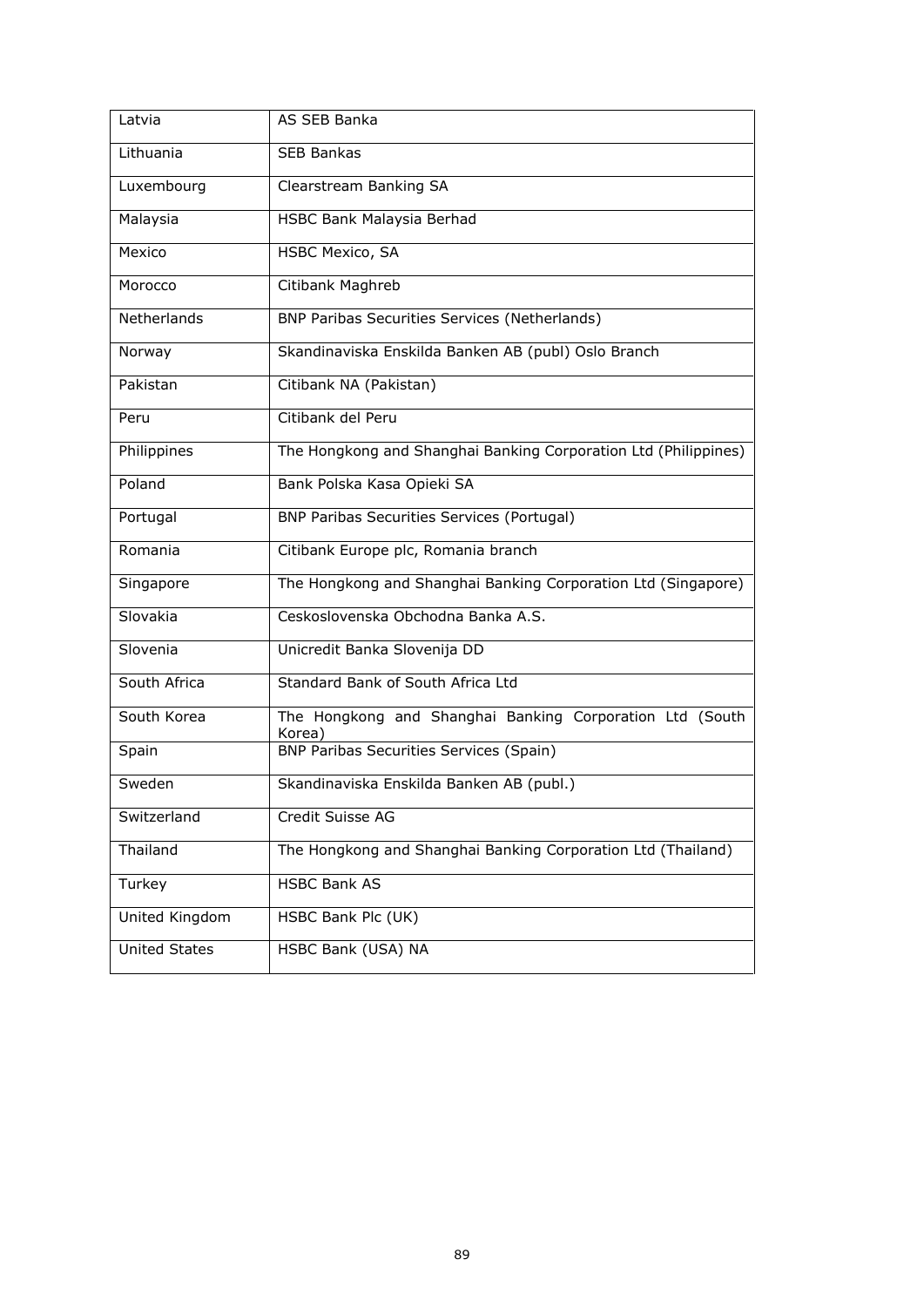| | |
|---|---|
| Latvia | AS SEB Banka |
| Lithuania | SEB Bankas |
| Luxembourg | Clearstream Banking SA |
| Malaysia | HSBC Bank Malaysia Berhad |
| Mexico | HSBC Mexico, SA |
| Morocco | Citibank Maghreb |
| Netherlands | BNP Paribas Securities Services (Netherlands) |
| Norway | Skandinaviska Enskilda Banken AB (publ) Oslo Branch |
| Pakistan | Citibank NA (Pakistan) |
| Peru | Citibank del Peru |
| Philippines | The Hongkong and Shanghai Banking Corporation Ltd (Philippines) |
| Poland | Bank Polska Kasa Opieki SA |
| Portugal | BNP Paribas Securities Services (Portugal) |
| Romania | Citibank Europe plc, Romania branch |
| Singapore | The Hongkong and Shanghai Banking Corporation Ltd (Singapore) |
| Slovakia | Ceskoslovenska Obchodna Banka A.S. |
| Slovenia | Unicredit Banka Slovenija DD |
| South Africa | Standard Bank of South Africa Ltd |
| South Korea | The Hongkong and Shanghai Banking Corporation Ltd (South Korea) |
| Spain | BNP Paribas Securities Services (Spain) |
| Sweden | Skandinaviska Enskilda Banken AB (publ.) |
| Switzerland | Credit Suisse AG |
| Thailand | The Hongkong and Shanghai Banking Corporation Ltd (Thailand) |
| Turkey | HSBC Bank AS |
| United Kingdom | HSBC Bank Plc (UK) |
| United States | HSBC Bank (USA) NA |